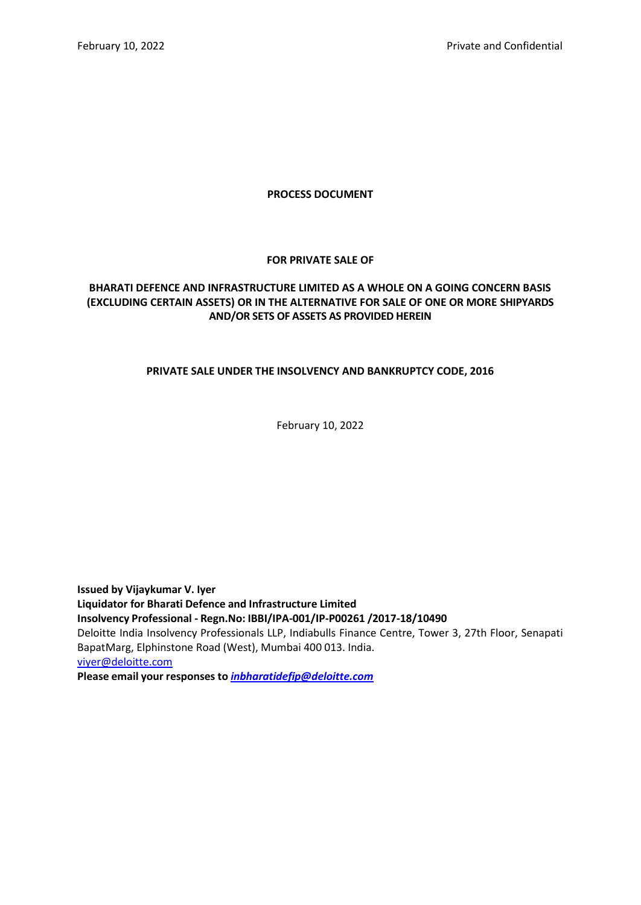February 10, 2022 Private and Confidential

**PROCESS DOCUMENT**

**FOR PRIVATE SALE OF**

**BHARATI DEFENCE AND INFRASTRUCTURE LIMITED AS A WHOLE ON A GOING CONCERN BASIS (EXCLUDING CERTAIN ASSETS) OR IN THE ALTERNATIVE FOR SALE OF ONE OR MORE SHIPYARDS AND/OR SETS OF ASSETS AS PROVIDED HEREIN**

**PRIVATE SALE UNDER THE INSOLVENCY AND BANKRUPTCY CODE, 2016**

February 10, 2022

**Issued by Vijaykumar V. Iyer**
**Liquidator for Bharati Defence and Infrastructure Limited**
**Insolvency Professional - Regn.No: IBBI/IPA-001/IP-P00261 /2017-18/10490**
Deloitte India Insolvency Professionals LLP, Indiabulls Finance Centre, Tower 3, 27th Floor, Senapati BapatMarg, Elphinstone Road (West), Mumbai 400 013. India.
viyer@deloitte.com
**Please email your responses to *inbharatidefip@deloitte.com***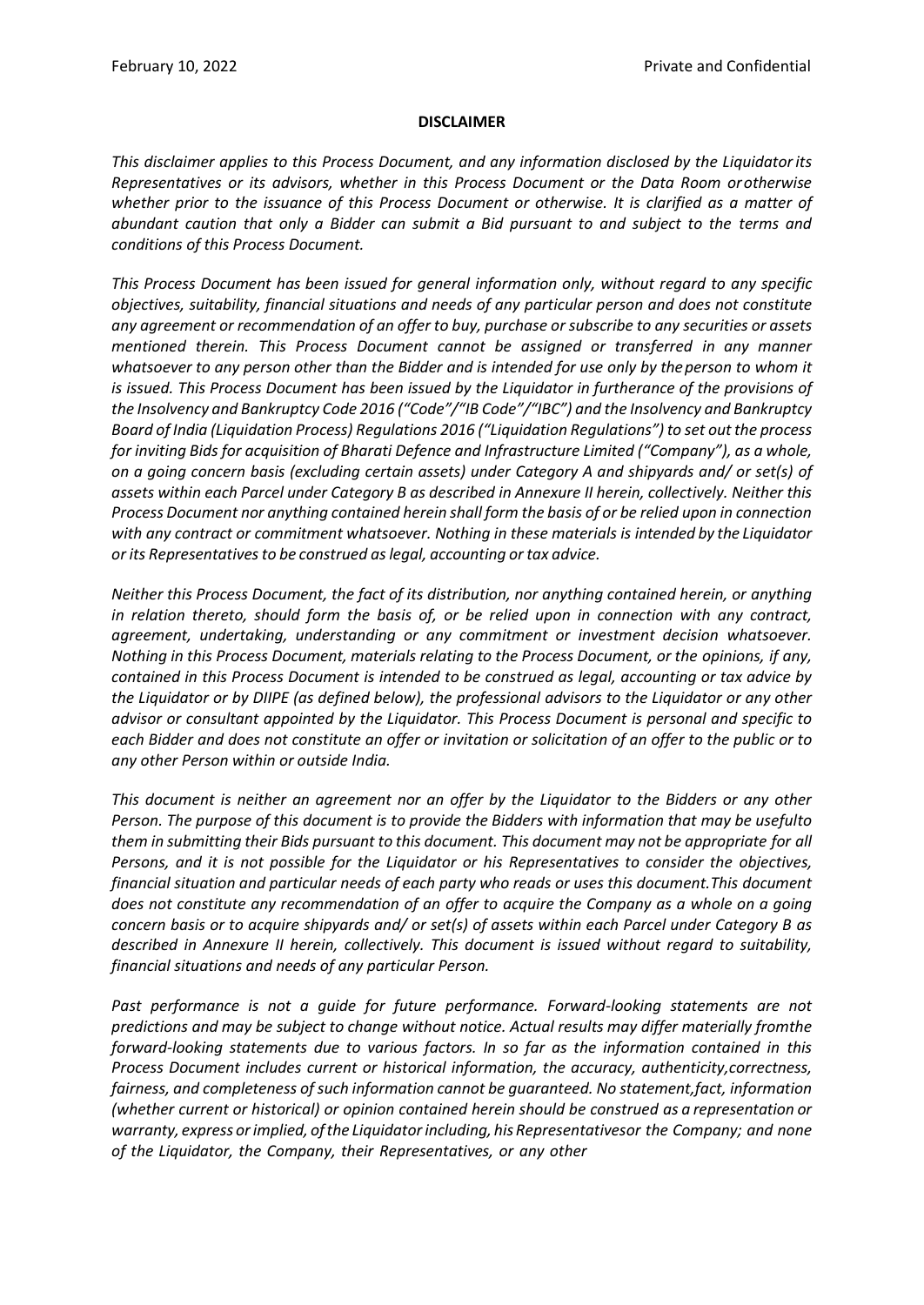## DISCLAIMER

*This disclaimer applies to this Process Document, and any information disclosed by the Liquidator its Representatives or its advisors, whether in this Process Document or the Data Room or otherwise whether prior to the issuance of this Process Document or otherwise. It is clarified as a matter of abundant caution that only a Bidder can submit a Bid pursuant to and subject to the terms and conditions of this Process Document.*

*This Process Document has been issued for general information only, without regard to any specific objectives, suitability, financial situations and needs of any particular person and does not constitute any agreement or recommendation of an offer to buy, purchase or subscribe to any securities or assets mentioned therein. This Process Document cannot be assigned or transferred in any manner whatsoever to any person other than the Bidder and is intended for use only by the person to whom it is issued. This Process Document has been issued by the Liquidator in furtherance of the provisions of the Insolvency and Bankruptcy Code 2016 ("Code"/"IB Code"/"IBC") and the Insolvency and Bankruptcy Board of India (Liquidation Process) Regulations 2016 ("Liquidation Regulations") to set out the process for inviting Bids for acquisition of Bharati Defence and Infrastructure Limited ("Company"), as a whole, on a going concern basis (excluding certain assets) under Category A and shipyards and/ or set(s) of assets within each Parcel under Category B as described in Annexure II herein, collectively. Neither this Process Document nor anything contained herein shall form the basis of or be relied upon in connection with any contract or commitment whatsoever. Nothing in these materials is intended by the Liquidator or its Representatives to be construed as legal, accounting or tax advice.*

*Neither this Process Document, the fact of its distribution, nor anything contained herein, or anything in relation thereto, should form the basis of, or be relied upon in connection with any contract, agreement, undertaking, understanding or any commitment or investment decision whatsoever. Nothing in this Process Document, materials relating to the Process Document, or the opinions, if any, contained in this Process Document is intended to be construed as legal, accounting or tax advice by the Liquidator or by DIIPE (as defined below), the professional advisors to the Liquidator or any other advisor or consultant appointed by the Liquidator. This Process Document is personal and specific to each Bidder and does not constitute an offer or invitation or solicitation of an offer to the public or to any other Person within or outside India.*

*This document is neither an agreement nor an offer by the Liquidator to the Bidders or any other Person. The purpose of this document is to provide the Bidders with information that may be useful to them in submitting their Bids pursuant to this document. This document may not be appropriate for all Persons, and it is not possible for the Liquidator or his Representatives to consider the objectives, financial situation and particular needs of each party who reads or uses this document. This document does not constitute any recommendation of an offer to acquire the Company as a whole on a going concern basis or to acquire shipyards and/ or set(s) of assets within each Parcel under Category B as described in Annexure II herein, collectively. This document is issued without regard to suitability, financial situations and needs of any particular Person.*

*Past performance is not a guide for future performance. Forward-looking statements are not predictions and may be subject to change without notice. Actual results may differ materially from the forward-looking statements due to various factors. In so far as the information contained in this Process Document includes current or historical information, the accuracy, authenticity, correctness, fairness, and completeness of such information cannot be guaranteed. No statement, fact, information (whether current or historical) or opinion contained herein should be construed as a representation or warranty, express or implied, of the Liquidator including, his Representatives or the Company; and none of the Liquidator, the Company, their Representatives, or any other*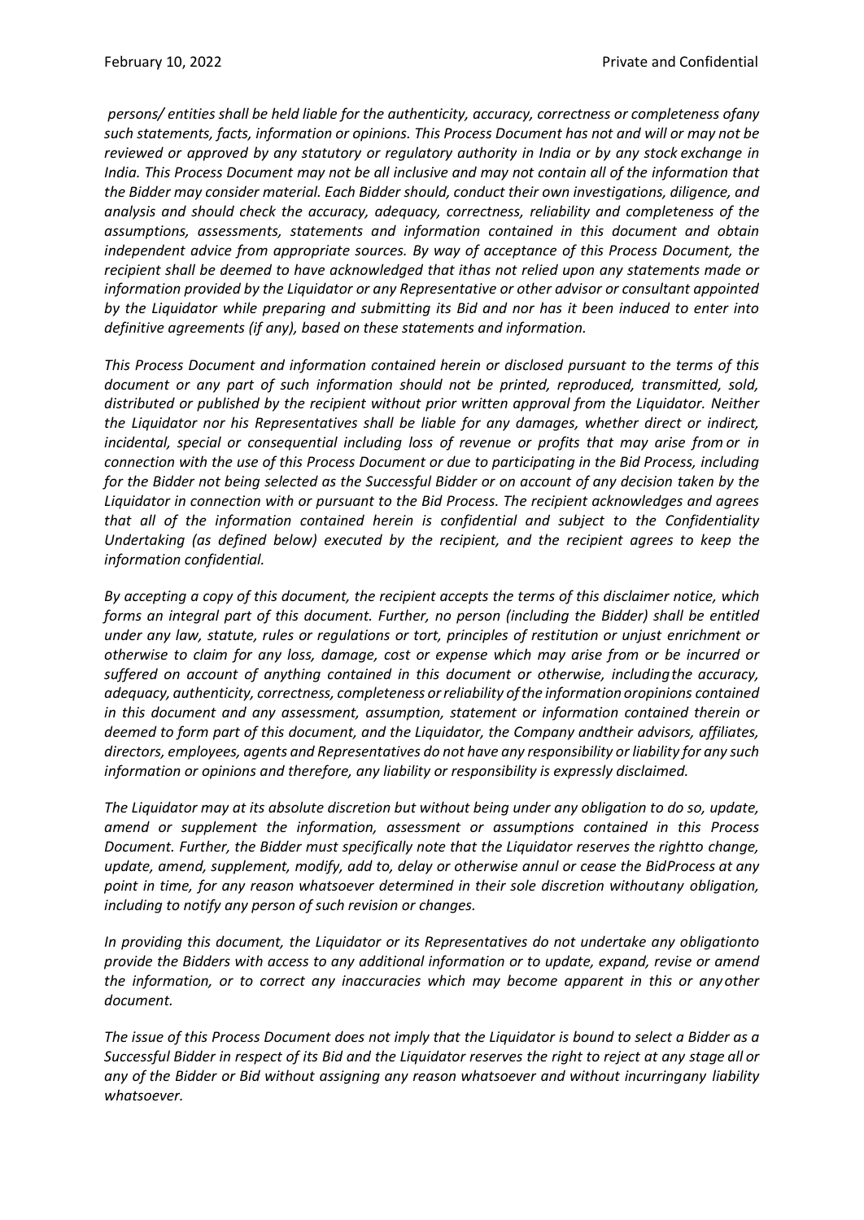*persons/ entities shall be held liable for the authenticity, accuracy, correctness or completeness ofany such statements, facts, information or opinions. This Process Document has not and will or may not be reviewed or approved by any statutory or regulatory authority in India or by any stock exchange in India. This Process Document may not be all inclusive and may not contain all of the information that the Bidder may consider material. Each Bidder should, conduct their own investigations, diligence, and analysis and should check the accuracy, adequacy, correctness, reliability and completeness of the assumptions, assessments, statements and information contained in this document and obtain independent advice from appropriate sources. By way of acceptance of this Process Document, the recipient shall be deemed to have acknowledged that ithas not relied upon any statements made or information provided by the Liquidator or any Representative or other advisor or consultant appointed by the Liquidator while preparing and submitting its Bid and nor has it been induced to enter into definitive agreements (if any), based on these statements and information.*

*This Process Document and information contained herein or disclosed pursuant to the terms of this document or any part of such information should not be printed, reproduced, transmitted, sold, distributed or published by the recipient without prior written approval from the Liquidator. Neither the Liquidator nor his Representatives shall be liable for any damages, whether direct or indirect, incidental, special or consequential including loss of revenue or profits that may arise from or in connection with the use of this Process Document or due to participating in the Bid Process, including for the Bidder not being selected as the Successful Bidder or on account of any decision taken by the Liquidator in connection with or pursuant to the Bid Process. The recipient acknowledges and agrees that all of the information contained herein is confidential and subject to the Confidentiality Undertaking (as defined below) executed by the recipient, and the recipient agrees to keep the information confidential.*

*By accepting a copy of this document, the recipient accepts the terms of this disclaimer notice, which forms an integral part of this document. Further, no person (including the Bidder) shall be entitled under any law, statute, rules or regulations or tort, principles of restitution or unjust enrichment or otherwise to claim for any loss, damage, cost or expense which may arise from or be incurred or suffered on account of anything contained in this document or otherwise, includingthe accuracy, adequacy, authenticity, correctness, completeness or reliability of the information oropinions contained in this document and any assessment, assumption, statement or information contained therein or deemed to form part of this document, and the Liquidator, the Company andtheir advisors, affiliates, directors, employees, agents and Representatives do not have any responsibility or liability for any such information or opinions and therefore, any liability or responsibility is expressly disclaimed.*

*The Liquidator may at its absolute discretion but without being under any obligation to do so, update, amend or supplement the information, assessment or assumptions contained in this Process Document. Further, the Bidder must specifically note that the Liquidator reserves the rightto change, update, amend, supplement, modify, add to, delay or otherwise annul or cease the BidProcess at any point in time, for any reason whatsoever determined in their sole discretion withoutany obligation, including to notify any person of such revision or changes.*

*In providing this document, the Liquidator or its Representatives do not undertake any obligationto provide the Bidders with access to any additional information or to update, expand, revise or amend the information, or to correct any inaccuracies which may become apparent in this or anyother document.*

*The issue of this Process Document does not imply that the Liquidator is bound to select a Bidder as a Successful Bidder in respect of its Bid and the Liquidator reserves the right to reject at any stage all or any of the Bidder or Bid without assigning any reason whatsoever and without incurringany liability whatsoever.*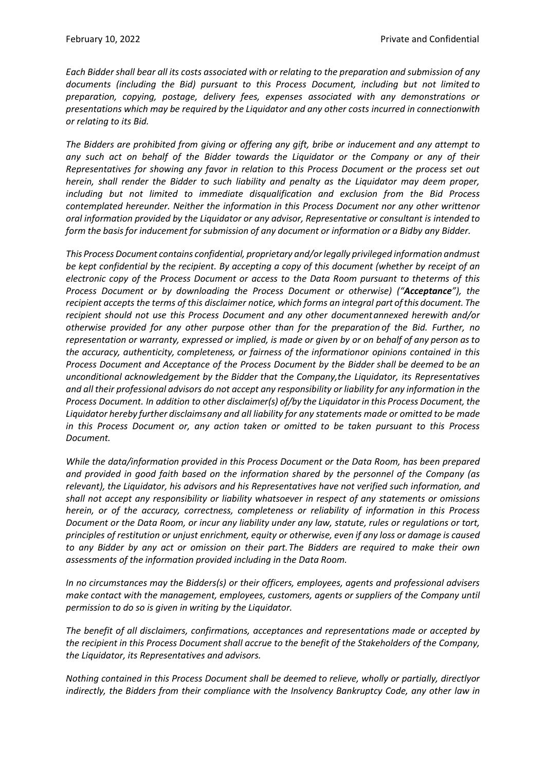*Each Bidder shall bear all its costs associated with or relating to the preparation and submission of any documents (including the Bid) pursuant to this Process Document, including but not limited to preparation, copying, postage, delivery fees, expenses associated with any demonstrations or presentations which may be required by the Liquidator and any other costs incurred in connectionwith or relating to its Bid.*

*The Bidders are prohibited from giving or offering any gift, bribe or inducement and any attempt to any such act on behalf of the Bidder towards the Liquidator or the Company or any of their Representatives for showing any favor in relation to this Process Document or the process set out herein, shall render the Bidder to such liability and penalty as the Liquidator may deem proper, including but not limited to immediate disqualification and exclusion from the Bid Process contemplated hereunder. Neither the information in this Process Document nor any other writtenor oral information provided by the Liquidator or any advisor, Representative or consultant is intended to form the basis for inducement for submission of any document or information or a Bidby any Bidder.*

*This Process Document contains confidential, proprietary and/or legally privileged information andmust be kept confidential by the recipient. By accepting a copy of this document (whether by receipt of an electronic copy of the Process Document or access to the Data Room pursuant to theterms of this Process Document or by downloading the Process Document or otherwise) ("**Acceptance**"), the recipient accepts the terms of this disclaimer notice, which forms an integral part of this document. The recipient should not use this Process Document and any other documentannexed herewith and/or otherwise provided for any other purpose other than for the preparation of the Bid. Further, no representation or warranty, expressed or implied, is made or given by or on behalf of any person as to the accuracy, authenticity, completeness, or fairness of the informationor opinions contained in this Process Document and Acceptance of the Process Document by the Bidder shall be deemed to be an unconditional acknowledgement by the Bidder that the Company,the Liquidator, its Representatives and all their professional advisors do not accept any responsibility or liability for any information in the Process Document. In addition to other disclaimer(s) of/by the Liquidator in this Process Document, the Liquidator hereby further disclaimsany and all liability for any statements made or omitted to be made in this Process Document or, any action taken or omitted to be taken pursuant to this Process Document.*

*While the data/information provided in this Process Document or the Data Room, has been prepared and provided in good faith based on the information shared by the personnel of the Company (as relevant), the Liquidator, his advisors and his Representatives have not verified such information, and shall not accept any responsibility or liability whatsoever in respect of any statements or omissions herein, or of the accuracy, correctness, completeness or reliability of information in this Process Document or the Data Room, or incur any liability under any law, statute, rules or regulations or tort, principles of restitution or unjust enrichment, equity or otherwise, even if any loss or damage is caused to any Bidder by any act or omission on their part. The Bidders are required to make their own assessments of the information provided including in the Data Room.*

*In no circumstances may the Bidders(s) or their officers, employees, agents and professional advisers make contact with the management, employees, customers, agents or suppliers of the Company until permission to do so is given in writing by the Liquidator.*

*The benefit of all disclaimers, confirmations, acceptances and representations made or accepted by the recipient in this Process Document shall accrue to the benefit of the Stakeholders of the Company, the Liquidator, its Representatives and advisors.*

*Nothing contained in this Process Document shall be deemed to relieve, wholly or partially, directlyor indirectly, the Bidders from their compliance with the Insolvency Bankruptcy Code, any other law in*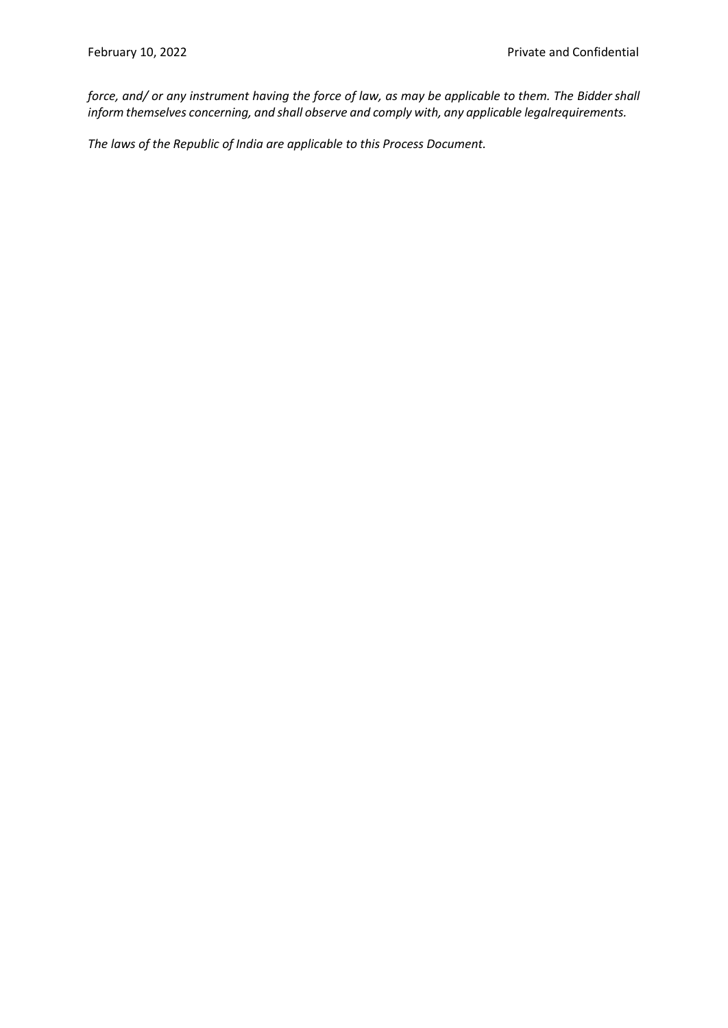*force, and/ or any instrument having the force of law, as may be applicable to them. The Bidder shall inform themselves concerning, and shall observe and comply with, any applicable legalrequirements.*

*The laws of the Republic of India are applicable to this Process Document.*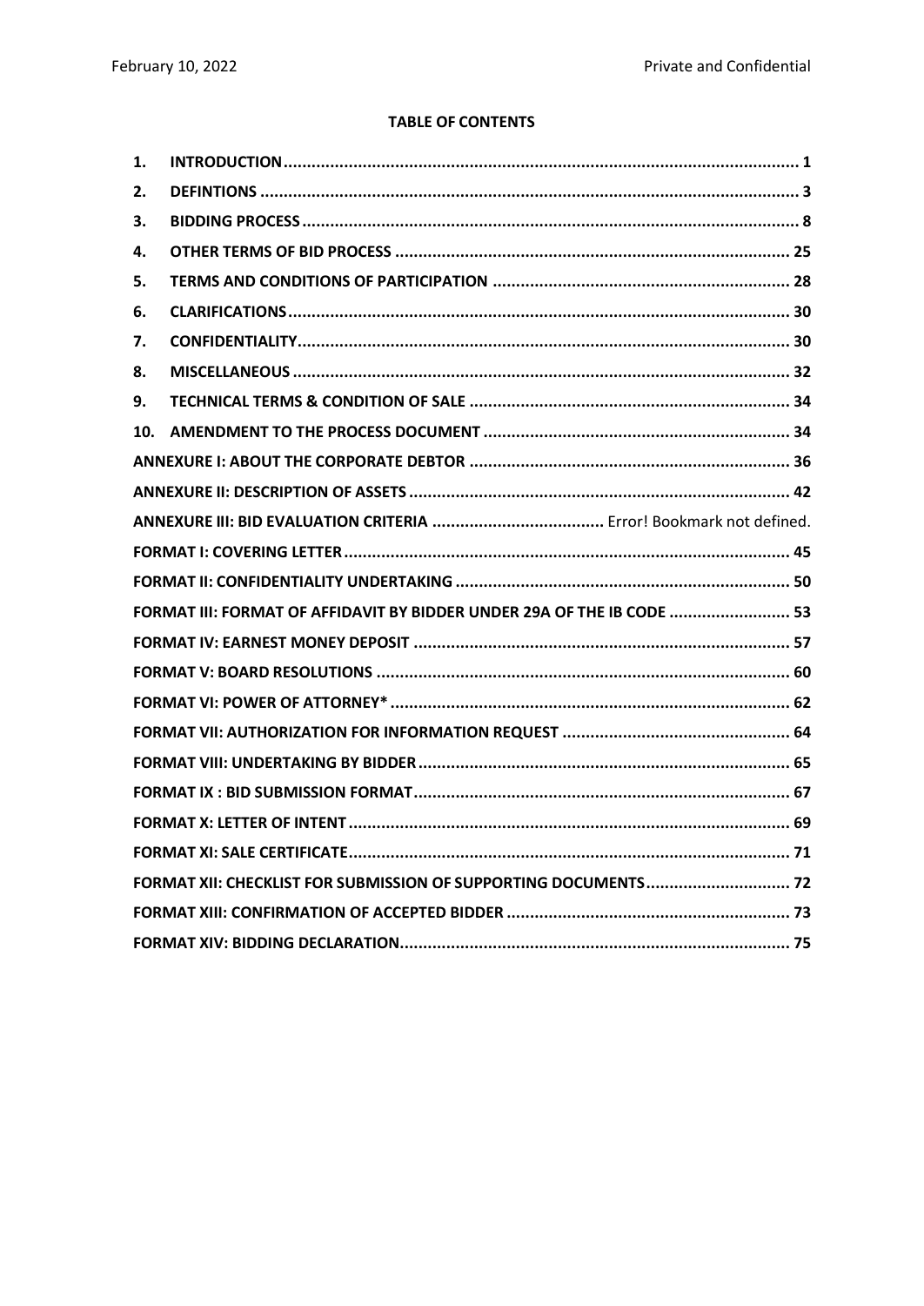**TABLE OF CONTENTS**

| | | |
|---|---|---|
| 1. | **INTRODUCTION** | 1 |
| 2. | **DEFINTIONS** | 3 |
| 3. | **BIDDING PROCESS** | 8 |
| 4. | **OTHER TERMS OF BID PROCESS** | 25 |
| 5. | **TERMS AND CONDITIONS OF PARTICIPATION** | 28 |
| 6. | **CLARIFICATIONS** | 30 |
| 7. | **CONFIDENTIALITY** | 30 |
| 8. | **MISCELLANEOUS** | 32 |
| 9. | **TECHNICAL TERMS & CONDITION OF SALE** | 34 |
| 10. | **AMENDMENT TO THE PROCESS DOCUMENT** | 34 |
| | **ANNEXURE I: ABOUT THE CORPORATE DEBTOR** | 36 |
| | **ANNEXURE II: DESCRIPTION OF ASSETS** | 42 |
| | **ANNEXURE III: BID EVALUATION CRITERIA** | Error! Bookmark not defined. |
| | **FORMAT I: COVERING LETTER** | 45 |
| | **FORMAT II: CONFIDENTIALITY UNDERTAKING** | 50 |
| | **FORMAT III: FORMAT OF AFFIDAVIT BY BIDDER UNDER 29A OF THE IB CODE** | 53 |
| | **FORMAT IV: EARNEST MONEY DEPOSIT** | 57 |
| | **FORMAT V: BOARD RESOLUTIONS** | 60 |
| | **FORMAT VI: POWER OF ATTORNEY*** | 62 |
| | **FORMAT VII: AUTHORIZATION FOR INFORMATION REQUEST** | 64 |
| | **FORMAT VIII: UNDERTAKING BY BIDDER** | 65 |
| | **FORMAT IX : BID SUBMISSION FORMAT** | 67 |
| | **FORMAT X: LETTER OF INTENT** | 69 |
| | **FORMAT XI: SALE CERTIFICATE** | 71 |
| | **FORMAT XII: CHECKLIST FOR SUBMISSION OF SUPPORTING DOCUMENTS** | 72 |
| | **FORMAT XIII: CONFIRMATION OF ACCEPTED BIDDER** | 73 |
| | **FORMAT XIV: BIDDING DECLARATION** | 75 |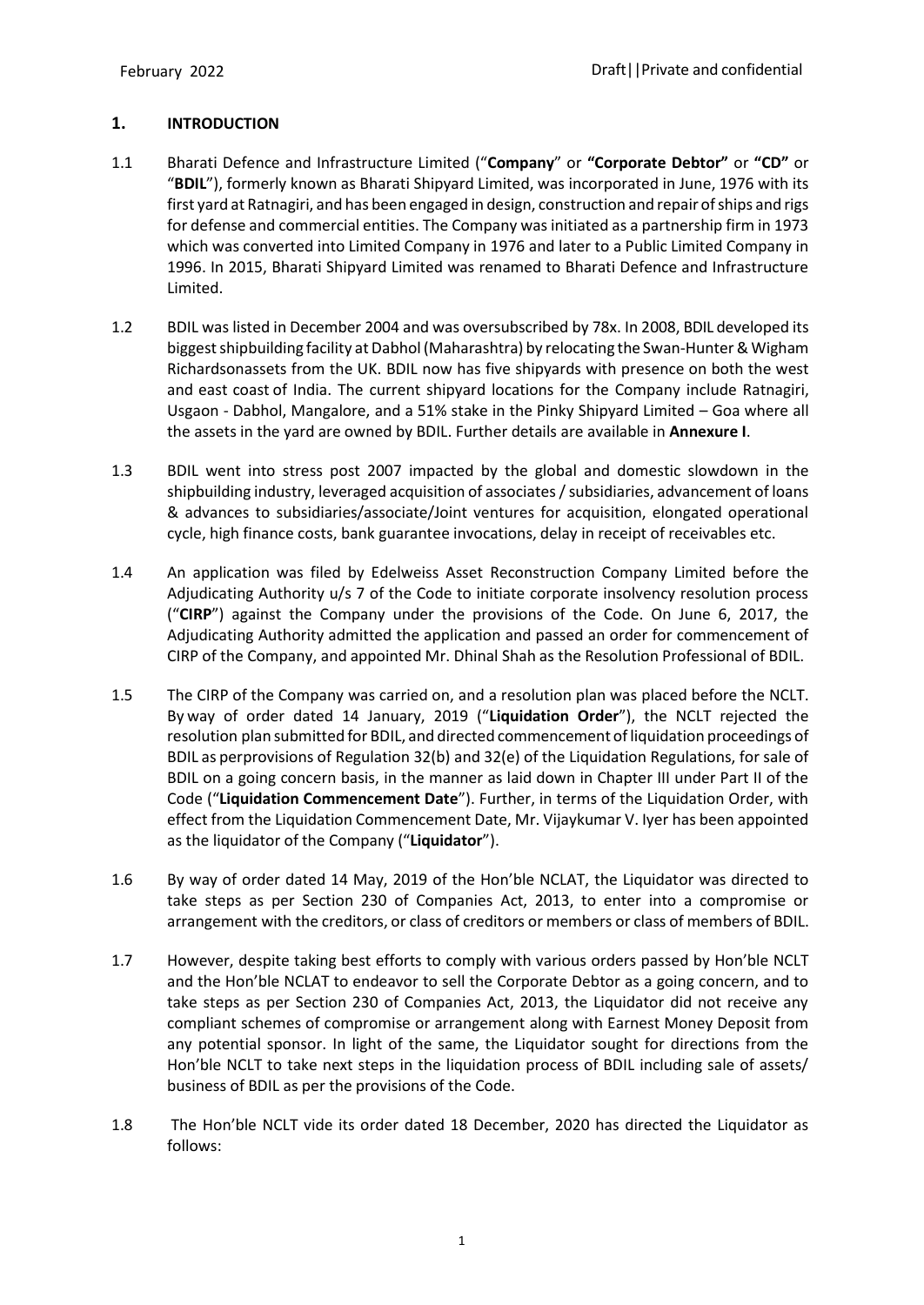## 1. INTRODUCTION

1.1 Bharati Defence and Infrastructure Limited ("**Company**" or **"Corporate Debtor"** or **"CD"** or "**BDIL**"), formerly known as Bharati Shipyard Limited, was incorporated in June, 1976 with its first yard at Ratnagiri, and has been engaged in design, construction and repair of ships and rigs for defense and commercial entities. The Company was initiated as a partnership firm in 1973 which was converted into Limited Company in 1976 and later to a Public Limited Company in 1996. In 2015, Bharati Shipyard Limited was renamed to Bharati Defence and Infrastructure Limited.

1.2 BDIL was listed in December 2004 and was oversubscribed by 78x. In 2008, BDIL developed its biggest shipbuilding facility at Dabhol (Maharashtra) by relocating the Swan-Hunter & Wigham Richardsonassets from the UK. BDIL now has five shipyards with presence on both the west and east coast of India. The current shipyard locations for the Company include Ratnagiri, Usgaon - Dabhol, Mangalore, and a 51% stake in the Pinky Shipyard Limited – Goa where all the assets in the yard are owned by BDIL. Further details are available in **Annexure I**.

1.3 BDIL went into stress post 2007 impacted by the global and domestic slowdown in the shipbuilding industry, leveraged acquisition of associates / subsidiaries, advancement of loans & advances to subsidiaries/associate/Joint ventures for acquisition, elongated operational cycle, high finance costs, bank guarantee invocations, delay in receipt of receivables etc.

1.4 An application was filed by Edelweiss Asset Reconstruction Company Limited before the Adjudicating Authority u/s 7 of the Code to initiate corporate insolvency resolution process ("**CIRP**") against the Company under the provisions of the Code. On June 6, 2017, the Adjudicating Authority admitted the application and passed an order for commencement of CIRP of the Company, and appointed Mr. Dhinal Shah as the Resolution Professional of BDIL.

1.5 The CIRP of the Company was carried on, and a resolution plan was placed before the NCLT. By way of order dated 14 January, 2019 ("**Liquidation Order**"), the NCLT rejected the resolution plan submitted for BDIL, and directed commencement of liquidation proceedings of BDIL as perprovisions of Regulation 32(b) and 32(e) of the Liquidation Regulations, for sale of BDIL on a going concern basis, in the manner as laid down in Chapter III under Part II of the Code ("**Liquidation Commencement Date**"). Further, in terms of the Liquidation Order, with effect from the Liquidation Commencement Date, Mr. Vijaykumar V. Iyer has been appointed as the liquidator of the Company ("**Liquidator**").

1.6 By way of order dated 14 May, 2019 of the Hon'ble NCLAT, the Liquidator was directed to take steps as per Section 230 of Companies Act, 2013, to enter into a compromise or arrangement with the creditors, or class of creditors or members or class of members of BDIL.

1.7 However, despite taking best efforts to comply with various orders passed by Hon'ble NCLT and the Hon'ble NCLAT to endeavor to sell the Corporate Debtor as a going concern, and to take steps as per Section 230 of Companies Act, 2013, the Liquidator did not receive any compliant schemes of compromise or arrangement along with Earnest Money Deposit from any potential sponsor. In light of the same, the Liquidator sought for directions from the Hon'ble NCLT to take next steps in the liquidation process of BDIL including sale of assets/ business of BDIL as per the provisions of the Code.

1.8 The Hon'ble NCLT vide its order dated 18 December, 2020 has directed the Liquidator as follows: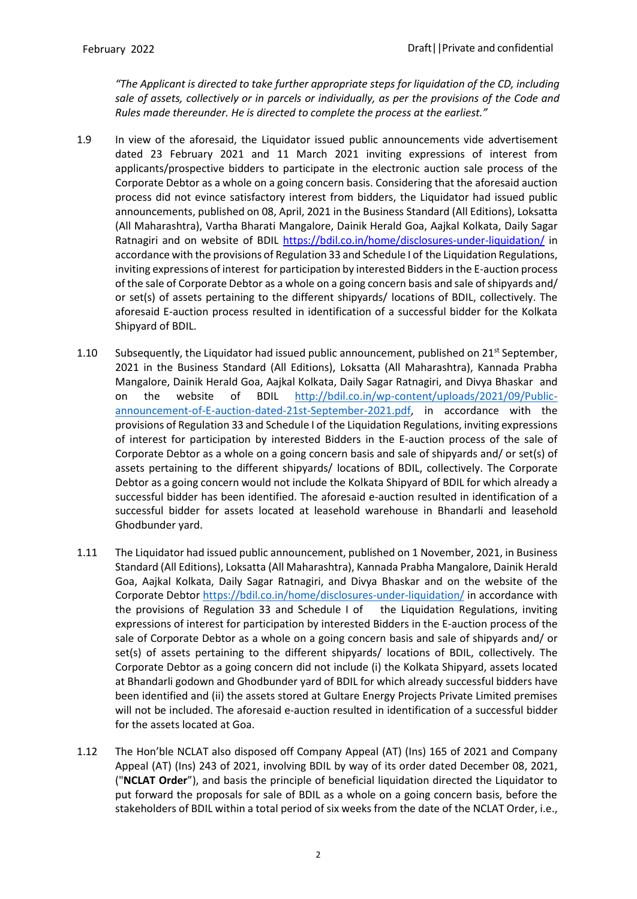*"The Applicant is directed to take further appropriate steps for liquidation of the CD, including sale of assets, collectively or in parcels or individually, as per the provisions of the Code and Rules made thereunder. He is directed to complete the process at the earliest."*

1.9 In view of the aforesaid, the Liquidator issued public announcements vide advertisement dated 23 February 2021 and 11 March 2021 inviting expressions of interest from applicants/prospective bidders to participate in the electronic auction sale process of the Corporate Debtor as a whole on a going concern basis. Considering that the aforesaid auction process did not evince satisfactory interest from bidders, the Liquidator had issued public announcements, published on 08, April, 2021 in the Business Standard (All Editions), Loksatta (All Maharashtra), Vartha Bharati Mangalore, Dainik Herald Goa, Aajkal Kolkata, Daily Sagar Ratnagiri and on website of BDIL https://bdil.co.in/home/disclosures-under-liquidation/ in accordance with the provisions of Regulation 33 and Schedule I of the Liquidation Regulations, inviting expressions of interest for participation by interested Bidders in the E-auction process of the sale of Corporate Debtor as a whole on a going concern basis and sale of shipyards and/ or set(s) of assets pertaining to the different shipyards/ locations of BDIL, collectively. The aforesaid E-auction process resulted in identification of a successful bidder for the Kolkata Shipyard of BDIL.

1.10 Subsequently, the Liquidator had issued public announcement, published on 21st September, 2021 in the Business Standard (All Editions), Loksatta (All Maharashtra), Kannada Prabha Mangalore, Dainik Herald Goa, Aajkal Kolkata, Daily Sagar Ratnagiri, and Divya Bhaskar and on the website of BDIL http://bdil.co.in/wp-content/uploads/2021/09/Public-announcement-of-E-auction-dated-21st-September-2021.pdf, in accordance with the provisions of Regulation 33 and Schedule I of the Liquidation Regulations, inviting expressions of interest for participation by interested Bidders in the E-auction process of the sale of Corporate Debtor as a whole on a going concern basis and sale of shipyards and/ or set(s) of assets pertaining to the different shipyards/ locations of BDIL, collectively. The Corporate Debtor as a going concern would not include the Kolkata Shipyard of BDIL for which already a successful bidder has been identified. The aforesaid e-auction resulted in identification of a successful bidder for assets located at leasehold warehouse in Bhandarli and leasehold Ghodbunder yard.

1.11 The Liquidator had issued public announcement, published on 1 November, 2021, in Business Standard (All Editions), Loksatta (All Maharashtra), Kannada Prabha Mangalore, Dainik Herald Goa, Aajkal Kolkata, Daily Sagar Ratnagiri, and Divya Bhaskar and on the website of the Corporate Debtor https://bdil.co.in/home/disclosures-under-liquidation/ in accordance with the provisions of Regulation 33 and Schedule I of the Liquidation Regulations, inviting expressions of interest for participation by interested Bidders in the E-auction process of the sale of Corporate Debtor as a whole on a going concern basis and sale of shipyards and/ or set(s) of assets pertaining to the different shipyards/ locations of BDIL, collectively. The Corporate Debtor as a going concern did not include (i) the Kolkata Shipyard, assets located at Bhandarli godown and Ghodbunder yard of BDIL for which already successful bidders have been identified and (ii) the assets stored at Gultare Energy Projects Private Limited premises will not be included. The aforesaid e-auction resulted in identification of a successful bidder for the assets located at Goa.

1.12 The Hon'ble NCLAT also disposed off Company Appeal (AT) (Ins) 165 of 2021 and Company Appeal (AT) (Ins) 243 of 2021, involving BDIL by way of its order dated December 08, 2021, ("**NCLAT Order**"), and basis the principle of beneficial liquidation directed the Liquidator to put forward the proposals for sale of BDIL as a whole on a going concern basis, before the stakeholders of BDIL within a total period of six weeks from the date of the NCLAT Order, i.e.,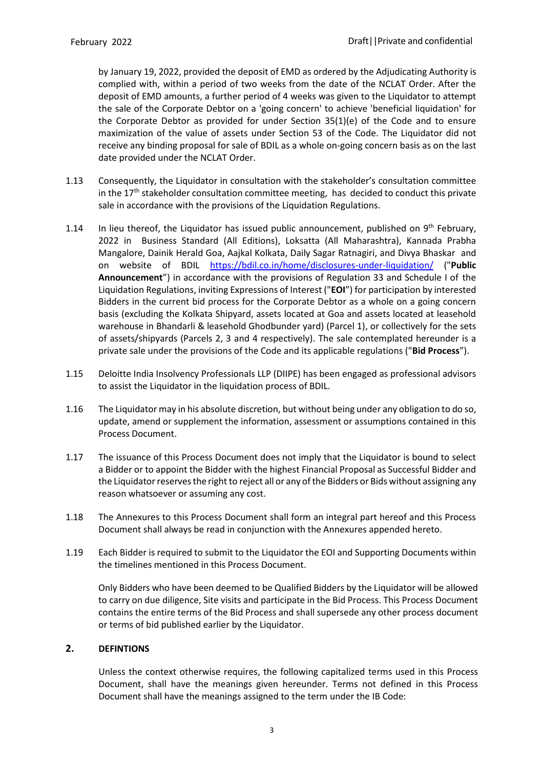by January 19, 2022, provided the deposit of EMD as ordered by the Adjudicating Authority is complied with, within a period of two weeks from the date of the NCLAT Order. After the deposit of EMD amounts, a further period of 4 weeks was given to the Liquidator to attempt the sale of the Corporate Debtor on a 'going concern' to achieve 'beneficial liquidation' for the Corporate Debtor as provided for under Section 35(1)(e) of the Code and to ensure maximization of the value of assets under Section 53 of the Code. The Liquidator did not receive any binding proposal for sale of BDIL as a whole on-going concern basis as on the last date provided under the NCLAT Order.

1.13 Consequently, the Liquidator in consultation with the stakeholder's consultation committee in the 17th stakeholder consultation committee meeting, has decided to conduct this private sale in accordance with the provisions of the Liquidation Regulations.

1.14 In lieu thereof, the Liquidator has issued public announcement, published on 9th February, 2022 in Business Standard (All Editions), Loksatta (All Maharashtra), Kannada Prabha Mangalore, Dainik Herald Goa, Aajkal Kolkata, Daily Sagar Ratnagiri, and Divya Bhaskar and on website of BDIL https://bdil.co.in/home/disclosures-under-liquidation/ ("**Public Announcement**") in accordance with the provisions of Regulation 33 and Schedule I of the Liquidation Regulations, inviting Expressions of Interest ("**EOI**") for participation by interested Bidders in the current bid process for the Corporate Debtor as a whole on a going concern basis (excluding the Kolkata Shipyard, assets located at Goa and assets located at leasehold warehouse in Bhandarli & leasehold Ghodbunder yard) (Parcel 1), or collectively for the sets of assets/shipyards (Parcels 2, 3 and 4 respectively). The sale contemplated hereunder is a private sale under the provisions of the Code and its applicable regulations ("**Bid Process**").

1.15 Deloitte India Insolvency Professionals LLP (DIIPE) has been engaged as professional advisors to assist the Liquidator in the liquidation process of BDIL.

1.16 The Liquidator may in his absolute discretion, but without being under any obligation to do so, update, amend or supplement the information, assessment or assumptions contained in this Process Document.

1.17 The issuance of this Process Document does not imply that the Liquidator is bound to select a Bidder or to appoint the Bidder with the highest Financial Proposal as Successful Bidder and the Liquidator reserves the right to reject all or any of the Bidders or Bids without assigning any reason whatsoever or assuming any cost.

1.18 The Annexures to this Process Document shall form an integral part hereof and this Process Document shall always be read in conjunction with the Annexures appended hereto.

1.19 Each Bidder is required to submit to the Liquidator the EOI and Supporting Documents within the timelines mentioned in this Process Document.

Only Bidders who have been deemed to be Qualified Bidders by the Liquidator will be allowed to carry on due diligence, Site visits and participate in the Bid Process. This Process Document contains the entire terms of the Bid Process and shall supersede any other process document or terms of bid published earlier by the Liquidator.

## 2. DEFINTIONS

Unless the context otherwise requires, the following capitalized terms used in this Process Document, shall have the meanings given hereunder. Terms not defined in this Process Document shall have the meanings assigned to the term under the IB Code: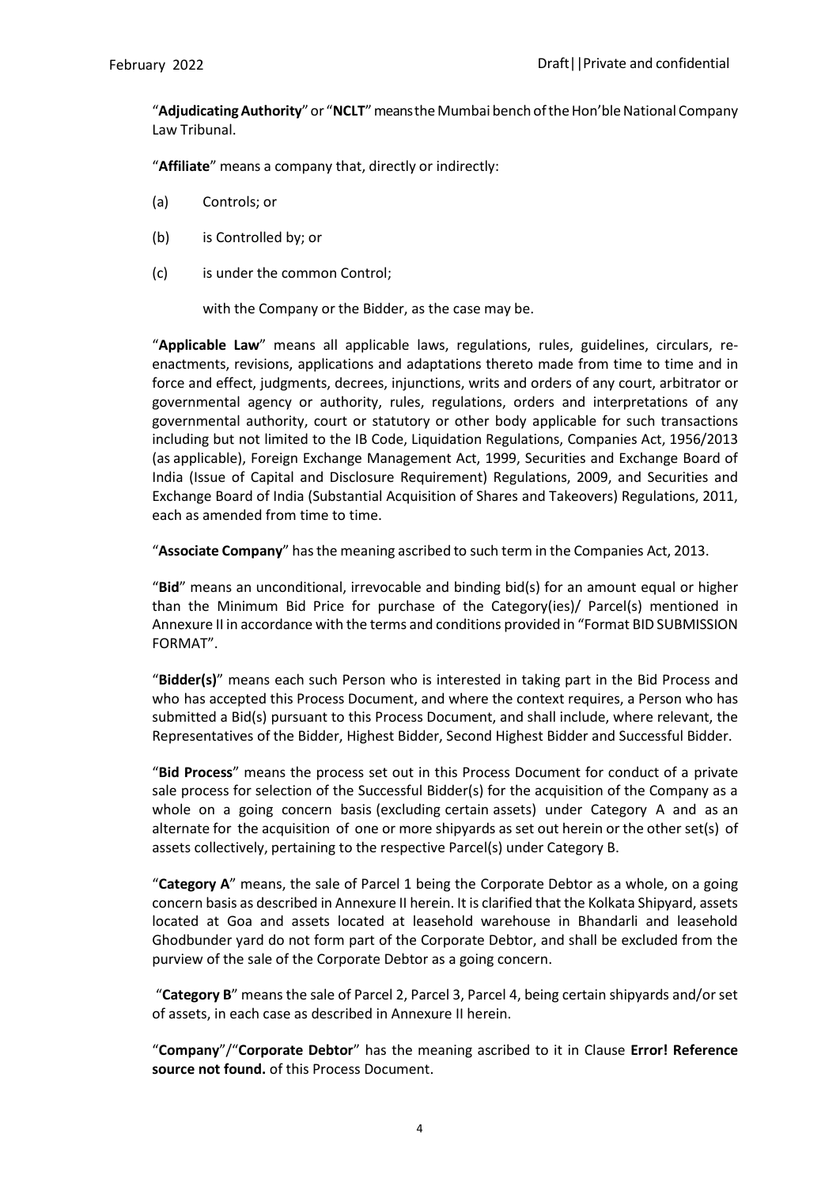"**Adjudicating Authority**" or "**NCLT**" means the Mumbai bench of the Hon'ble National Company Law Tribunal.

"**Affiliate**" means a company that, directly or indirectly:

(a) Controls; or

(b) is Controlled by; or

(c) is under the common Control;

with the Company or the Bidder, as the case may be.

"**Applicable Law**" means all applicable laws, regulations, rules, guidelines, circulars, re-enactments, revisions, applications and adaptations thereto made from time to time and in force and effect, judgments, decrees, injunctions, writs and orders of any court, arbitrator or governmental agency or authority, rules, regulations, orders and interpretations of any governmental authority, court or statutory or other body applicable for such transactions including but not limited to the IB Code, Liquidation Regulations, Companies Act, 1956/2013 (as applicable), Foreign Exchange Management Act, 1999, Securities and Exchange Board of India (Issue of Capital and Disclosure Requirement) Regulations, 2009, and Securities and Exchange Board of India (Substantial Acquisition of Shares and Takeovers) Regulations, 2011, each as amended from time to time.

"**Associate Company**" has the meaning ascribed to such term in the Companies Act, 2013.

"**Bid**" means an unconditional, irrevocable and binding bid(s) for an amount equal or higher than the Minimum Bid Price for purchase of the Category(ies)/ Parcel(s) mentioned in Annexure II in accordance with the terms and conditions provided in "Format BID SUBMISSION FORMAT".

"**Bidder(s)**" means each such Person who is interested in taking part in the Bid Process and who has accepted this Process Document, and where the context requires, a Person who has submitted a Bid(s) pursuant to this Process Document, and shall include, where relevant, the Representatives of the Bidder, Highest Bidder, Second Highest Bidder and Successful Bidder.

"**Bid Process**" means the process set out in this Process Document for conduct of a private sale process for selection of the Successful Bidder(s) for the acquisition of the Company as a whole on a going concern basis (excluding certain assets) under Category A and as an alternate for the acquisition of one or more shipyards as set out herein or the other set(s) of assets collectively, pertaining to the respective Parcel(s) under Category B.

"**Category A**" means, the sale of Parcel 1 being the Corporate Debtor as a whole, on a going concern basis as described in Annexure II herein. It is clarified that the Kolkata Shipyard, assets located at Goa and assets located at leasehold warehouse in Bhandarli and leasehold Ghodbunder yard do not form part of the Corporate Debtor, and shall be excluded from the purview of the sale of the Corporate Debtor as a going concern.

"**Category B**" means the sale of Parcel 2, Parcel 3, Parcel 4, being certain shipyards and/or set of assets, in each case as described in Annexure II herein.

"**Company**"/"**Corporate Debtor**" has the meaning ascribed to it in Clause **Error! Reference source not found.** of this Process Document.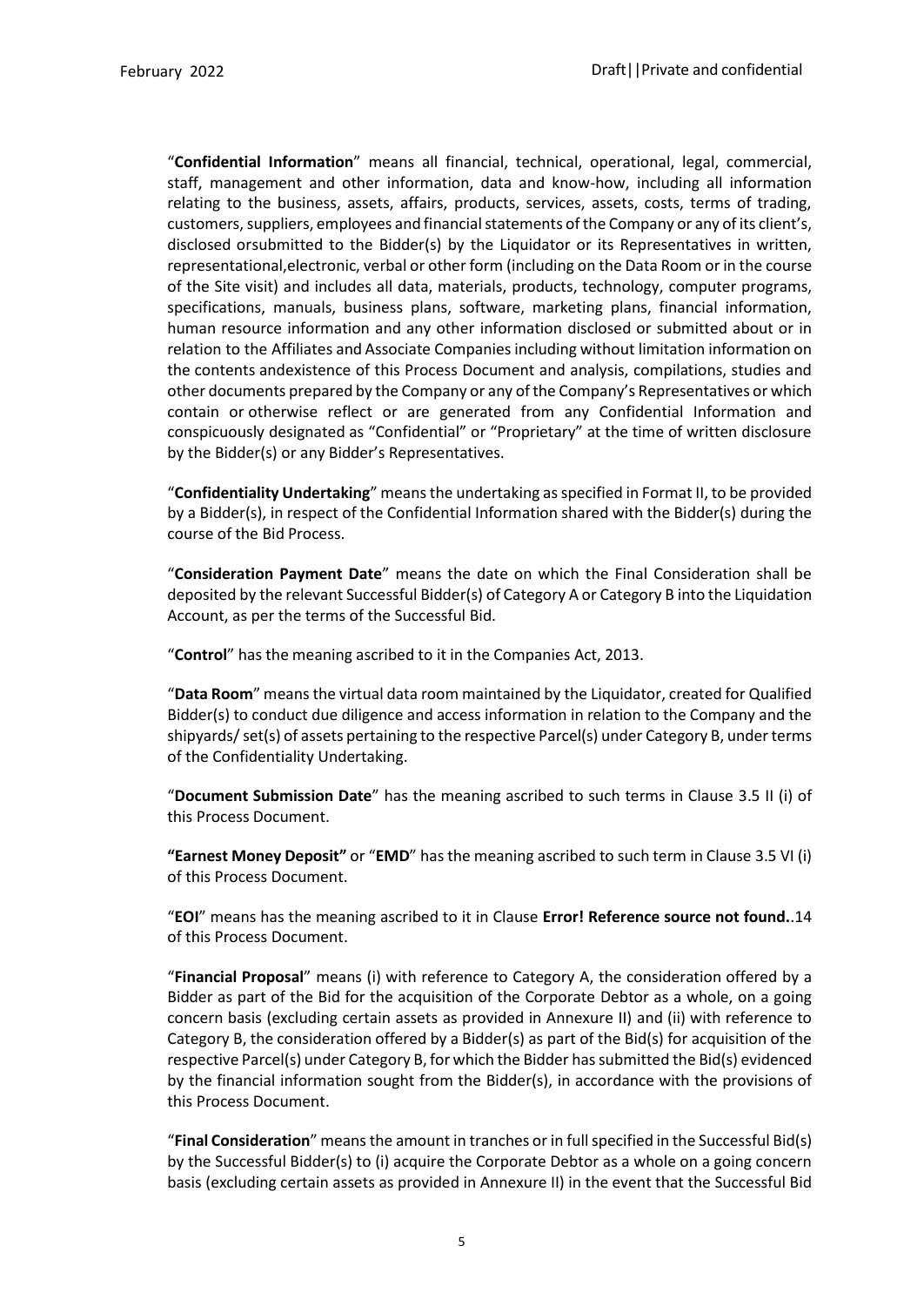"**Confidential Information**" means all financial, technical, operational, legal, commercial, staff, management and other information, data and know-how, including all information relating to the business, assets, affairs, products, services, assets, costs, terms of trading, customers, suppliers, employees and financial statements of the Company or any of its client's, disclosed orsubmitted to the Bidder(s) by the Liquidator or its Representatives in written, representational,electronic, verbal or other form (including on the Data Room or in the course of the Site visit) and includes all data, materials, products, technology, computer programs, specifications, manuals, business plans, software, marketing plans, financial information, human resource information and any other information disclosed or submitted about or in relation to the Affiliates and Associate Companies including without limitation information on the contents andexistence of this Process Document and analysis, compilations, studies and other documents prepared by the Company or any of the Company's Representatives or which contain or otherwise reflect or are generated from any Confidential Information and conspicuously designated as "Confidential" or "Proprietary" at the time of written disclosure by the Bidder(s) or any Bidder's Representatives.

"**Confidentiality Undertaking**" means the undertaking as specified in Format II, to be provided by a Bidder(s), in respect of the Confidential Information shared with the Bidder(s) during the course of the Bid Process.

"**Consideration Payment Date**" means the date on which the Final Consideration shall be deposited by the relevant Successful Bidder(s) of Category A or Category B into the Liquidation Account, as per the terms of the Successful Bid.

"**Control**" has the meaning ascribed to it in the Companies Act, 2013.

"**Data Room**" means the virtual data room maintained by the Liquidator, created for Qualified Bidder(s) to conduct due diligence and access information in relation to the Company and the shipyards/ set(s) of assets pertaining to the respective Parcel(s) under Category B, under terms of the Confidentiality Undertaking.

"**Document Submission Date**" has the meaning ascribed to such terms in Clause 3.5 II (i) of this Process Document.

**"Earnest Money Deposit"** or "**EMD**" has the meaning ascribed to such term in Clause 3.5 VI (i) of this Process Document.

"**EOI**" means has the meaning ascribed to it in Clause **Error! Reference source not found.**.14 of this Process Document.

"**Financial Proposal**" means (i) with reference to Category A, the consideration offered by a Bidder as part of the Bid for the acquisition of the Corporate Debtor as a whole, on a going concern basis (excluding certain assets as provided in Annexure II) and (ii) with reference to Category B, the consideration offered by a Bidder(s) as part of the Bid(s) for acquisition of the respective Parcel(s) under Category B, for which the Bidder has submitted the Bid(s) evidenced by the financial information sought from the Bidder(s), in accordance with the provisions of this Process Document.

"**Final Consideration**" means the amount in tranches or in full specified in the Successful Bid(s) by the Successful Bidder(s) to (i) acquire the Corporate Debtor as a whole on a going concern basis (excluding certain assets as provided in Annexure II) in the event that the Successful Bid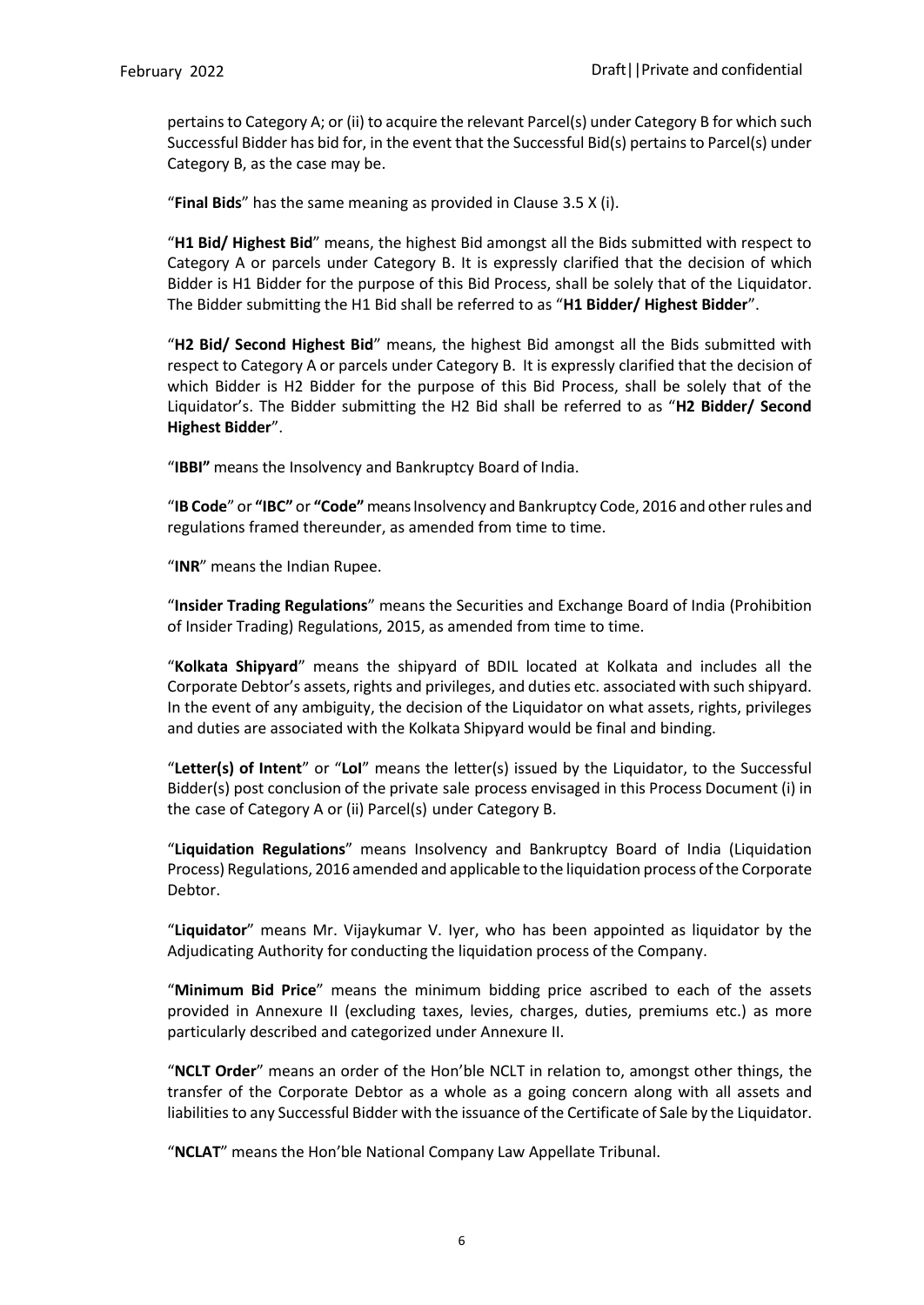pertains to Category A; or (ii) to acquire the relevant Parcel(s) under Category B for which such Successful Bidder has bid for, in the event that the Successful Bid(s) pertains to Parcel(s) under Category B, as the case may be.

"**Final Bids**" has the same meaning as provided in Clause 3.5 X (i).

"**H1 Bid/ Highest Bid**" means, the highest Bid amongst all the Bids submitted with respect to Category A or parcels under Category B. It is expressly clarified that the decision of which Bidder is H1 Bidder for the purpose of this Bid Process, shall be solely that of the Liquidator. The Bidder submitting the H1 Bid shall be referred to as "**H1 Bidder/ Highest Bidder**".

"**H2 Bid/ Second Highest Bid**" means, the highest Bid amongst all the Bids submitted with respect to Category A or parcels under Category B. It is expressly clarified that the decision of which Bidder is H2 Bidder for the purpose of this Bid Process, shall be solely that of the Liquidator's. The Bidder submitting the H2 Bid shall be referred to as "**H2 Bidder/ Second Highest Bidder**".

"**IBBI"** means the Insolvency and Bankruptcy Board of India.

"**IB Code**" or **"IBC"** or **"Code"** means Insolvency and Bankruptcy Code, 2016 and other rules and regulations framed thereunder, as amended from time to time.

"**INR**" means the Indian Rupee.

"**Insider Trading Regulations**" means the Securities and Exchange Board of India (Prohibition of Insider Trading) Regulations, 2015, as amended from time to time.

"**Kolkata Shipyard**" means the shipyard of BDIL located at Kolkata and includes all the Corporate Debtor's assets, rights and privileges, and duties etc. associated with such shipyard. In the event of any ambiguity, the decision of the Liquidator on what assets, rights, privileges and duties are associated with the Kolkata Shipyard would be final and binding.

"**Letter(s) of Intent**" or "**LoI**" means the letter(s) issued by the Liquidator, to the Successful Bidder(s) post conclusion of the private sale process envisaged in this Process Document (i) in the case of Category A or (ii) Parcel(s) under Category B.

"**Liquidation Regulations**" means Insolvency and Bankruptcy Board of India (Liquidation Process) Regulations, 2016 amended and applicable to the liquidation process of the Corporate Debtor.

"**Liquidator**" means Mr. Vijaykumar V. Iyer, who has been appointed as liquidator by the Adjudicating Authority for conducting the liquidation process of the Company.

"**Minimum Bid Price**" means the minimum bidding price ascribed to each of the assets provided in Annexure II (excluding taxes, levies, charges, duties, premiums etc.) as more particularly described and categorized under Annexure II.

"**NCLT Order**" means an order of the Hon'ble NCLT in relation to, amongst other things, the transfer of the Corporate Debtor as a whole as a going concern along with all assets and liabilities to any Successful Bidder with the issuance of the Certificate of Sale by the Liquidator.

"**NCLAT**" means the Hon'ble National Company Law Appellate Tribunal.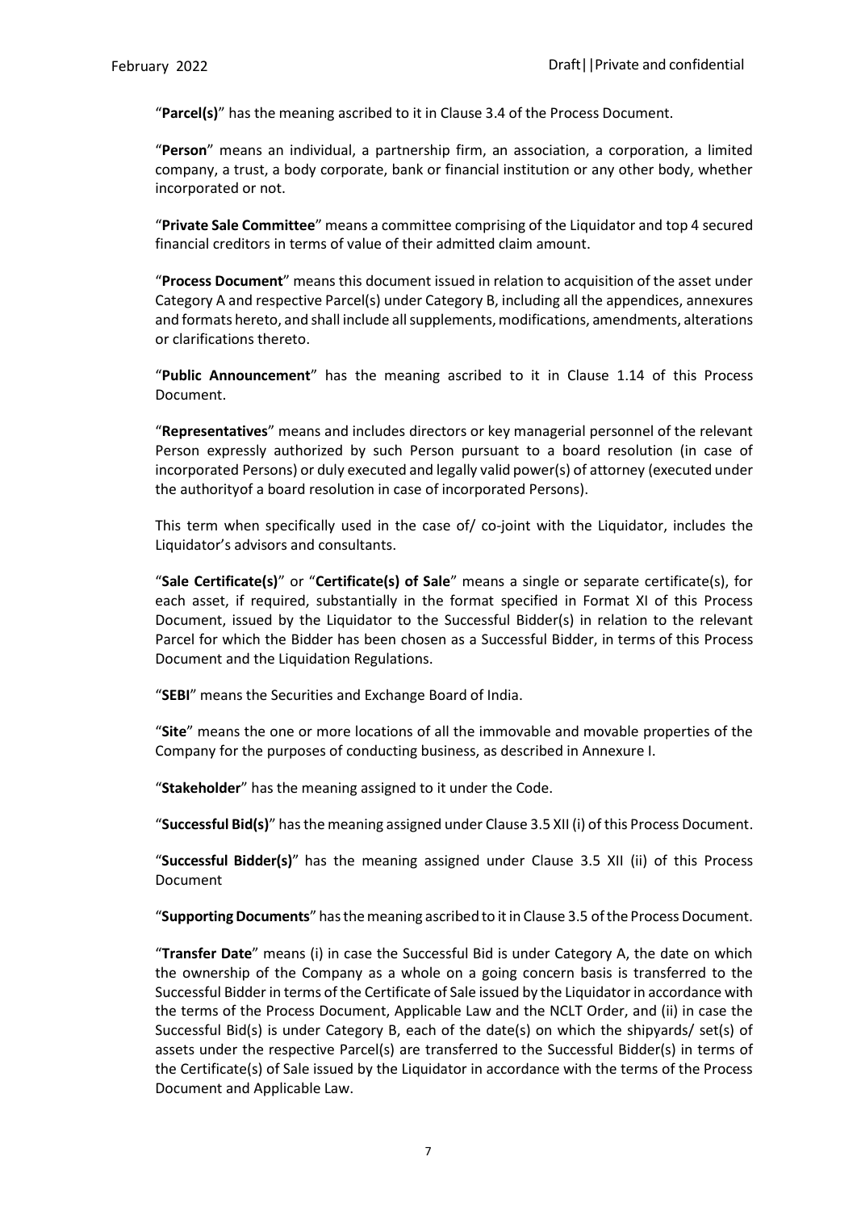"**Parcel(s)**" has the meaning ascribed to it in Clause 3.4 of the Process Document.

"**Person**" means an individual, a partnership firm, an association, a corporation, a limited company, a trust, a body corporate, bank or financial institution or any other body, whether incorporated or not.

"**Private Sale Committee**" means a committee comprising of the Liquidator and top 4 secured financial creditors in terms of value of their admitted claim amount.

"**Process Document**" means this document issued in relation to acquisition of the asset under Category A and respective Parcel(s) under Category B, including all the appendices, annexures and formats hereto, and shall include all supplements, modifications, amendments, alterations or clarifications thereto.

"**Public Announcement**" has the meaning ascribed to it in Clause 1.14 of this Process Document.

"**Representatives**" means and includes directors or key managerial personnel of the relevant Person expressly authorized by such Person pursuant to a board resolution (in case of incorporated Persons) or duly executed and legally valid power(s) of attorney (executed under the authorityof a board resolution in case of incorporated Persons).

This term when specifically used in the case of/ co-joint with the Liquidator, includes the Liquidator's advisors and consultants.

"**Sale Certificate(s)**" or "**Certificate(s) of Sale**" means a single or separate certificate(s), for each asset, if required, substantially in the format specified in Format XI of this Process Document, issued by the Liquidator to the Successful Bidder(s) in relation to the relevant Parcel for which the Bidder has been chosen as a Successful Bidder, in terms of this Process Document and the Liquidation Regulations.

"**SEBI**" means the Securities and Exchange Board of India.

"**Site**" means the one or more locations of all the immovable and movable properties of the Company for the purposes of conducting business, as described in Annexure I.

"**Stakeholder**" has the meaning assigned to it under the Code.

"**Successful Bid(s)**" has the meaning assigned under Clause 3.5 XII (i) of this Process Document.

"**Successful Bidder(s)**" has the meaning assigned under Clause 3.5 XII (ii) of this Process Document

"**Supporting Documents**" has the meaning ascribed to it in Clause 3.5 of the Process Document.

"**Transfer Date**" means (i) in case the Successful Bid is under Category A, the date on which the ownership of the Company as a whole on a going concern basis is transferred to the Successful Bidder in terms of the Certificate of Sale issued by the Liquidator in accordance with the terms of the Process Document, Applicable Law and the NCLT Order, and (ii) in case the Successful Bid(s) is under Category B, each of the date(s) on which the shipyards/ set(s) of assets under the respective Parcel(s) are transferred to the Successful Bidder(s) in terms of the Certificate(s) of Sale issued by the Liquidator in accordance with the terms of the Process Document and Applicable Law.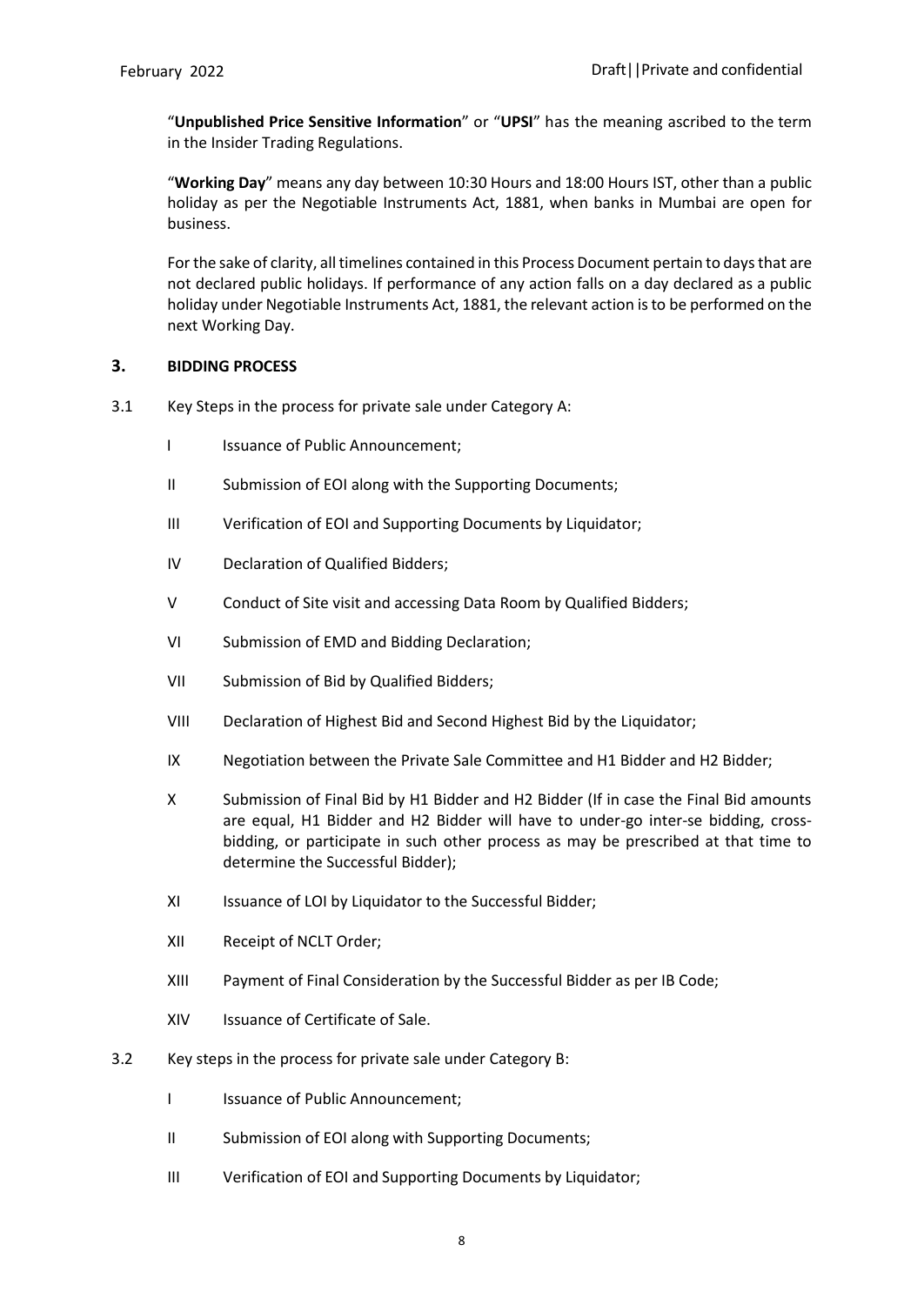"**Unpublished Price Sensitive Information**" or "**UPSI**" has the meaning ascribed to the term in the Insider Trading Regulations.

"**Working Day**" means any day between 10:30 Hours and 18:00 Hours IST, other than a public holiday as per the Negotiable Instruments Act, 1881, when banks in Mumbai are open for business.

For the sake of clarity, all timelines contained in this Process Document pertain to days that are not declared public holidays. If performance of any action falls on a day declared as a public holiday under Negotiable Instruments Act, 1881, the relevant action is to be performed on the next Working Day.

## 3. BIDDING PROCESS

3.1 Key Steps in the process for private sale under Category A:

- I Issuance of Public Announcement;
- II Submission of EOI along with the Supporting Documents;
- III Verification of EOI and Supporting Documents by Liquidator;
- IV Declaration of Qualified Bidders;
- V Conduct of Site visit and accessing Data Room by Qualified Bidders;
- VI Submission of EMD and Bidding Declaration;
- VII Submission of Bid by Qualified Bidders;
- VIII Declaration of Highest Bid and Second Highest Bid by the Liquidator;
- IX Negotiation between the Private Sale Committee and H1 Bidder and H2 Bidder;
- X Submission of Final Bid by H1 Bidder and H2 Bidder (If in case the Final Bid amounts are equal, H1 Bidder and H2 Bidder will have to under-go inter-se bidding, cross-bidding, or participate in such other process as may be prescribed at that time to determine the Successful Bidder);
- XI Issuance of LOI by Liquidator to the Successful Bidder;
- XII Receipt of NCLT Order;
- XIII Payment of Final Consideration by the Successful Bidder as per IB Code;
- XIV Issuance of Certificate of Sale.

3.2 Key steps in the process for private sale under Category B:

- I Issuance of Public Announcement;
- II Submission of EOI along with Supporting Documents;
- III Verification of EOI and Supporting Documents by Liquidator;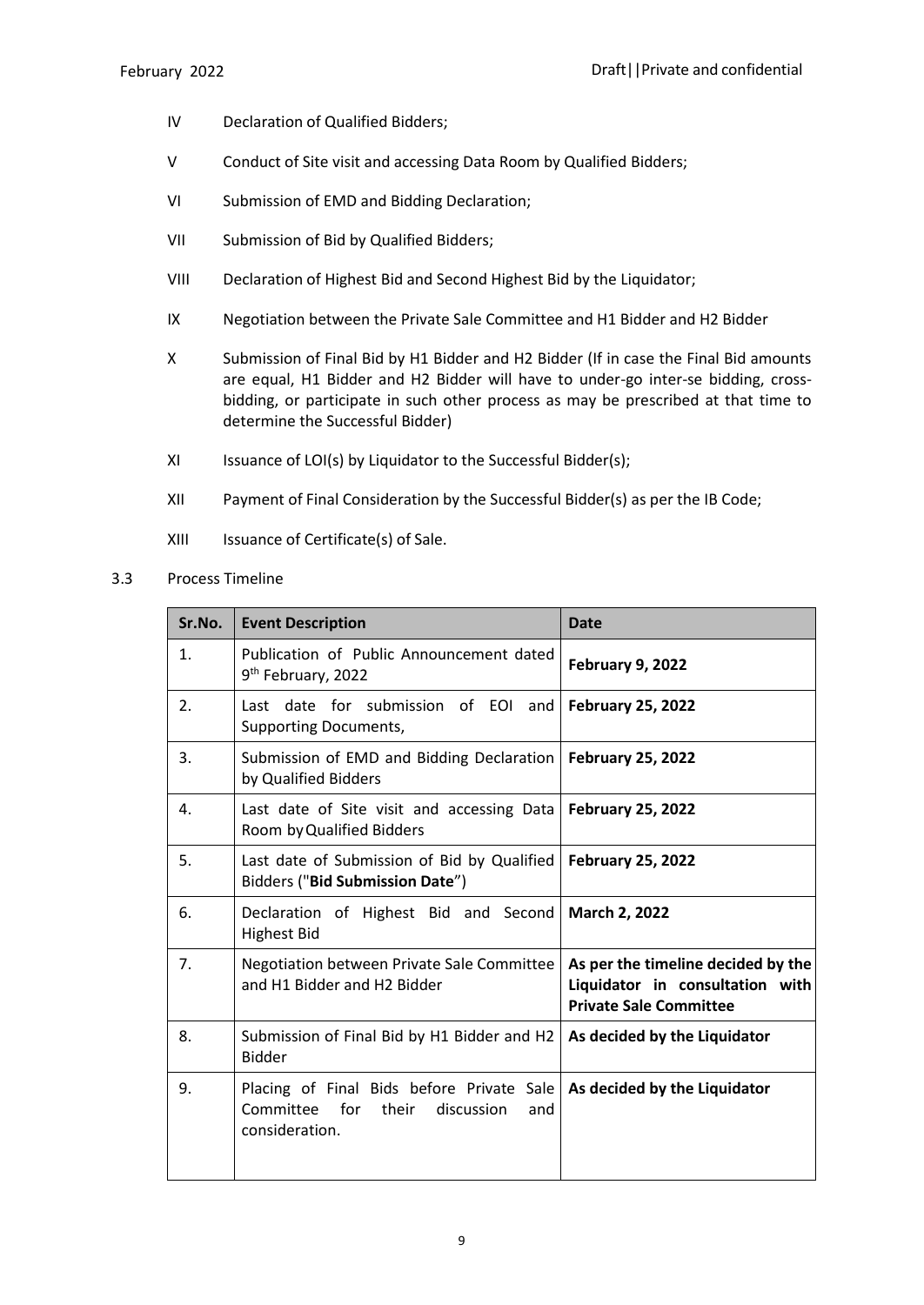IV Declaration of Qualified Bidders;

V Conduct of Site visit and accessing Data Room by Qualified Bidders;

VI Submission of EMD and Bidding Declaration;

VII Submission of Bid by Qualified Bidders;

VIII Declaration of Highest Bid and Second Highest Bid by the Liquidator;

IX Negotiation between the Private Sale Committee and H1 Bidder and H2 Bidder

X Submission of Final Bid by H1 Bidder and H2 Bidder (If in case the Final Bid amounts are equal, H1 Bidder and H2 Bidder will have to under-go inter-se bidding, cross-bidding, or participate in such other process as may be prescribed at that time to determine the Successful Bidder)

XI Issuance of LOI(s) by Liquidator to the Successful Bidder(s);

XII Payment of Final Consideration by the Successful Bidder(s) as per the IB Code;

XIII Issuance of Certificate(s) of Sale.

3.3 Process Timeline

| Sr.No. | Event Description | Date |
|---|---|---|
| 1. | Publication of Public Announcement dated 9th February, 2022 | **February 9, 2022** |
| 2. | Last date for submission of EOI and Supporting Documents, | **February 25, 2022** |
| 3. | Submission of EMD and Bidding Declaration by Qualified Bidders | **February 25, 2022** |
| 4. | Last date of Site visit and accessing Data Room by Qualified Bidders | **February 25, 2022** |
| 5. | Last date of Submission of Bid by Qualified Bidders ("**Bid Submission Date**") | **February 25, 2022** |
| 6. | Declaration of Highest Bid and Second Highest Bid | **March 2, 2022** |
| 7. | Negotiation between Private Sale Committee and H1 Bidder and H2 Bidder | **As per the timeline decided by the Liquidator in consultation with Private Sale Committee** |
| 8. | Submission of Final Bid by H1 Bidder and H2 Bidder | **As decided by the Liquidator** |
| 9. | Placing of Final Bids before Private Sale Committee for their discussion and consideration. | **As decided by the Liquidator** |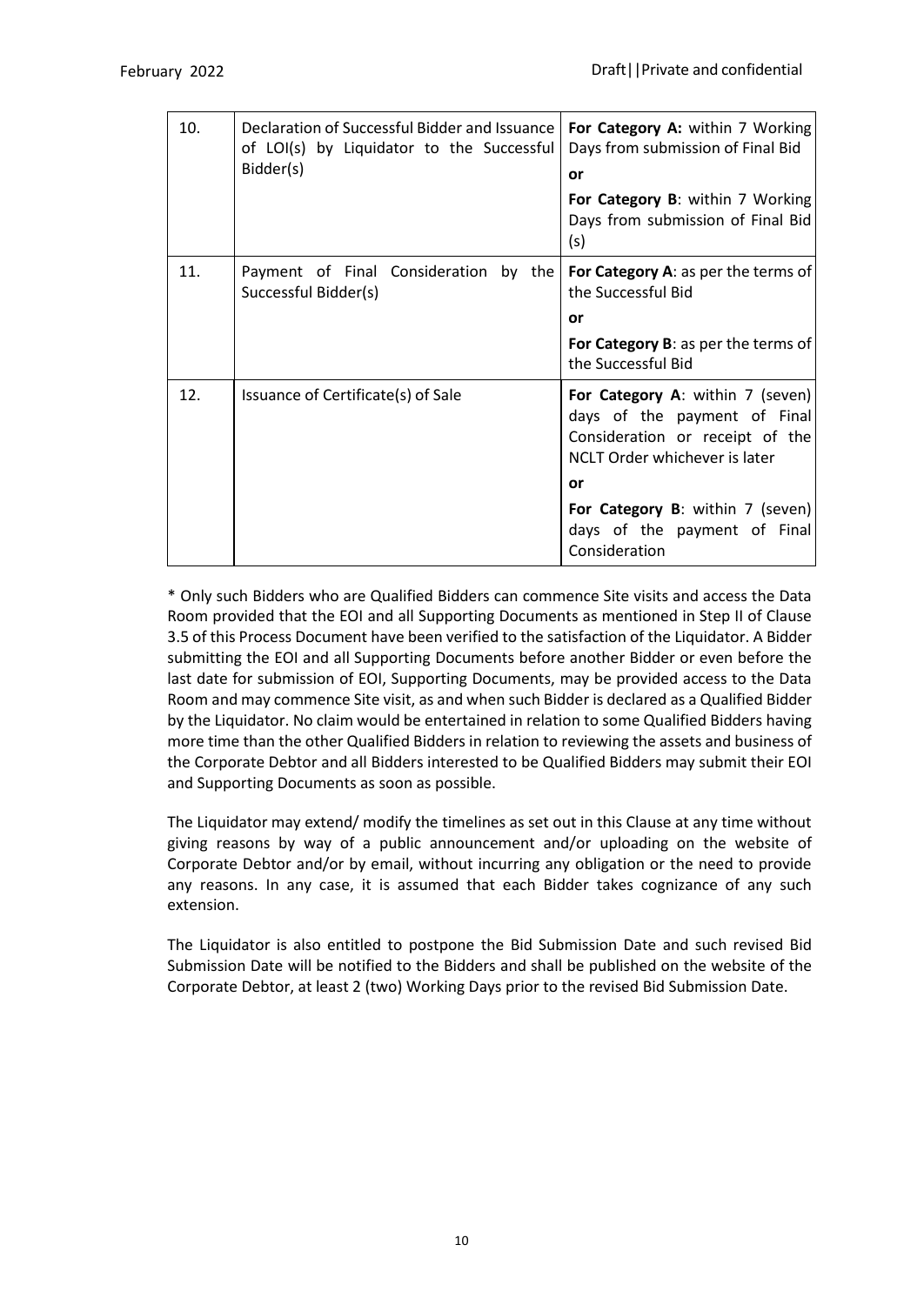| | | |
|---|---|---|
| 10. | Declaration of Successful Bidder and Issuance of LOI(s) by Liquidator to the Successful Bidder(s) | **For Category A:** within 7 Working Days from submission of Final Bid<br>**or**<br>**For Category B**: within 7 Working Days from submission of Final Bid (s) |
| 11. | Payment of Final Consideration by the Successful Bidder(s) | **For Category A**: as per the terms of the Successful Bid<br>**or**<br>**For Category B**: as per the terms of the Successful Bid |
| 12. | Issuance of Certificate(s) of Sale | **For Category A**: within 7 (seven) days of the payment of Final Consideration or receipt of the NCLT Order whichever is later<br>**or**<br>**For Category B**: within 7 (seven) days of the payment of Final Consideration |

* Only such Bidders who are Qualified Bidders can commence Site visits and access the Data Room provided that the EOI and all Supporting Documents as mentioned in Step II of Clause 3.5 of this Process Document have been verified to the satisfaction of the Liquidator. A Bidder submitting the EOI and all Supporting Documents before another Bidder or even before the last date for submission of EOI, Supporting Documents, may be provided access to the Data Room and may commence Site visit, as and when such Bidder is declared as a Qualified Bidder by the Liquidator. No claim would be entertained in relation to some Qualified Bidders having more time than the other Qualified Bidders in relation to reviewing the assets and business of the Corporate Debtor and all Bidders interested to be Qualified Bidders may submit their EOI and Supporting Documents as soon as possible.

The Liquidator may extend/ modify the timelines as set out in this Clause at any time without giving reasons by way of a public announcement and/or uploading on the website of Corporate Debtor and/or by email, without incurring any obligation or the need to provide any reasons. In any case, it is assumed that each Bidder takes cognizance of any such extension.

The Liquidator is also entitled to postpone the Bid Submission Date and such revised Bid Submission Date will be notified to the Bidders and shall be published on the website of the Corporate Debtor, at least 2 (two) Working Days prior to the revised Bid Submission Date.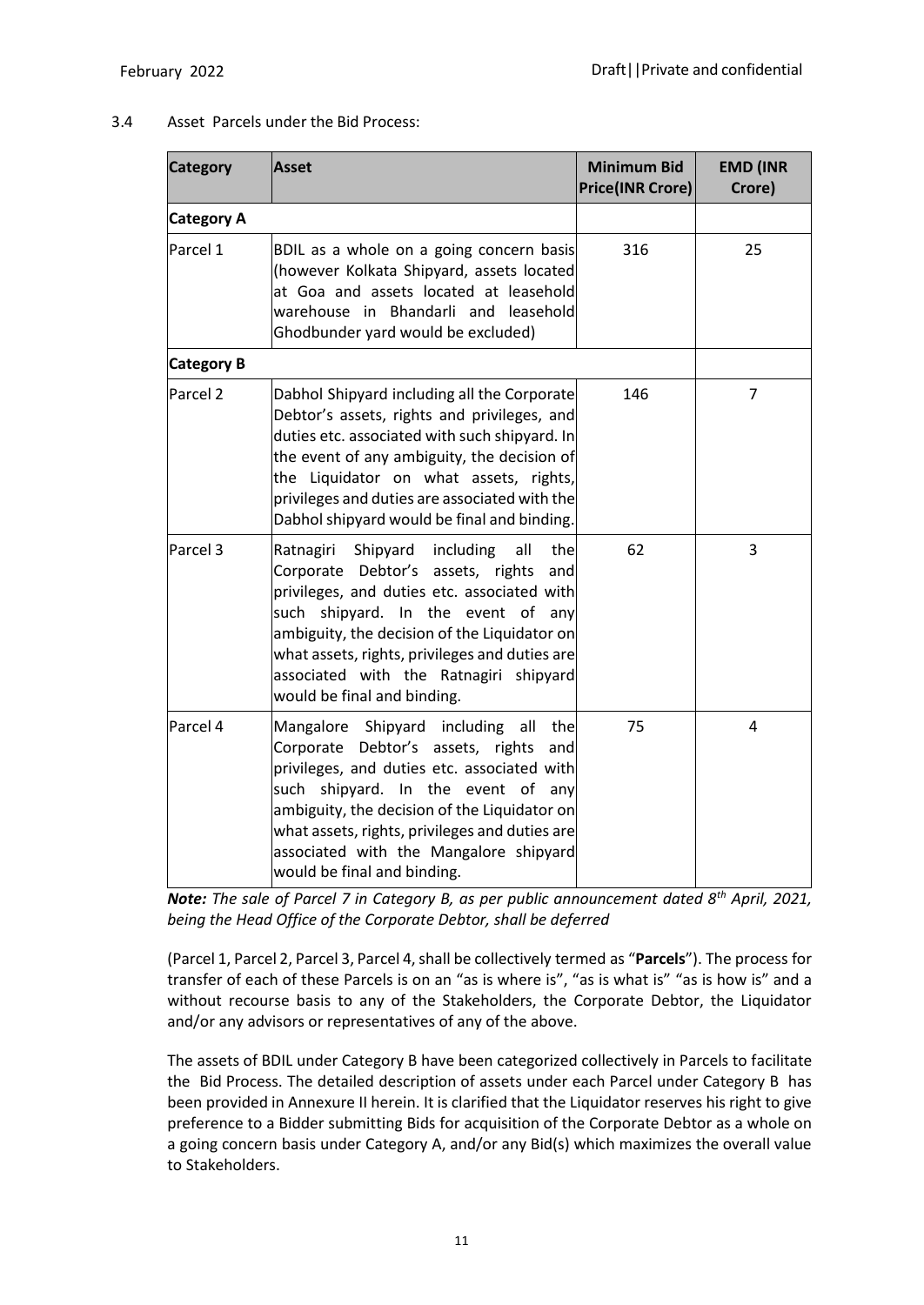3.4 Asset Parcels under the Bid Process:

| Category | Asset | Minimum Bid Price(INR Crore) | EMD (INR Crore) |
|---|---|---|---|
| **Category A** | | | |
| Parcel 1 | BDIL as a whole on a going concern basis (however Kolkata Shipyard, assets located at Goa and assets located at leasehold warehouse in Bhandarli and leasehold Ghodbunder yard would be excluded) | 316 | 25 |
| **Category B** | | | |
| Parcel 2 | Dabhol Shipyard including all the Corporate Debtor's assets, rights and privileges, and duties etc. associated with such shipyard. In the event of any ambiguity, the decision of the Liquidator on what assets, rights, privileges and duties are associated with the Dabhol shipyard would be final and binding. | 146 | 7 |
| Parcel 3 | Ratnagiri Shipyard including all the Corporate Debtor's assets, rights and privileges, and duties etc. associated with such shipyard. In the event of any ambiguity, the decision of the Liquidator on what assets, rights, privileges and duties are associated with the Ratnagiri shipyard would be final and binding. | 62 | 3 |
| Parcel 4 | Mangalore Shipyard including all the Corporate Debtor's assets, rights and privileges, and duties etc. associated with such shipyard. In the event of any ambiguity, the decision of the Liquidator on what assets, rights, privileges and duties are associated with the Mangalore shipyard would be final and binding. | 75 | 4 |

***Note:*** *The sale of Parcel 7 in Category B, as per public announcement dated 8th April, 2021, being the Head Office of the Corporate Debtor, shall be deferred*

(Parcel 1, Parcel 2, Parcel 3, Parcel 4, shall be collectively termed as "**Parcels**"). The process for transfer of each of these Parcels is on an "as is where is", "as is what is" "as is how is" and a without recourse basis to any of the Stakeholders, the Corporate Debtor, the Liquidator and/or any advisors or representatives of any of the above.

The assets of BDIL under Category B have been categorized collectively in Parcels to facilitate the Bid Process. The detailed description of assets under each Parcel under Category B has been provided in Annexure II herein. It is clarified that the Liquidator reserves his right to give preference to a Bidder submitting Bids for acquisition of the Corporate Debtor as a whole on a going concern basis under Category A, and/or any Bid(s) which maximizes the overall value to Stakeholders.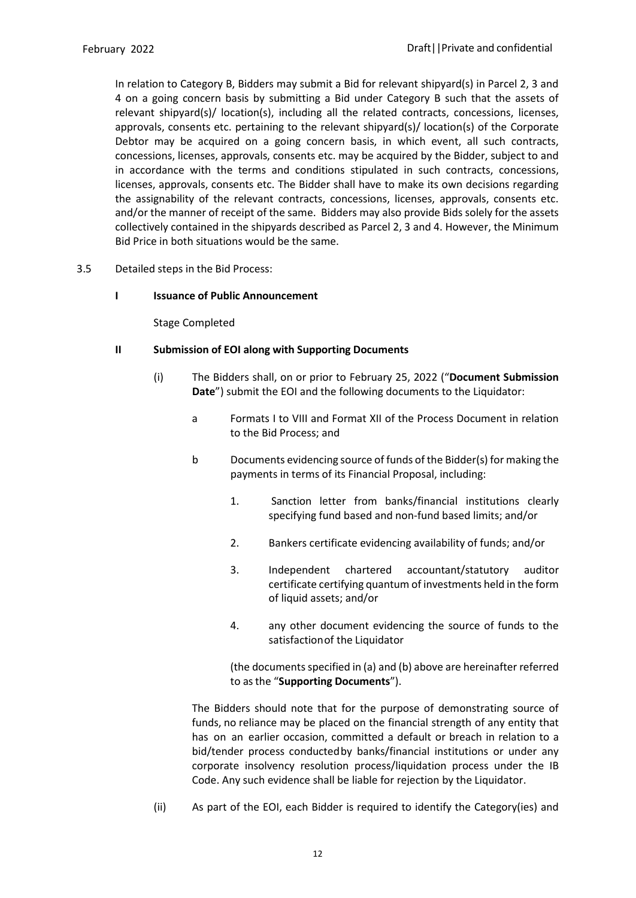In relation to Category B, Bidders may submit a Bid for relevant shipyard(s) in Parcel 2, 3 and 4 on a going concern basis by submitting a Bid under Category B such that the assets of relevant shipyard(s)/ location(s), including all the related contracts, concessions, licenses, approvals, consents etc. pertaining to the relevant shipyard(s)/ location(s) of the Corporate Debtor may be acquired on a going concern basis, in which event, all such contracts, concessions, licenses, approvals, consents etc. may be acquired by the Bidder, subject to and in accordance with the terms and conditions stipulated in such contracts, concessions, licenses, approvals, consents etc. The Bidder shall have to make its own decisions regarding the assignability of the relevant contracts, concessions, licenses, approvals, consents etc. and/or the manner of receipt of the same. Bidders may also provide Bids solely for the assets collectively contained in the shipyards described as Parcel 2, 3 and 4. However, the Minimum Bid Price in both situations would be the same.

3.5 Detailed steps in the Bid Process:

**I Issuance of Public Announcement**

Stage Completed

**II Submission of EOI along with Supporting Documents**

(i) The Bidders shall, on or prior to February 25, 2022 ("**Document Submission Date**") submit the EOI and the following documents to the Liquidator:

a Formats I to VIII and Format XII of the Process Document in relation to the Bid Process; and

b Documents evidencing source of funds of the Bidder(s) for making the payments in terms of its Financial Proposal, including:

1. Sanction letter from banks/financial institutions clearly specifying fund based and non-fund based limits; and/or

2. Bankers certificate evidencing availability of funds; and/or

3. Independent chartered accountant/statutory auditor certificate certifying quantum of investments held in the form of liquid assets; and/or

4. any other document evidencing the source of funds to the satisfaction of the Liquidator

(the documents specified in (a) and (b) above are hereinafter referred to as the "**Supporting Documents**").

The Bidders should note that for the purpose of demonstrating source of funds, no reliance may be placed on the financial strength of any entity that has on an earlier occasion, committed a default or breach in relation to a bid/tender process conducted by banks/financial institutions or under any corporate insolvency resolution process/liquidation process under the IB Code. Any such evidence shall be liable for rejection by the Liquidator.

(ii) As part of the EOI, each Bidder is required to identify the Category(ies) and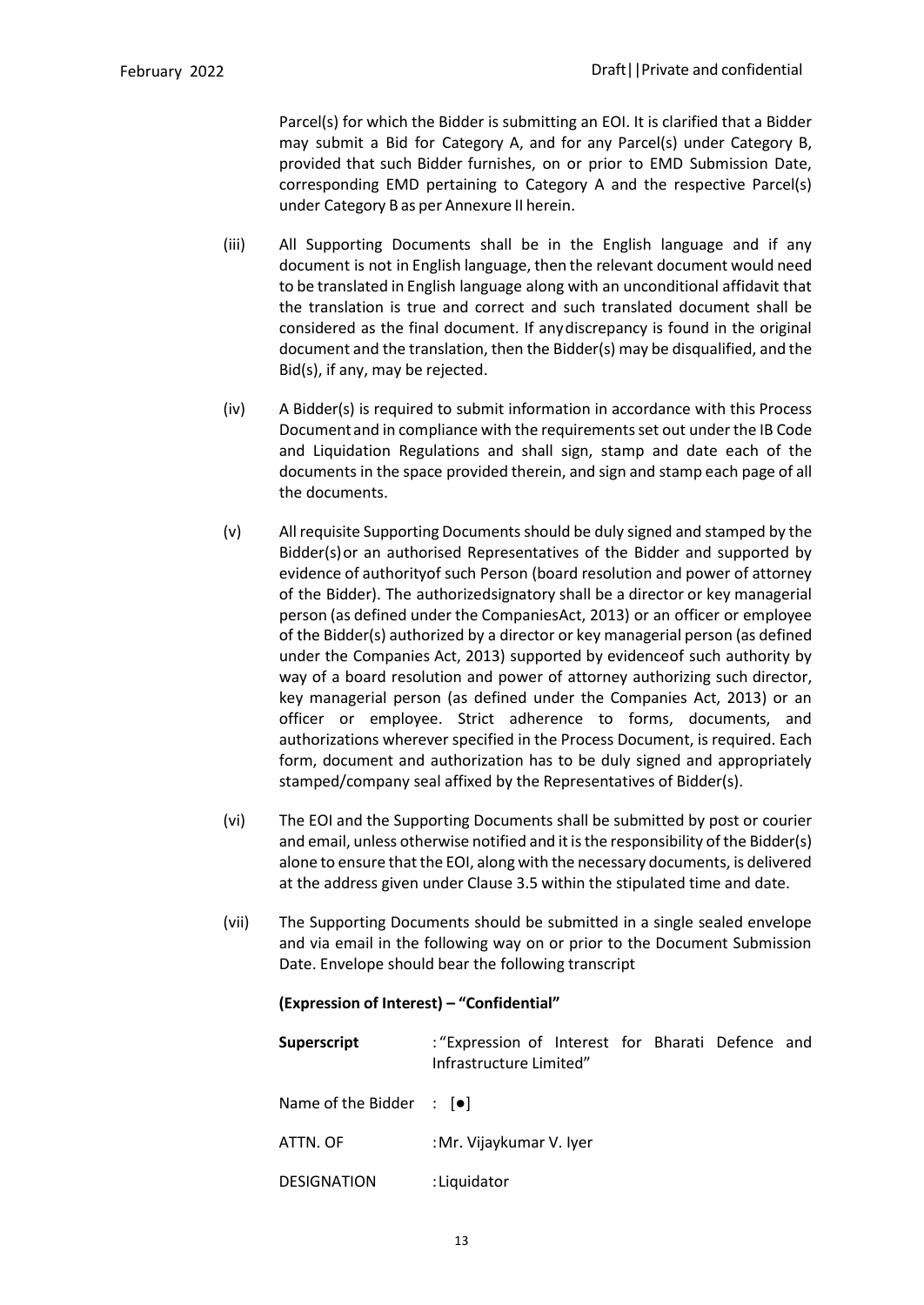Parcel(s) for which the Bidder is submitting an EOI. It is clarified that a Bidder may submit a Bid for Category A, and for any Parcel(s) under Category B, provided that such Bidder furnishes, on or prior to EMD Submission Date, corresponding EMD pertaining to Category A and the respective Parcel(s) under Category B as per Annexure II herein.

(iii) All Supporting Documents shall be in the English language and if any document is not in English language, then the relevant document would need to be translated in English language along with an unconditional affidavit that the translation is true and correct and such translated document shall be considered as the final document. If any discrepancy is found in the original document and the translation, then the Bidder(s) may be disqualified, and the Bid(s), if any, may be rejected.

(iv) A Bidder(s) is required to submit information in accordance with this Process Document and in compliance with the requirements set out under the IB Code and Liquidation Regulations and shall sign, stamp and date each of the documents in the space provided therein, and sign and stamp each page of all the documents.

(v) All requisite Supporting Documents should be duly signed and stamped by the Bidder(s) or an authorised Representatives of the Bidder and supported by evidence of authority of such Person (board resolution and power of attorney of the Bidder). The authorized signatory shall be a director or key managerial person (as defined under the Companies Act, 2013) or an officer or employee of the Bidder(s) authorized by a director or key managerial person (as defined under the Companies Act, 2013) supported by evidence of such authority by way of a board resolution and power of attorney authorizing such director, key managerial person (as defined under the Companies Act, 2013) or an officer or employee. Strict adherence to forms, documents, and authorizations wherever specified in the Process Document, is required. Each form, document and authorization has to be duly signed and appropriately stamped/company seal affixed by the Representatives of Bidder(s).

(vi) The EOI and the Supporting Documents shall be submitted by post or courier and email, unless otherwise notified and it is the responsibility of the Bidder(s) alone to ensure that the EOI, along with the necessary documents, is delivered at the address given under Clause 3.5 within the stipulated time and date.

(vii) The Supporting Documents should be submitted in a single sealed envelope and via email in the following way on or prior to the Document Submission Date. Envelope should bear the following transcript

**(Expression of Interest) – "Confidential"**

| | |
|---|---|
| **Superscript** | : "Expression of Interest for Bharati Defence and Infrastructure Limited" |
| Name of the Bidder | : [●] |
| ATTN. OF | : Mr. Vijaykumar V. Iyer |
| DESIGNATION | : Liquidator |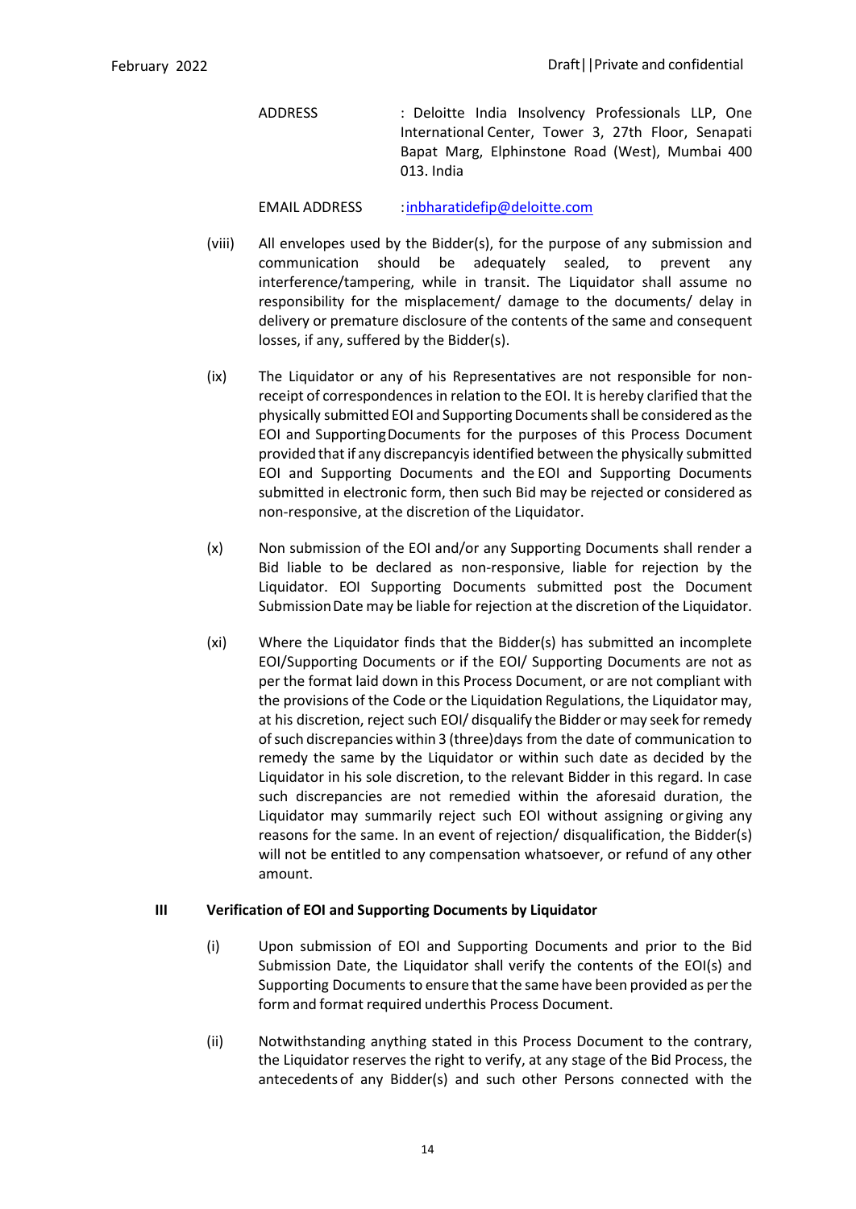ADDRESS : Deloitte India Insolvency Professionals LLP, One International Center, Tower 3, 27th Floor, Senapati Bapat Marg, Elphinstone Road (West), Mumbai 400 013. India

EMAIL ADDRESS : inbharatidefip@deloitte.com

(viii) All envelopes used by the Bidder(s), for the purpose of any submission and communication should be adequately sealed, to prevent any interference/tampering, while in transit. The Liquidator shall assume no responsibility for the misplacement/ damage to the documents/ delay in delivery or premature disclosure of the contents of the same and consequent losses, if any, suffered by the Bidder(s).

(ix) The Liquidator or any of his Representatives are not responsible for non-receipt of correspondences in relation to the EOI. It is hereby clarified that the physically submitted EOI and Supporting Documents shall be considered as the EOI and Supporting Documents for the purposes of this Process Document provided that if any discrepancy is identified between the physically submitted EOI and Supporting Documents and the EOI and Supporting Documents submitted in electronic form, then such Bid may be rejected or considered as non-responsive, at the discretion of the Liquidator.

(x) Non submission of the EOI and/or any Supporting Documents shall render a Bid liable to be declared as non-responsive, liable for rejection by the Liquidator. EOI Supporting Documents submitted post the Document Submission Date may be liable for rejection at the discretion of the Liquidator.

(xi) Where the Liquidator finds that the Bidder(s) has submitted an incomplete EOI/Supporting Documents or if the EOI/ Supporting Documents are not as per the format laid down in this Process Document, or are not compliant with the provisions of the Code or the Liquidation Regulations, the Liquidator may, at his discretion, reject such EOI/ disqualify the Bidder or may seek for remedy of such discrepancies within 3 (three) days from the date of communication to remedy the same by the Liquidator or within such date as decided by the Liquidator in his sole discretion, to the relevant Bidder in this regard. In case such discrepancies are not remedied within the aforesaid duration, the Liquidator may summarily reject such EOI without assigning or giving any reasons for the same. In an event of rejection/ disqualification, the Bidder(s) will not be entitled to any compensation whatsoever, or refund of any other amount.

**III Verification of EOI and Supporting Documents by Liquidator**

(i) Upon submission of EOI and Supporting Documents and prior to the Bid Submission Date, the Liquidator shall verify the contents of the EOI(s) and Supporting Documents to ensure that the same have been provided as per the form and format required under this Process Document.

(ii) Notwithstanding anything stated in this Process Document to the contrary, the Liquidator reserves the right to verify, at any stage of the Bid Process, the antecedents of any Bidder(s) and such other Persons connected with the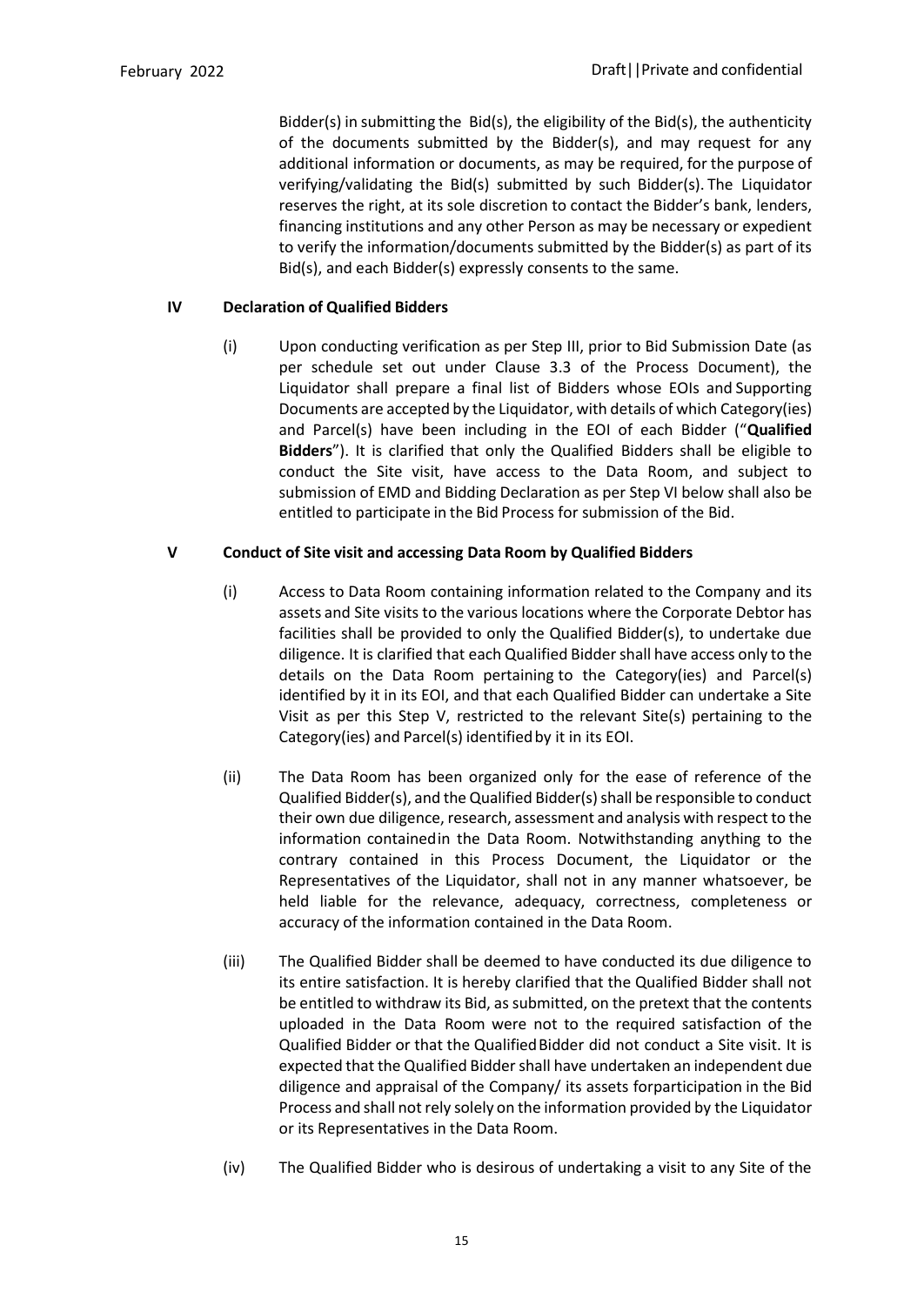Bidder(s) in submitting the Bid(s), the eligibility of the Bid(s), the authenticity of the documents submitted by the Bidder(s), and may request for any additional information or documents, as may be required, for the purpose of verifying/validating the Bid(s) submitted by such Bidder(s). The Liquidator reserves the right, at its sole discretion to contact the Bidder's bank, lenders, financing institutions and any other Person as may be necessary or expedient to verify the information/documents submitted by the Bidder(s) as part of its Bid(s), and each Bidder(s) expressly consents to the same.

**IV Declaration of Qualified Bidders**

(i) Upon conducting verification as per Step III, prior to Bid Submission Date (as per schedule set out under Clause 3.3 of the Process Document), the Liquidator shall prepare a final list of Bidders whose EOIs and Supporting Documents are accepted by the Liquidator, with details of which Category(ies) and Parcel(s) have been including in the EOI of each Bidder ("**Qualified Bidders**"). It is clarified that only the Qualified Bidders shall be eligible to conduct the Site visit, have access to the Data Room, and subject to submission of EMD and Bidding Declaration as per Step VI below shall also be entitled to participate in the Bid Process for submission of the Bid.

**V Conduct of Site visit and accessing Data Room by Qualified Bidders**

(i) Access to Data Room containing information related to the Company and its assets and Site visits to the various locations where the Corporate Debtor has facilities shall be provided to only the Qualified Bidder(s), to undertake due diligence. It is clarified that each Qualified Bidder shall have access only to the details on the Data Room pertaining to the Category(ies) and Parcel(s) identified by it in its EOI, and that each Qualified Bidder can undertake a Site Visit as per this Step V, restricted to the relevant Site(s) pertaining to the Category(ies) and Parcel(s) identified by it in its EOI.

(ii) The Data Room has been organized only for the ease of reference of the Qualified Bidder(s), and the Qualified Bidder(s) shall be responsible to conduct their own due diligence, research, assessment and analysis with respect to the information contained in the Data Room. Notwithstanding anything to the contrary contained in this Process Document, the Liquidator or the Representatives of the Liquidator, shall not in any manner whatsoever, be held liable for the relevance, adequacy, correctness, completeness or accuracy of the information contained in the Data Room.

(iii) The Qualified Bidder shall be deemed to have conducted its due diligence to its entire satisfaction. It is hereby clarified that the Qualified Bidder shall not be entitled to withdraw its Bid, as submitted, on the pretext that the contents uploaded in the Data Room were not to the required satisfaction of the Qualified Bidder or that the Qualified Bidder did not conduct a Site visit. It is expected that the Qualified Bidder shall have undertaken an independent due diligence and appraisal of the Company/ its assets for participation in the Bid Process and shall not rely solely on the information provided by the Liquidator or its Representatives in the Data Room.

(iv) The Qualified Bidder who is desirous of undertaking a visit to any Site of the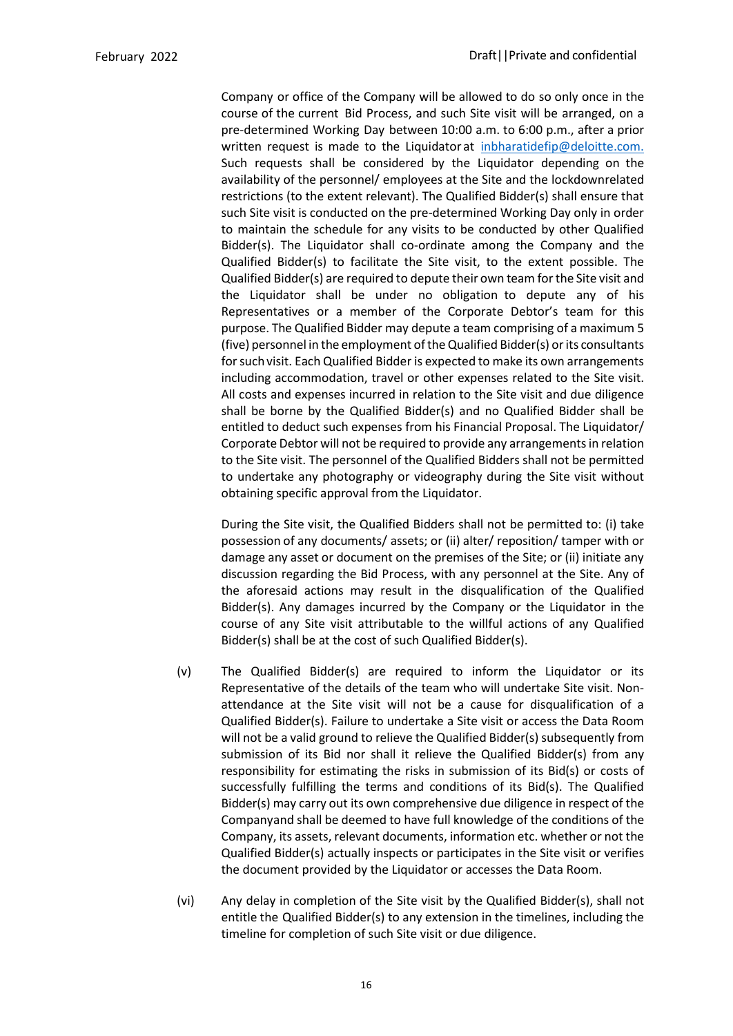Company or office of the Company will be allowed to do so only once in the course of the current Bid Process, and such Site visit will be arranged, on a pre-determined Working Day between 10:00 a.m. to 6:00 p.m., after a prior written request is made to the Liquidator at inbharatidefip@deloitte.com. Such requests shall be considered by the Liquidator depending on the availability of the personnel/ employees at the Site and the lockdownrelated restrictions (to the extent relevant). The Qualified Bidder(s) shall ensure that such Site visit is conducted on the pre-determined Working Day only in order to maintain the schedule for any visits to be conducted by other Qualified Bidder(s). The Liquidator shall co-ordinate among the Company and the Qualified Bidder(s) to facilitate the Site visit, to the extent possible. The Qualified Bidder(s) are required to depute their own team for the Site visit and the Liquidator shall be under no obligation to depute any of his Representatives or a member of the Corporate Debtor's team for this purpose. The Qualified Bidder may depute a team comprising of a maximum 5 (five) personnel in the employment of the Qualified Bidder(s) or its consultants for such visit. Each Qualified Bidder is expected to make its own arrangements including accommodation, travel or other expenses related to the Site visit. All costs and expenses incurred in relation to the Site visit and due diligence shall be borne by the Qualified Bidder(s) and no Qualified Bidder shall be entitled to deduct such expenses from his Financial Proposal. The Liquidator/ Corporate Debtor will not be required to provide any arrangements in relation to the Site visit. The personnel of the Qualified Bidders shall not be permitted to undertake any photography or videography during the Site visit without obtaining specific approval from the Liquidator.

During the Site visit, the Qualified Bidders shall not be permitted to: (i) take possession of any documents/ assets; or (ii) alter/ reposition/ tamper with or damage any asset or document on the premises of the Site; or (ii) initiate any discussion regarding the Bid Process, with any personnel at the Site. Any of the aforesaid actions may result in the disqualification of the Qualified Bidder(s). Any damages incurred by the Company or the Liquidator in the course of any Site visit attributable to the willful actions of any Qualified Bidder(s) shall be at the cost of such Qualified Bidder(s).

(v) The Qualified Bidder(s) are required to inform the Liquidator or its Representative of the details of the team who will undertake Site visit. Non-attendance at the Site visit will not be a cause for disqualification of a Qualified Bidder(s). Failure to undertake a Site visit or access the Data Room will not be a valid ground to relieve the Qualified Bidder(s) subsequently from submission of its Bid nor shall it relieve the Qualified Bidder(s) from any responsibility for estimating the risks in submission of its Bid(s) or costs of successfully fulfilling the terms and conditions of its Bid(s). The Qualified Bidder(s) may carry out its own comprehensive due diligence in respect of the Companyand shall be deemed to have full knowledge of the conditions of the Company, its assets, relevant documents, information etc. whether or not the Qualified Bidder(s) actually inspects or participates in the Site visit or verifies the document provided by the Liquidator or accesses the Data Room.

(vi) Any delay in completion of the Site visit by the Qualified Bidder(s), shall not entitle the Qualified Bidder(s) to any extension in the timelines, including the timeline for completion of such Site visit or due diligence.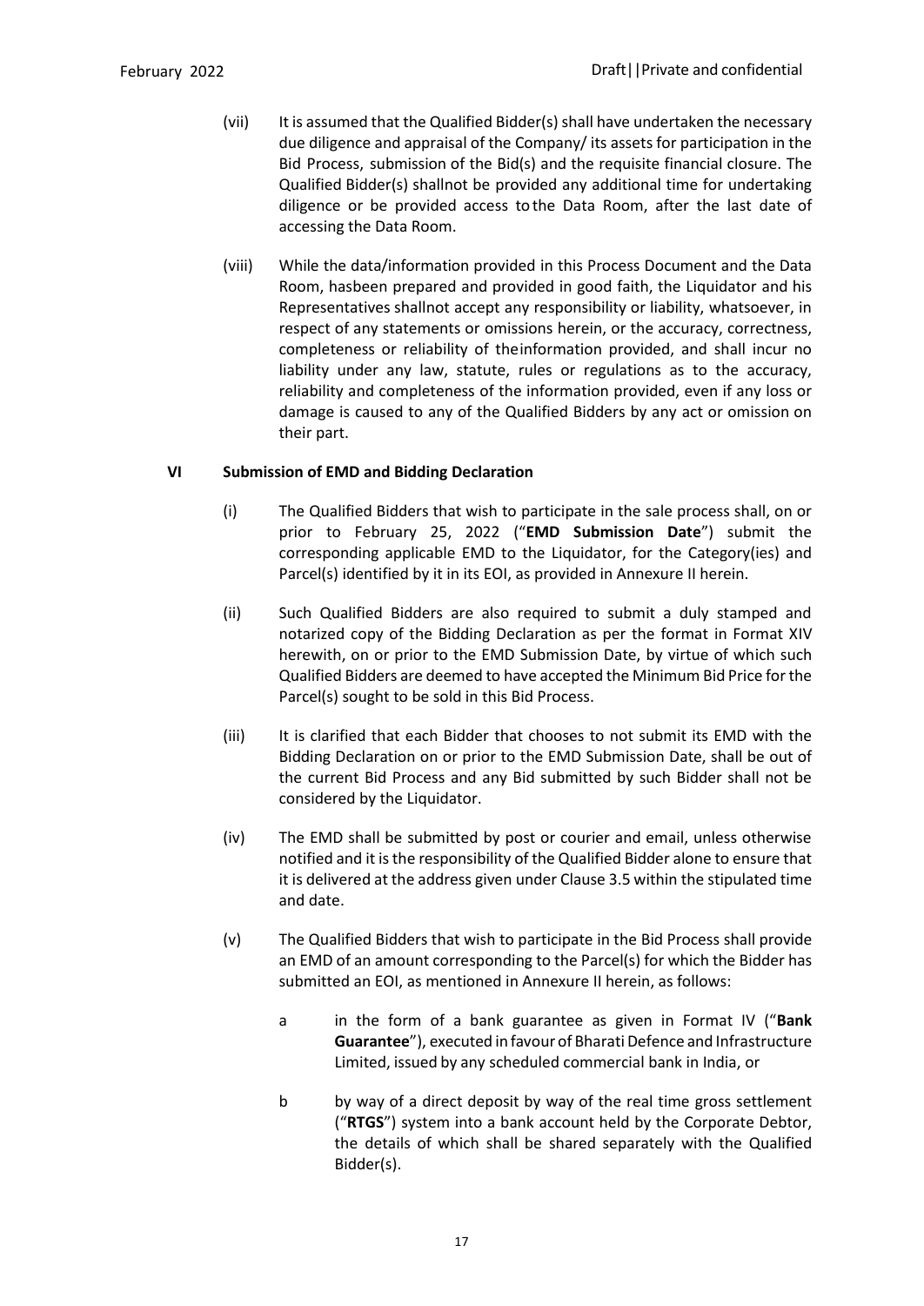(vii) It is assumed that the Qualified Bidder(s) shall have undertaken the necessary due diligence and appraisal of the Company/ its assets for participation in the Bid Process, submission of the Bid(s) and the requisite financial closure. The Qualified Bidder(s) shallnot be provided any additional time for undertaking diligence or be provided access tothe Data Room, after the last date of accessing the Data Room.

(viii) While the data/information provided in this Process Document and the Data Room, hasbeen prepared and provided in good faith, the Liquidator and his Representatives shallnot accept any responsibility or liability, whatsoever, in respect of any statements or omissions herein, or the accuracy, correctness, completeness or reliability of theinformation provided, and shall incur no liability under any law, statute, rules or regulations as to the accuracy, reliability and completeness of the information provided, even if any loss or damage is caused to any of the Qualified Bidders by any act or omission on their part.

## VI Submission of EMD and Bidding Declaration

(i) The Qualified Bidders that wish to participate in the sale process shall, on or prior to February 25, 2022 ("**EMD Submission Date**") submit the corresponding applicable EMD to the Liquidator, for the Category(ies) and Parcel(s) identified by it in its EOI, as provided in Annexure II herein.

(ii) Such Qualified Bidders are also required to submit a duly stamped and notarized copy of the Bidding Declaration as per the format in Format XIV herewith, on or prior to the EMD Submission Date, by virtue of which such Qualified Bidders are deemed to have accepted the Minimum Bid Price for the Parcel(s) sought to be sold in this Bid Process.

(iii) It is clarified that each Bidder that chooses to not submit its EMD with the Bidding Declaration on or prior to the EMD Submission Date, shall be out of the current Bid Process and any Bid submitted by such Bidder shall not be considered by the Liquidator.

(iv) The EMD shall be submitted by post or courier and email, unless otherwise notified and it is the responsibility of the Qualified Bidder alone to ensure that it is delivered at the address given under Clause 3.5 within the stipulated time and date.

(v) The Qualified Bidders that wish to participate in the Bid Process shall provide an EMD of an amount corresponding to the Parcel(s) for which the Bidder has submitted an EOI, as mentioned in Annexure II herein, as follows:

a in the form of a bank guarantee as given in Format IV ("**Bank Guarantee**"), executed in favour of Bharati Defence and Infrastructure Limited, issued by any scheduled commercial bank in India, or

b by way of a direct deposit by way of the real time gross settlement ("**RTGS**") system into a bank account held by the Corporate Debtor, the details of which shall be shared separately with the Qualified Bidder(s).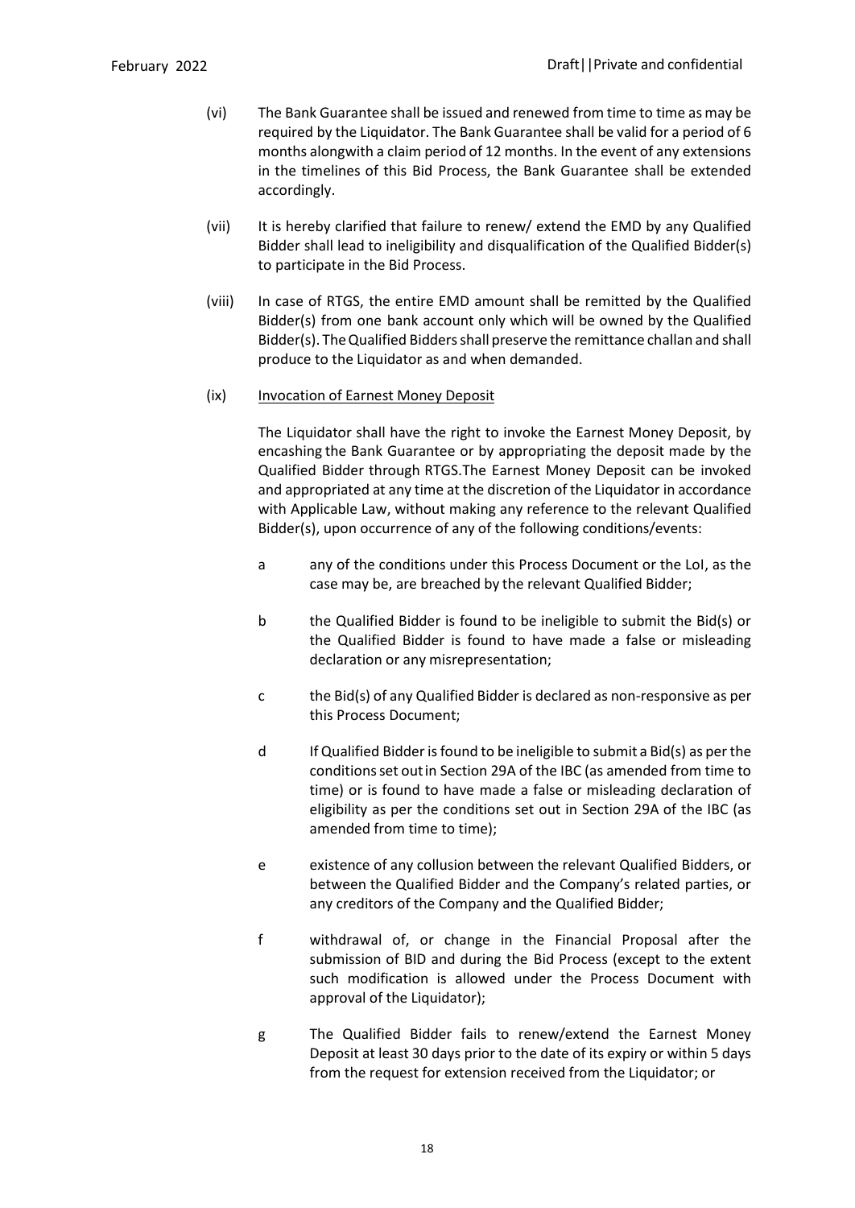(vi) The Bank Guarantee shall be issued and renewed from time to time as may be required by the Liquidator. The Bank Guarantee shall be valid for a period of 6 months alongwith a claim period of 12 months. In the event of any extensions in the timelines of this Bid Process, the Bank Guarantee shall be extended accordingly.

(vii) It is hereby clarified that failure to renew/ extend the EMD by any Qualified Bidder shall lead to ineligibility and disqualification of the Qualified Bidder(s) to participate in the Bid Process.

(viii) In case of RTGS, the entire EMD amount shall be remitted by the Qualified Bidder(s) from one bank account only which will be owned by the Qualified Bidder(s). The Qualified Bidders shall preserve the remittance challan and shall produce to the Liquidator as and when demanded.

(ix) <u>Invocation of Earnest Money Deposit</u>

The Liquidator shall have the right to invoke the Earnest Money Deposit, by encashing the Bank Guarantee or by appropriating the deposit made by the Qualified Bidder through RTGS.The Earnest Money Deposit can be invoked and appropriated at any time at the discretion of the Liquidator in accordance with Applicable Law, without making any reference to the relevant Qualified Bidder(s), upon occurrence of any of the following conditions/events:

a any of the conditions under this Process Document or the LoI, as the case may be, are breached by the relevant Qualified Bidder;

b the Qualified Bidder is found to be ineligible to submit the Bid(s) or the Qualified Bidder is found to have made a false or misleading declaration or any misrepresentation;

c the Bid(s) of any Qualified Bidder is declared as non-responsive as per this Process Document;

d If Qualified Bidder is found to be ineligible to submit a Bid(s) as per the conditions set out in Section 29A of the IBC (as amended from time to time) or is found to have made a false or misleading declaration of eligibility as per the conditions set out in Section 29A of the IBC (as amended from time to time);

e existence of any collusion between the relevant Qualified Bidders, or between the Qualified Bidder and the Company's related parties, or any creditors of the Company and the Qualified Bidder;

f withdrawal of, or change in the Financial Proposal after the submission of BID and during the Bid Process (except to the extent such modification is allowed under the Process Document with approval of the Liquidator);

g The Qualified Bidder fails to renew/extend the Earnest Money Deposit at least 30 days prior to the date of its expiry or within 5 days from the request for extension received from the Liquidator; or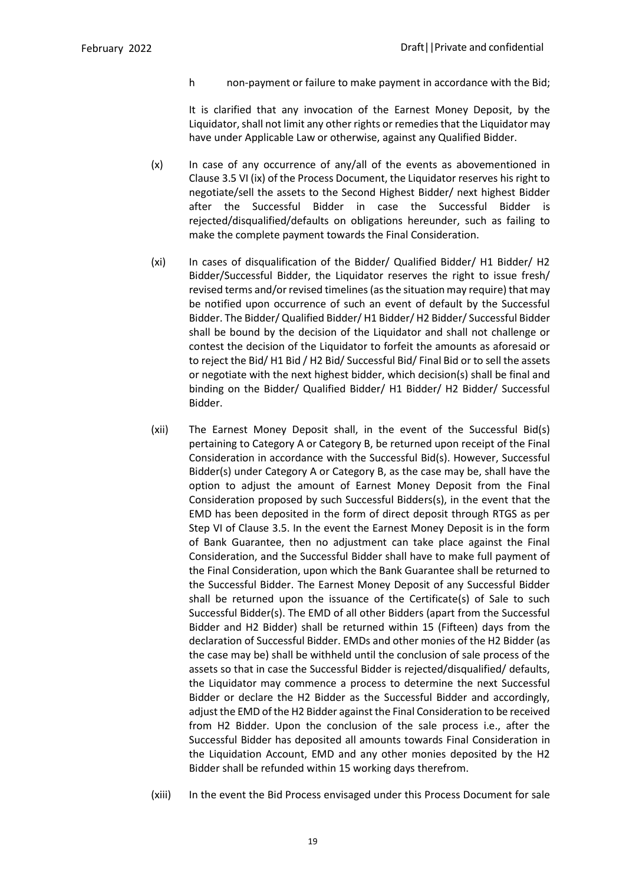h non-payment or failure to make payment in accordance with the Bid;

It is clarified that any invocation of the Earnest Money Deposit, by the Liquidator, shall not limit any other rights or remedies that the Liquidator may have under Applicable Law or otherwise, against any Qualified Bidder.

(x) In case of any occurrence of any/all of the events as abovementioned in Clause 3.5 VI (ix) of the Process Document, the Liquidator reserves his right to negotiate/sell the assets to the Second Highest Bidder/ next highest Bidder after the Successful Bidder in case the Successful Bidder is rejected/disqualified/defaults on obligations hereunder, such as failing to make the complete payment towards the Final Consideration.

(xi) In cases of disqualification of the Bidder/ Qualified Bidder/ H1 Bidder/ H2 Bidder/Successful Bidder, the Liquidator reserves the right to issue fresh/ revised terms and/or revised timelines (as the situation may require) that may be notified upon occurrence of such an event of default by the Successful Bidder. The Bidder/ Qualified Bidder/ H1 Bidder/ H2 Bidder/ Successful Bidder shall be bound by the decision of the Liquidator and shall not challenge or contest the decision of the Liquidator to forfeit the amounts as aforesaid or to reject the Bid/ H1 Bid / H2 Bid/ Successful Bid/ Final Bid or to sell the assets or negotiate with the next highest bidder, which decision(s) shall be final and binding on the Bidder/ Qualified Bidder/ H1 Bidder/ H2 Bidder/ Successful Bidder.

(xii) The Earnest Money Deposit shall, in the event of the Successful Bid(s) pertaining to Category A or Category B, be returned upon receipt of the Final Consideration in accordance with the Successful Bid(s). However, Successful Bidder(s) under Category A or Category B, as the case may be, shall have the option to adjust the amount of Earnest Money Deposit from the Final Consideration proposed by such Successful Bidders(s), in the event that the EMD has been deposited in the form of direct deposit through RTGS as per Step VI of Clause 3.5. In the event the Earnest Money Deposit is in the form of Bank Guarantee, then no adjustment can take place against the Final Consideration, and the Successful Bidder shall have to make full payment of the Final Consideration, upon which the Bank Guarantee shall be returned to the Successful Bidder. The Earnest Money Deposit of any Successful Bidder shall be returned upon the issuance of the Certificate(s) of Sale to such Successful Bidder(s). The EMD of all other Bidders (apart from the Successful Bidder and H2 Bidder) shall be returned within 15 (Fifteen) days from the declaration of Successful Bidder. EMDs and other monies of the H2 Bidder (as the case may be) shall be withheld until the conclusion of sale process of the assets so that in case the Successful Bidder is rejected/disqualified/ defaults, the Liquidator may commence a process to determine the next Successful Bidder or declare the H2 Bidder as the Successful Bidder and accordingly, adjust the EMD of the H2 Bidder against the Final Consideration to be received from H2 Bidder. Upon the conclusion of the sale process i.e., after the Successful Bidder has deposited all amounts towards Final Consideration in the Liquidation Account, EMD and any other monies deposited by the H2 Bidder shall be refunded within 15 working days therefrom.

(xiii) In the event the Bid Process envisaged under this Process Document for sale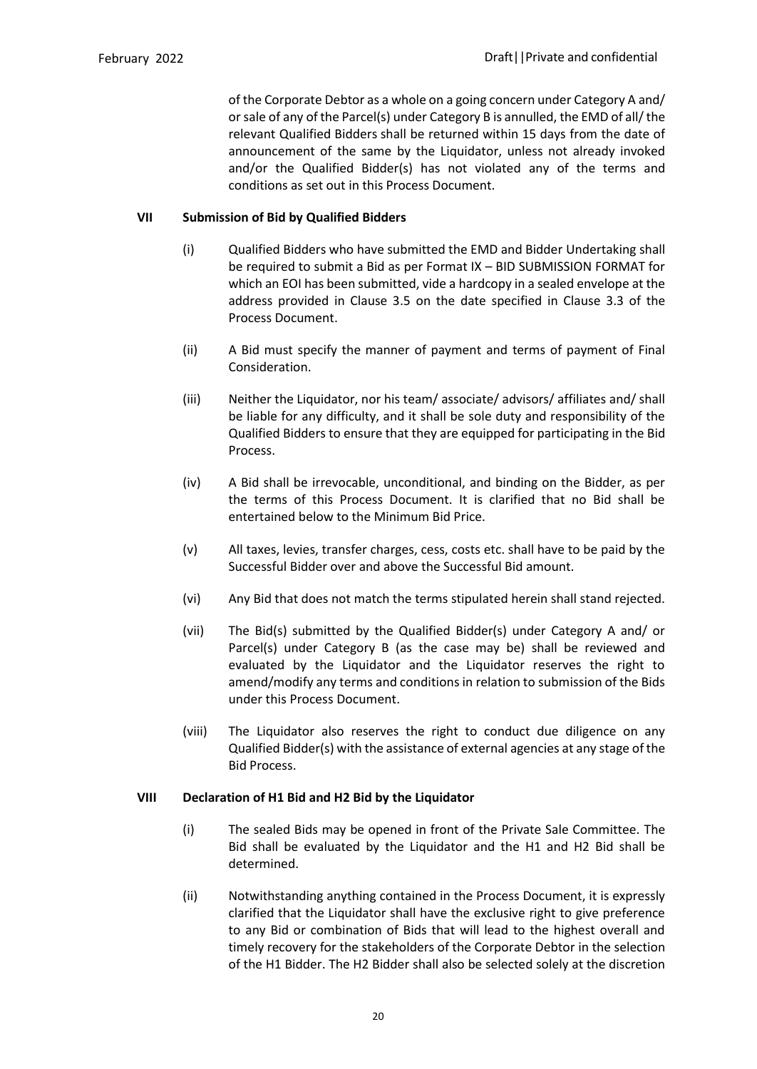of the Corporate Debtor as a whole on a going concern under Category A and/ or sale of any of the Parcel(s) under Category B is annulled, the EMD of all/ the relevant Qualified Bidders shall be returned within 15 days from the date of announcement of the same by the Liquidator, unless not already invoked and/or the Qualified Bidder(s) has not violated any of the terms and conditions as set out in this Process Document.

**VII Submission of Bid by Qualified Bidders**

(i) Qualified Bidders who have submitted the EMD and Bidder Undertaking shall be required to submit a Bid as per Format IX – BID SUBMISSION FORMAT for which an EOI has been submitted, vide a hardcopy in a sealed envelope at the address provided in Clause 3.5 on the date specified in Clause 3.3 of the Process Document.

(ii) A Bid must specify the manner of payment and terms of payment of Final Consideration.

(iii) Neither the Liquidator, nor his team/ associate/ advisors/ affiliates and/ shall be liable for any difficulty, and it shall be sole duty and responsibility of the Qualified Bidders to ensure that they are equipped for participating in the Bid Process.

(iv) A Bid shall be irrevocable, unconditional, and binding on the Bidder, as per the terms of this Process Document. It is clarified that no Bid shall be entertained below to the Minimum Bid Price.

(v) All taxes, levies, transfer charges, cess, costs etc. shall have to be paid by the Successful Bidder over and above the Successful Bid amount.

(vi) Any Bid that does not match the terms stipulated herein shall stand rejected.

(vii) The Bid(s) submitted by the Qualified Bidder(s) under Category A and/ or Parcel(s) under Category B (as the case may be) shall be reviewed and evaluated by the Liquidator and the Liquidator reserves the right to amend/modify any terms and conditions in relation to submission of the Bids under this Process Document.

(viii) The Liquidator also reserves the right to conduct due diligence on any Qualified Bidder(s) with the assistance of external agencies at any stage of the Bid Process.

**VIII Declaration of H1 Bid and H2 Bid by the Liquidator**

(i) The sealed Bids may be opened in front of the Private Sale Committee. The Bid shall be evaluated by the Liquidator and the H1 and H2 Bid shall be determined.

(ii) Notwithstanding anything contained in the Process Document, it is expressly clarified that the Liquidator shall have the exclusive right to give preference to any Bid or combination of Bids that will lead to the highest overall and timely recovery for the stakeholders of the Corporate Debtor in the selection of the H1 Bidder. The H2 Bidder shall also be selected solely at the discretion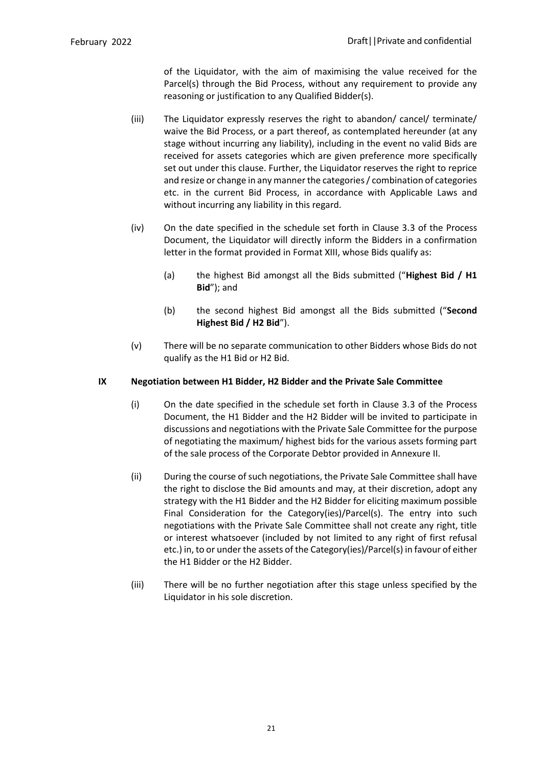of the Liquidator, with the aim of maximising the value received for the Parcel(s) through the Bid Process, without any requirement to provide any reasoning or justification to any Qualified Bidder(s).

(iii) The Liquidator expressly reserves the right to abandon/ cancel/ terminate/ waive the Bid Process, or a part thereof, as contemplated hereunder (at any stage without incurring any liability), including in the event no valid Bids are received for assets categories which are given preference more specifically set out under this clause. Further, the Liquidator reserves the right to reprice and resize or change in any manner the categories / combination of categories etc. in the current Bid Process, in accordance with Applicable Laws and without incurring any liability in this regard.

(iv) On the date specified in the schedule set forth in Clause 3.3 of the Process Document, the Liquidator will directly inform the Bidders in a confirmation letter in the format provided in Format XIII, whose Bids qualify as:

(a) the highest Bid amongst all the Bids submitted ("**Highest Bid / H1 Bid**"); and

(b) the second highest Bid amongst all the Bids submitted ("**Second Highest Bid / H2 Bid**").

(v) There will be no separate communication to other Bidders whose Bids do not qualify as the H1 Bid or H2 Bid.

**IX Negotiation between H1 Bidder, H2 Bidder and the Private Sale Committee**

(i) On the date specified in the schedule set forth in Clause 3.3 of the Process Document, the H1 Bidder and the H2 Bidder will be invited to participate in discussions and negotiations with the Private Sale Committee for the purpose of negotiating the maximum/ highest bids for the various assets forming part of the sale process of the Corporate Debtor provided in Annexure II.

(ii) During the course of such negotiations, the Private Sale Committee shall have the right to disclose the Bid amounts and may, at their discretion, adopt any strategy with the H1 Bidder and the H2 Bidder for eliciting maximum possible Final Consideration for the Category(ies)/Parcel(s). The entry into such negotiations with the Private Sale Committee shall not create any right, title or interest whatsoever (included by not limited to any right of first refusal etc.) in, to or under the assets of the Category(ies)/Parcel(s) in favour of either the H1 Bidder or the H2 Bidder.

(iii) There will be no further negotiation after this stage unless specified by the Liquidator in his sole discretion.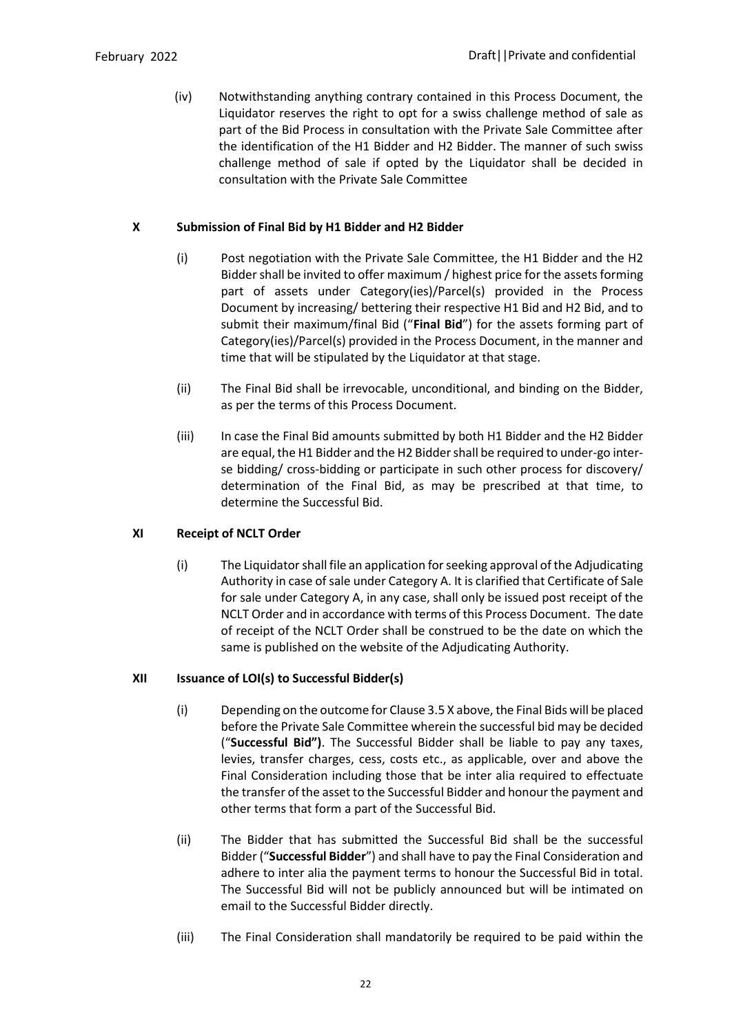(iv) Notwithstanding anything contrary contained in this Process Document, the Liquidator reserves the right to opt for a swiss challenge method of sale as part of the Bid Process in consultation with the Private Sale Committee after the identification of the H1 Bidder and H2 Bidder. The manner of such swiss challenge method of sale if opted by the Liquidator shall be decided in consultation with the Private Sale Committee

### X Submission of Final Bid by H1 Bidder and H2 Bidder

(i) Post negotiation with the Private Sale Committee, the H1 Bidder and the H2 Bidder shall be invited to offer maximum / highest price for the assets forming part of assets under Category(ies)/Parcel(s) provided in the Process Document by increasing/ bettering their respective H1 Bid and H2 Bid, and to submit their maximum/final Bid ("**Final Bid**") for the assets forming part of Category(ies)/Parcel(s) provided in the Process Document, in the manner and time that will be stipulated by the Liquidator at that stage.

(ii) The Final Bid shall be irrevocable, unconditional, and binding on the Bidder, as per the terms of this Process Document.

(iii) In case the Final Bid amounts submitted by both H1 Bidder and the H2 Bidder are equal, the H1 Bidder and the H2 Bidder shall be required to under-go inter-se bidding/ cross-bidding or participate in such other process for discovery/ determination of the Final Bid, as may be prescribed at that time, to determine the Successful Bid.

### XI Receipt of NCLT Order

(i) The Liquidator shall file an application for seeking approval of the Adjudicating Authority in case of sale under Category A. It is clarified that Certificate of Sale for sale under Category A, in any case, shall only be issued post receipt of the NCLT Order and in accordance with terms of this Process Document. The date of receipt of the NCLT Order shall be construed to be the date on which the same is published on the website of the Adjudicating Authority.

### XII Issuance of LOI(s) to Successful Bidder(s)

(i) Depending on the outcome for Clause 3.5 X above, the Final Bids will be placed before the Private Sale Committee wherein the successful bid may be decided ("**Successful Bid")**. The Successful Bidder shall be liable to pay any taxes, levies, transfer charges, cess, costs etc., as applicable, over and above the Final Consideration including those that be inter alia required to effectuate the transfer of the asset to the Successful Bidder and honour the payment and other terms that form a part of the Successful Bid.

(ii) The Bidder that has submitted the Successful Bid shall be the successful Bidder ("**Successful Bidder**") and shall have to pay the Final Consideration and adhere to inter alia the payment terms to honour the Successful Bid in total. The Successful Bid will not be publicly announced but will be intimated on email to the Successful Bidder directly.

(iii) The Final Consideration shall mandatorily be required to be paid within the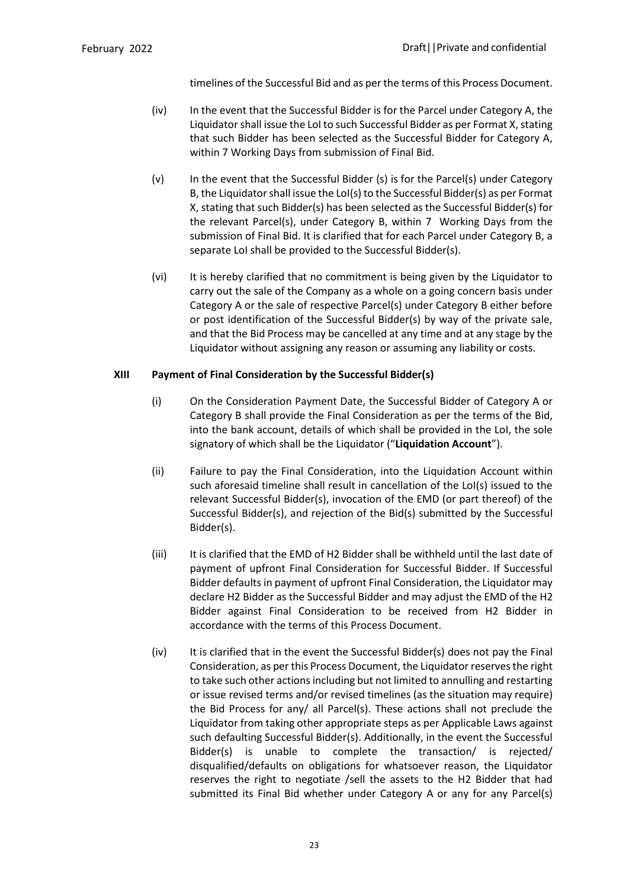timelines of the Successful Bid and as per the terms of this Process Document.

(iv) In the event that the Successful Bidder is for the Parcel under Category A, the Liquidator shall issue the LoI to such Successful Bidder as per Format X, stating that such Bidder has been selected as the Successful Bidder for Category A, within 7 Working Days from submission of Final Bid.

(v) In the event that the Successful Bidder (s) is for the Parcel(s) under Category B, the Liquidator shall issue the LoI(s) to the Successful Bidder(s) as per Format X, stating that such Bidder(s) has been selected as the Successful Bidder(s) for the relevant Parcel(s), under Category B, within 7 Working Days from the submission of Final Bid. It is clarified that for each Parcel under Category B, a separate LoI shall be provided to the Successful Bidder(s).

(vi) It is hereby clarified that no commitment is being given by the Liquidator to carry out the sale of the Company as a whole on a going concern basis under Category A or the sale of respective Parcel(s) under Category B either before or post identification of the Successful Bidder(s) by way of the private sale, and that the Bid Process may be cancelled at any time and at any stage by the Liquidator without assigning any reason or assuming any liability or costs.

**XIII Payment of Final Consideration by the Successful Bidder(s)**

(i) On the Consideration Payment Date, the Successful Bidder of Category A or Category B shall provide the Final Consideration as per the terms of the Bid, into the bank account, details of which shall be provided in the LoI, the sole signatory of which shall be the Liquidator ("**Liquidation Account**").

(ii) Failure to pay the Final Consideration, into the Liquidation Account within such aforesaid timeline shall result in cancellation of the LoI(s) issued to the relevant Successful Bidder(s), invocation of the EMD (or part thereof) of the Successful Bidder(s), and rejection of the Bid(s) submitted by the Successful Bidder(s).

(iii) It is clarified that the EMD of H2 Bidder shall be withheld until the last date of payment of upfront Final Consideration for Successful Bidder. If Successful Bidder defaults in payment of upfront Final Consideration, the Liquidator may declare H2 Bidder as the Successful Bidder and may adjust the EMD of the H2 Bidder against Final Consideration to be received from H2 Bidder in accordance with the terms of this Process Document.

(iv) It is clarified that in the event the Successful Bidder(s) does not pay the Final Consideration, as per this Process Document, the Liquidator reserves the right to take such other actions including but not limited to annulling and restarting or issue revised terms and/or revised timelines (as the situation may require) the Bid Process for any/ all Parcel(s). These actions shall not preclude the Liquidator from taking other appropriate steps as per Applicable Laws against such defaulting Successful Bidder(s). Additionally, in the event the Successful Bidder(s) is unable to complete the transaction/ is rejected/ disqualified/defaults on obligations for whatsoever reason, the Liquidator reserves the right to negotiate /sell the assets to the H2 Bidder that had submitted its Final Bid whether under Category A or any for any Parcel(s)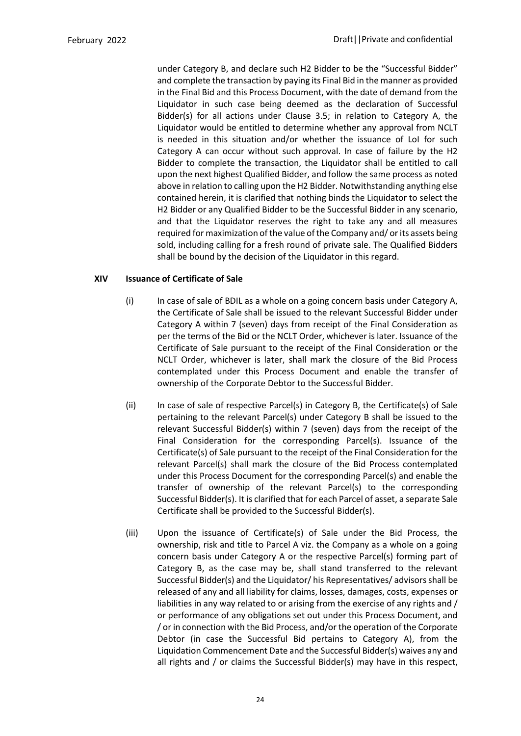under Category B, and declare such H2 Bidder to be the "Successful Bidder" and complete the transaction by paying its Final Bid in the manner as provided in the Final Bid and this Process Document, with the date of demand from the Liquidator in such case being deemed as the declaration of Successful Bidder(s) for all actions under Clause 3.5; in relation to Category A, the Liquidator would be entitled to determine whether any approval from NCLT is needed in this situation and/or whether the issuance of LoI for such Category A can occur without such approval. In case of failure by the H2 Bidder to complete the transaction, the Liquidator shall be entitled to call upon the next highest Qualified Bidder, and follow the same process as noted above in relation to calling upon the H2 Bidder. Notwithstanding anything else contained herein, it is clarified that nothing binds the Liquidator to select the H2 Bidder or any Qualified Bidder to be the Successful Bidder in any scenario, and that the Liquidator reserves the right to take any and all measures required for maximization of the value of the Company and/ or its assets being sold, including calling for a fresh round of private sale. The Qualified Bidders shall be bound by the decision of the Liquidator in this regard.

**XIV Issuance of Certificate of Sale**

(i) In case of sale of BDIL as a whole on a going concern basis under Category A, the Certificate of Sale shall be issued to the relevant Successful Bidder under Category A within 7 (seven) days from receipt of the Final Consideration as per the terms of the Bid or the NCLT Order, whichever is later. Issuance of the Certificate of Sale pursuant to the receipt of the Final Consideration or the NCLT Order, whichever is later, shall mark the closure of the Bid Process contemplated under this Process Document and enable the transfer of ownership of the Corporate Debtor to the Successful Bidder.

(ii) In case of sale of respective Parcel(s) in Category B, the Certificate(s) of Sale pertaining to the relevant Parcel(s) under Category B shall be issued to the relevant Successful Bidder(s) within 7 (seven) days from the receipt of the Final Consideration for the corresponding Parcel(s). Issuance of the Certificate(s) of Sale pursuant to the receipt of the Final Consideration for the relevant Parcel(s) shall mark the closure of the Bid Process contemplated under this Process Document for the corresponding Parcel(s) and enable the transfer of ownership of the relevant Parcel(s) to the corresponding Successful Bidder(s). It is clarified that for each Parcel of asset, a separate Sale Certificate shall be provided to the Successful Bidder(s).

(iii) Upon the issuance of Certificate(s) of Sale under the Bid Process, the ownership, risk and title to Parcel A viz. the Company as a whole on a going concern basis under Category A or the respective Parcel(s) forming part of Category B, as the case may be, shall stand transferred to the relevant Successful Bidder(s) and the Liquidator/ his Representatives/ advisors shall be released of any and all liability for claims, losses, damages, costs, expenses or liabilities in any way related to or arising from the exercise of any rights and / or performance of any obligations set out under this Process Document, and / or in connection with the Bid Process, and/or the operation of the Corporate Debtor (in case the Successful Bid pertains to Category A), from the Liquidation Commencement Date and the Successful Bidder(s) waives any and all rights and / or claims the Successful Bidder(s) may have in this respect,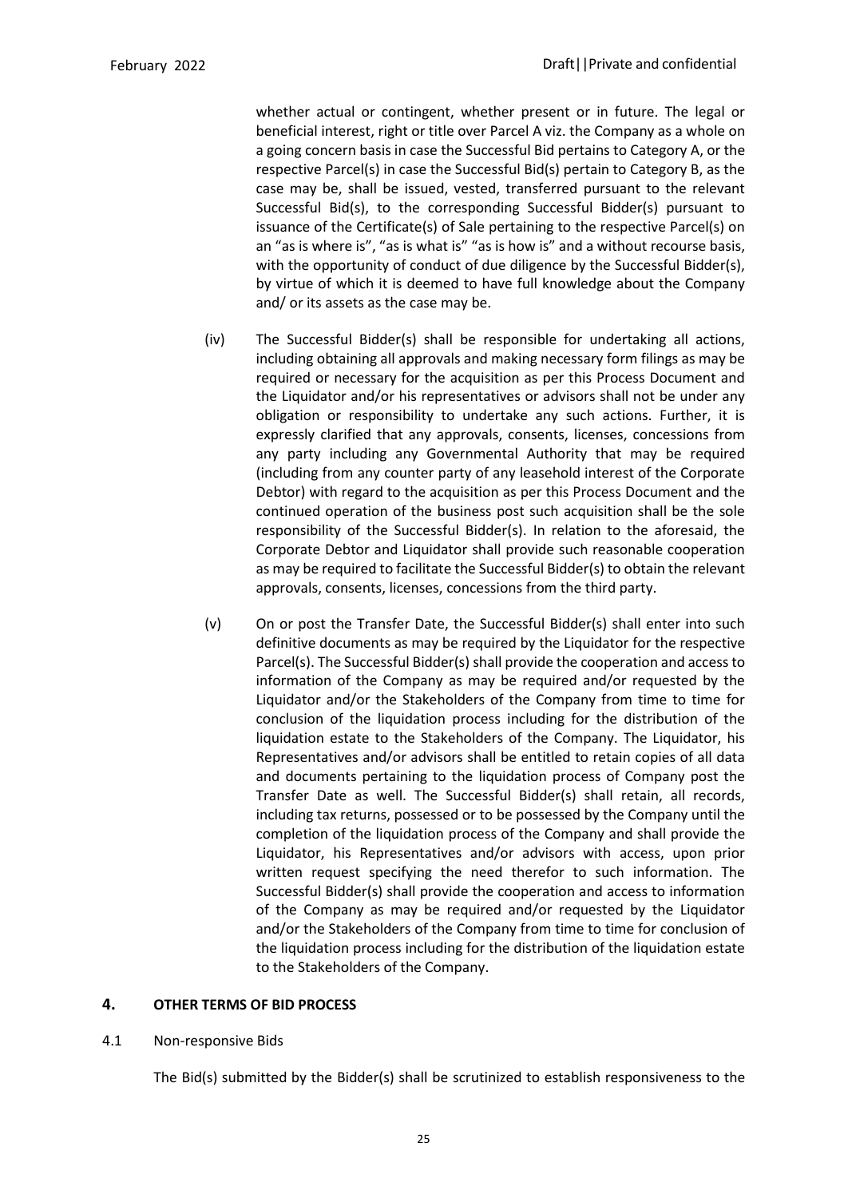whether actual or contingent, whether present or in future. The legal or beneficial interest, right or title over Parcel A viz. the Company as a whole on a going concern basis in case the Successful Bid pertains to Category A, or the respective Parcel(s) in case the Successful Bid(s) pertain to Category B, as the case may be, shall be issued, vested, transferred pursuant to the relevant Successful Bid(s), to the corresponding Successful Bidder(s) pursuant to issuance of the Certificate(s) of Sale pertaining to the respective Parcel(s) on an "as is where is", "as is what is" "as is how is" and a without recourse basis, with the opportunity of conduct of due diligence by the Successful Bidder(s), by virtue of which it is deemed to have full knowledge about the Company and/ or its assets as the case may be.

(iv) The Successful Bidder(s) shall be responsible for undertaking all actions, including obtaining all approvals and making necessary form filings as may be required or necessary for the acquisition as per this Process Document and the Liquidator and/or his representatives or advisors shall not be under any obligation or responsibility to undertake any such actions. Further, it is expressly clarified that any approvals, consents, licenses, concessions from any party including any Governmental Authority that may be required (including from any counter party of any leasehold interest of the Corporate Debtor) with regard to the acquisition as per this Process Document and the continued operation of the business post such acquisition shall be the sole responsibility of the Successful Bidder(s). In relation to the aforesaid, the Corporate Debtor and Liquidator shall provide such reasonable cooperation as may be required to facilitate the Successful Bidder(s) to obtain the relevant approvals, consents, licenses, concessions from the third party.

(v) On or post the Transfer Date, the Successful Bidder(s) shall enter into such definitive documents as may be required by the Liquidator for the respective Parcel(s). The Successful Bidder(s) shall provide the cooperation and access to information of the Company as may be required and/or requested by the Liquidator and/or the Stakeholders of the Company from time to time for conclusion of the liquidation process including for the distribution of the liquidation estate to the Stakeholders of the Company. The Liquidator, his Representatives and/or advisors shall be entitled to retain copies of all data and documents pertaining to the liquidation process of Company post the Transfer Date as well. The Successful Bidder(s) shall retain, all records, including tax returns, possessed or to be possessed by the Company until the completion of the liquidation process of the Company and shall provide the Liquidator, his Representatives and/or advisors with access, upon prior written request specifying the need therefor to such information. The Successful Bidder(s) shall provide the cooperation and access to information of the Company as may be required and/or requested by the Liquidator and/or the Stakeholders of the Company from time to time for conclusion of the liquidation process including for the distribution of the liquidation estate to the Stakeholders of the Company.

## 4. OTHER TERMS OF BID PROCESS

4.1 Non-responsive Bids

The Bid(s) submitted by the Bidder(s) shall be scrutinized to establish responsiveness to the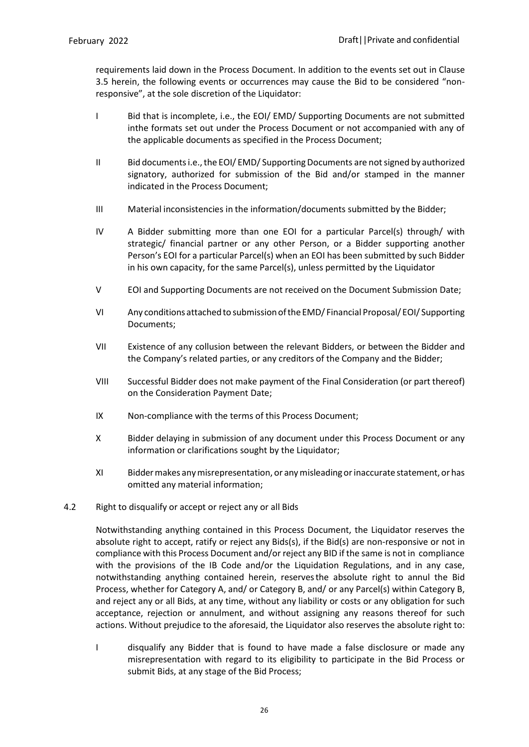requirements laid down in the Process Document. In addition to the events set out in Clause 3.5 herein, the following events or occurrences may cause the Bid to be considered "non-responsive", at the sole discretion of the Liquidator:

I Bid that is incomplete, i.e., the EOI/ EMD/ Supporting Documents are not submitted inthe formats set out under the Process Document or not accompanied with any of the applicable documents as specified in the Process Document;

II Bid documents i.e., the EOI/ EMD/ Supporting Documents are not signed by authorized signatory, authorized for submission of the Bid and/or stamped in the manner indicated in the Process Document;

III Material inconsistencies in the information/documents submitted by the Bidder;

IV A Bidder submitting more than one EOI for a particular Parcel(s) through/ with strategic/ financial partner or any other Person, or a Bidder supporting another Person's EOI for a particular Parcel(s) when an EOI has been submitted by such Bidder in his own capacity, for the same Parcel(s), unless permitted by the Liquidator

V EOI and Supporting Documents are not received on the Document Submission Date;

VI Any conditions attached to submission of the EMD/ Financial Proposal/ EOI/ Supporting Documents;

VII Existence of any collusion between the relevant Bidders, or between the Bidder and the Company's related parties, or any creditors of the Company and the Bidder;

VIII Successful Bidder does not make payment of the Final Consideration (or part thereof) on the Consideration Payment Date;

IX Non-compliance with the terms of this Process Document;

X Bidder delaying in submission of any document under this Process Document or any information or clarifications sought by the Liquidator;

XI Bidder makes any misrepresentation, or any misleading or inaccurate statement, or has omitted any material information;

4.2 Right to disqualify or accept or reject any or all Bids

Notwithstanding anything contained in this Process Document, the Liquidator reserves the absolute right to accept, ratify or reject any Bids(s), if the Bid(s) are non-responsive or not in compliance with this Process Document and/or reject any BID if the same is not in compliance with the provisions of the IB Code and/or the Liquidation Regulations, and in any case, notwithstanding anything contained herein, reserves the absolute right to annul the Bid Process, whether for Category A, and/ or Category B, and/ or any Parcel(s) within Category B, and reject any or all Bids, at any time, without any liability or costs or any obligation for such acceptance, rejection or annulment, and without assigning any reasons thereof for such actions. Without prejudice to the aforesaid, the Liquidator also reserves the absolute right to:

I disqualify any Bidder that is found to have made a false disclosure or made any misrepresentation with regard to its eligibility to participate in the Bid Process or submit Bids, at any stage of the Bid Process;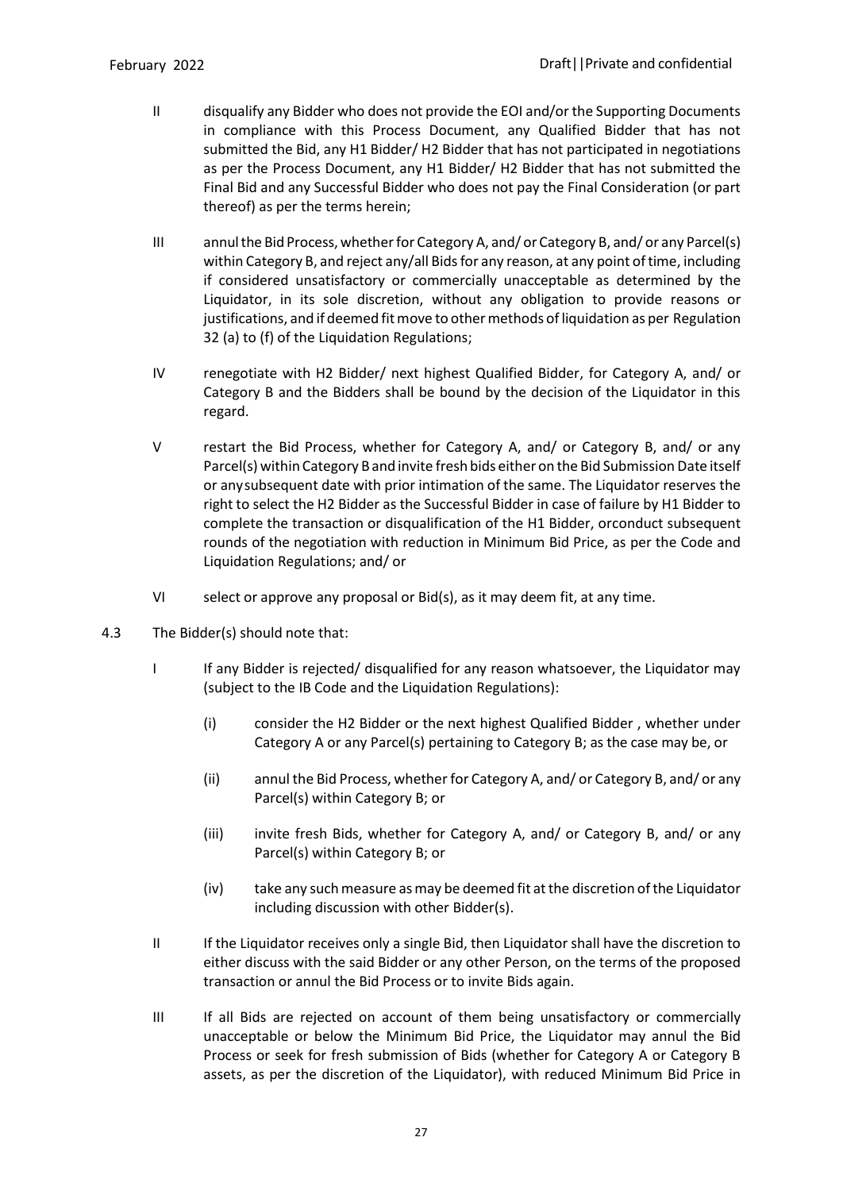II disqualify any Bidder who does not provide the EOI and/or the Supporting Documents in compliance with this Process Document, any Qualified Bidder that has not submitted the Bid, any H1 Bidder/ H2 Bidder that has not participated in negotiations as per the Process Document, any H1 Bidder/ H2 Bidder that has not submitted the Final Bid and any Successful Bidder who does not pay the Final Consideration (or part thereof) as per the terms herein;

III annul the Bid Process, whether for Category A, and/ or Category B, and/ or any Parcel(s) within Category B, and reject any/all Bids for any reason, at any point of time, including if considered unsatisfactory or commercially unacceptable as determined by the Liquidator, in its sole discretion, without any obligation to provide reasons or justifications, and if deemed fit move to other methods of liquidation as per Regulation 32 (a) to (f) of the Liquidation Regulations;

IV renegotiate with H2 Bidder/ next highest Qualified Bidder, for Category A, and/ or Category B and the Bidders shall be bound by the decision of the Liquidator in this regard.

V restart the Bid Process, whether for Category A, and/ or Category B, and/ or any Parcel(s) within Category B and invite fresh bids either on the Bid Submission Date itself or anysubsequent date with prior intimation of the same. The Liquidator reserves the right to select the H2 Bidder as the Successful Bidder in case of failure by H1 Bidder to complete the transaction or disqualification of the H1 Bidder, orconduct subsequent rounds of the negotiation with reduction in Minimum Bid Price, as per the Code and Liquidation Regulations; and/ or

VI select or approve any proposal or Bid(s), as it may deem fit, at any time.

4.3 The Bidder(s) should note that:

I If any Bidder is rejected/ disqualified for any reason whatsoever, the Liquidator may (subject to the IB Code and the Liquidation Regulations):

(i) consider the H2 Bidder or the next highest Qualified Bidder , whether under Category A or any Parcel(s) pertaining to Category B; as the case may be, or

(ii) annul the Bid Process, whether for Category A, and/ or Category B, and/ or any Parcel(s) within Category B; or

(iii) invite fresh Bids, whether for Category A, and/ or Category B, and/ or any Parcel(s) within Category B; or

(iv) take any such measure as may be deemed fit at the discretion of the Liquidator including discussion with other Bidder(s).

II If the Liquidator receives only a single Bid, then Liquidator shall have the discretion to either discuss with the said Bidder or any other Person, on the terms of the proposed transaction or annul the Bid Process or to invite Bids again.

III If all Bids are rejected on account of them being unsatisfactory or commercially unacceptable or below the Minimum Bid Price, the Liquidator may annul the Bid Process or seek for fresh submission of Bids (whether for Category A or Category B assets, as per the discretion of the Liquidator), with reduced Minimum Bid Price in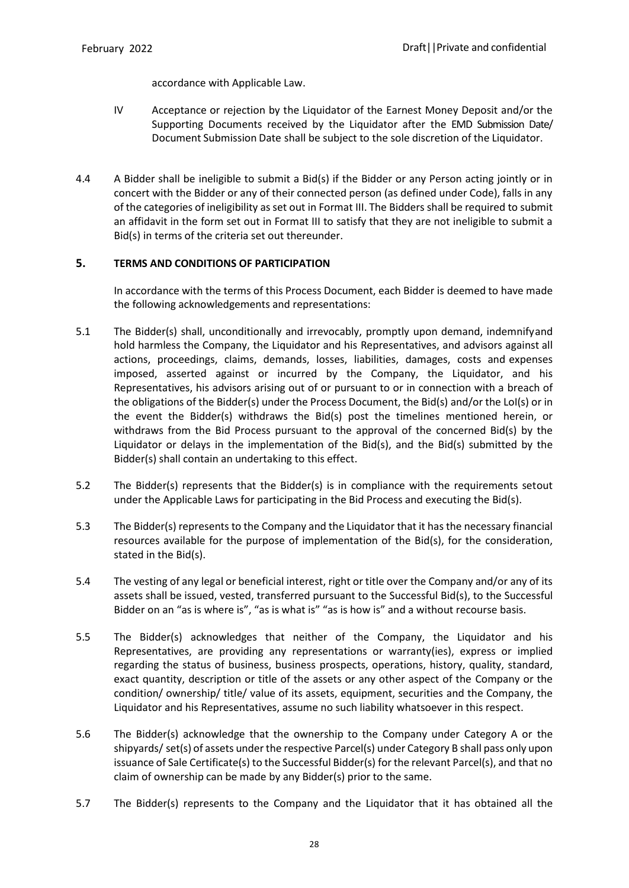accordance with Applicable Law.

IV Acceptance or rejection by the Liquidator of the Earnest Money Deposit and/or the Supporting Documents received by the Liquidator after the EMD Submission Date/ Document Submission Date shall be subject to the sole discretion of the Liquidator.

4.4 A Bidder shall be ineligible to submit a Bid(s) if the Bidder or any Person acting jointly or in concert with the Bidder or any of their connected person (as defined under Code), falls in any of the categories of ineligibility as set out in Format III. The Bidders shall be required to submit an affidavit in the form set out in Format III to satisfy that they are not ineligible to submit a Bid(s) in terms of the criteria set out thereunder.

## 5. TERMS AND CONDITIONS OF PARTICIPATION

In accordance with the terms of this Process Document, each Bidder is deemed to have made the following acknowledgements and representations:

5.1 The Bidder(s) shall, unconditionally and irrevocably, promptly upon demand, indemnifyand hold harmless the Company, the Liquidator and his Representatives, and advisors against all actions, proceedings, claims, demands, losses, liabilities, damages, costs and expenses imposed, asserted against or incurred by the Company, the Liquidator, and his Representatives, his advisors arising out of or pursuant to or in connection with a breach of the obligations of the Bidder(s) under the Process Document, the Bid(s) and/or the LoI(s) or in the event the Bidder(s) withdraws the Bid(s) post the timelines mentioned herein, or withdraws from the Bid Process pursuant to the approval of the concerned Bid(s) by the Liquidator or delays in the implementation of the Bid(s), and the Bid(s) submitted by the Bidder(s) shall contain an undertaking to this effect.

5.2 The Bidder(s) represents that the Bidder(s) is in compliance with the requirements setout under the Applicable Laws for participating in the Bid Process and executing the Bid(s).

5.3 The Bidder(s) represents to the Company and the Liquidator that it has the necessary financial resources available for the purpose of implementation of the Bid(s), for the consideration, stated in the Bid(s).

5.4 The vesting of any legal or beneficial interest, right or title over the Company and/or any of its assets shall be issued, vested, transferred pursuant to the Successful Bid(s), to the Successful Bidder on an "as is where is", "as is what is" "as is how is" and a without recourse basis.

5.5 The Bidder(s) acknowledges that neither of the Company, the Liquidator and his Representatives, are providing any representations or warranty(ies), express or implied regarding the status of business, business prospects, operations, history, quality, standard, exact quantity, description or title of the assets or any other aspect of the Company or the condition/ ownership/ title/ value of its assets, equipment, securities and the Company, the Liquidator and his Representatives, assume no such liability whatsoever in this respect.

5.6 The Bidder(s) acknowledge that the ownership to the Company under Category A or the shipyards/ set(s) of assets under the respective Parcel(s) under Category B shall pass only upon issuance of Sale Certificate(s) to the Successful Bidder(s) for the relevant Parcel(s), and that no claim of ownership can be made by any Bidder(s) prior to the same.

5.7 The Bidder(s) represents to the Company and the Liquidator that it has obtained all the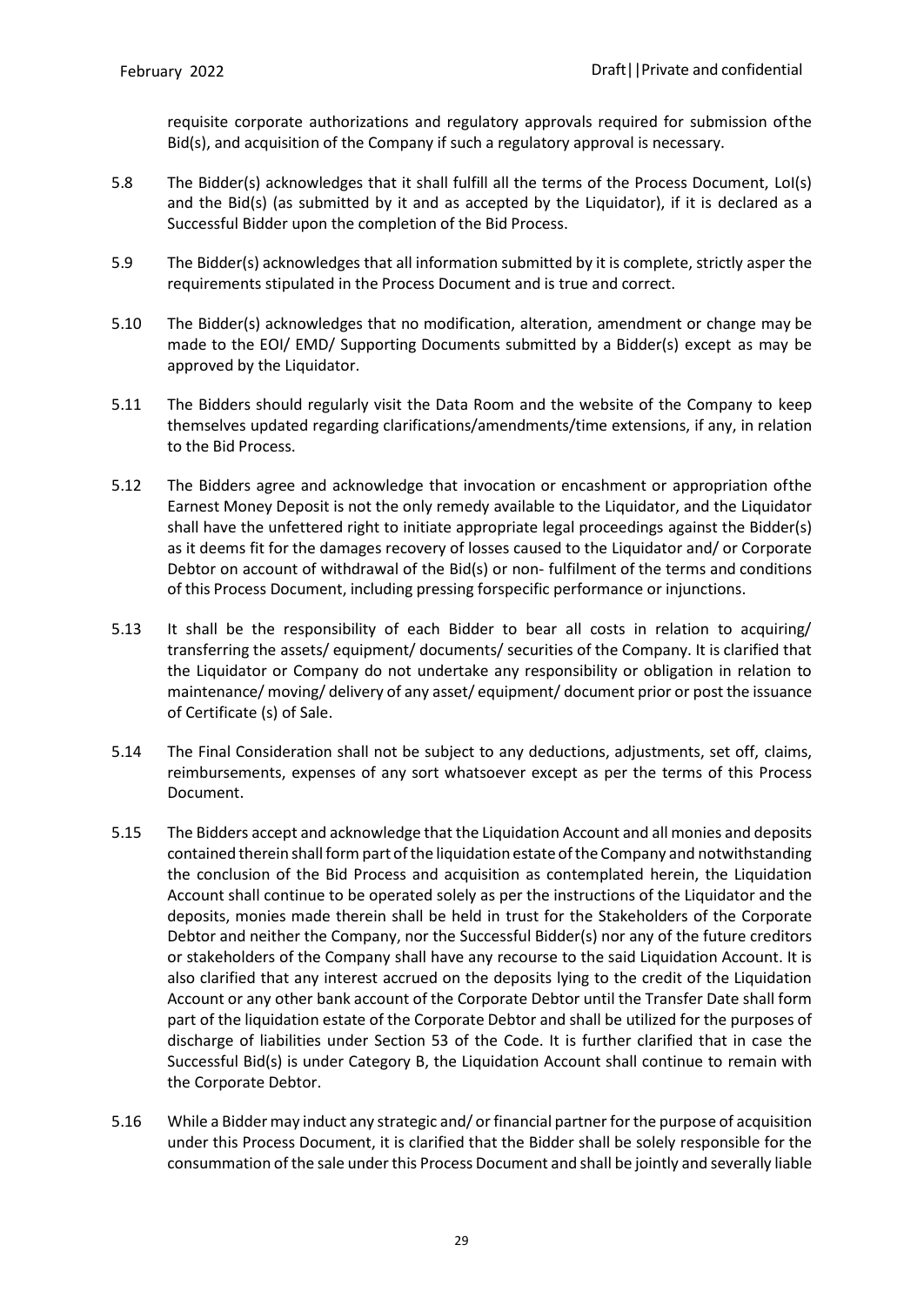requisite corporate authorizations and regulatory approvals required for submission ofthe Bid(s), and acquisition of the Company if such a regulatory approval is necessary.

5.8 The Bidder(s) acknowledges that it shall fulfill all the terms of the Process Document, LoI(s) and the Bid(s) (as submitted by it and as accepted by the Liquidator), if it is declared as a Successful Bidder upon the completion of the Bid Process.

5.9 The Bidder(s) acknowledges that all information submitted by it is complete, strictly asper the requirements stipulated in the Process Document and is true and correct.

5.10 The Bidder(s) acknowledges that no modification, alteration, amendment or change may be made to the EOI/ EMD/ Supporting Documents submitted by a Bidder(s) except as may be approved by the Liquidator.

5.11 The Bidders should regularly visit the Data Room and the website of the Company to keep themselves updated regarding clarifications/amendments/time extensions, if any, in relation to the Bid Process.

5.12 The Bidders agree and acknowledge that invocation or encashment or appropriation ofthe Earnest Money Deposit is not the only remedy available to the Liquidator, and the Liquidator shall have the unfettered right to initiate appropriate legal proceedings against the Bidder(s) as it deems fit for the damages recovery of losses caused to the Liquidator and/ or Corporate Debtor on account of withdrawal of the Bid(s) or non- fulfilment of the terms and conditions of this Process Document, including pressing forspecific performance or injunctions.

5.13 It shall be the responsibility of each Bidder to bear all costs in relation to acquiring/ transferring the assets/ equipment/ documents/ securities of the Company. It is clarified that the Liquidator or Company do not undertake any responsibility or obligation in relation to maintenance/ moving/ delivery of any asset/ equipment/ document prior or post the issuance of Certificate (s) of Sale.

5.14 The Final Consideration shall not be subject to any deductions, adjustments, set off, claims, reimbursements, expenses of any sort whatsoever except as per the terms of this Process Document.

5.15 The Bidders accept and acknowledge that the Liquidation Account and all monies and deposits contained therein shall form part of the liquidation estate of the Company and notwithstanding the conclusion of the Bid Process and acquisition as contemplated herein, the Liquidation Account shall continue to be operated solely as per the instructions of the Liquidator and the deposits, monies made therein shall be held in trust for the Stakeholders of the Corporate Debtor and neither the Company, nor the Successful Bidder(s) nor any of the future creditors or stakeholders of the Company shall have any recourse to the said Liquidation Account. It is also clarified that any interest accrued on the deposits lying to the credit of the Liquidation Account or any other bank account of the Corporate Debtor until the Transfer Date shall form part of the liquidation estate of the Corporate Debtor and shall be utilized for the purposes of discharge of liabilities under Section 53 of the Code. It is further clarified that in case the Successful Bid(s) is under Category B, the Liquidation Account shall continue to remain with the Corporate Debtor.

5.16 While a Bidder may induct any strategic and/ or financial partner for the purpose of acquisition under this Process Document, it is clarified that the Bidder shall be solely responsible for the consummation of the sale under this Process Document and shall be jointly and severally liable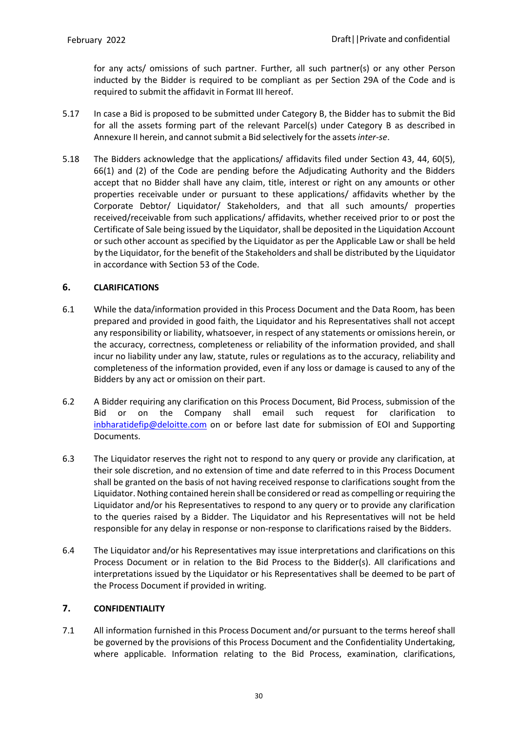for any acts/ omissions of such partner. Further, all such partner(s) or any other Person inducted by the Bidder is required to be compliant as per Section 29A of the Code and is required to submit the affidavit in Format III hereof.

5.17 In case a Bid is proposed to be submitted under Category B, the Bidder has to submit the Bid for all the assets forming part of the relevant Parcel(s) under Category B as described in Annexure II herein, and cannot submit a Bid selectively for the assets *inter-se*.

5.18 The Bidders acknowledge that the applications/ affidavits filed under Section 43, 44, 60(5), 66(1) and (2) of the Code are pending before the Adjudicating Authority and the Bidders accept that no Bidder shall have any claim, title, interest or right on any amounts or other properties receivable under or pursuant to these applications/ affidavits whether by the Corporate Debtor/ Liquidator/ Stakeholders, and that all such amounts/ properties received/receivable from such applications/ affidavits, whether received prior to or post the Certificate of Sale being issued by the Liquidator, shall be deposited in the Liquidation Account or such other account as specified by the Liquidator as per the Applicable Law or shall be held by the Liquidator, for the benefit of the Stakeholders and shall be distributed by the Liquidator in accordance with Section 53 of the Code.

## 6. CLARIFICATIONS

6.1 While the data/information provided in this Process Document and the Data Room, has been prepared and provided in good faith, the Liquidator and his Representatives shall not accept any responsibility or liability, whatsoever, in respect of any statements or omissions herein, or the accuracy, correctness, completeness or reliability of the information provided, and shall incur no liability under any law, statute, rules or regulations as to the accuracy, reliability and completeness of the information provided, even if any loss or damage is caused to any of the Bidders by any act or omission on their part.

6.2 A Bidder requiring any clarification on this Process Document, Bid Process, submission of the Bid or on the Company shall email such request for clarification to inbharatidefip@deloitte.com on or before last date for submission of EOI and Supporting Documents.

6.3 The Liquidator reserves the right not to respond to any query or provide any clarification, at their sole discretion, and no extension of time and date referred to in this Process Document shall be granted on the basis of not having received response to clarifications sought from the Liquidator. Nothing contained herein shall be considered or read as compelling or requiring the Liquidator and/or his Representatives to respond to any query or to provide any clarification to the queries raised by a Bidder. The Liquidator and his Representatives will not be held responsible for any delay in response or non-response to clarifications raised by the Bidders.

6.4 The Liquidator and/or his Representatives may issue interpretations and clarifications on this Process Document or in relation to the Bid Process to the Bidder(s). All clarifications and interpretations issued by the Liquidator or his Representatives shall be deemed to be part of the Process Document if provided in writing.

## 7. CONFIDENTIALITY

7.1 All information furnished in this Process Document and/or pursuant to the terms hereof shall be governed by the provisions of this Process Document and the Confidentiality Undertaking, where applicable. Information relating to the Bid Process, examination, clarifications,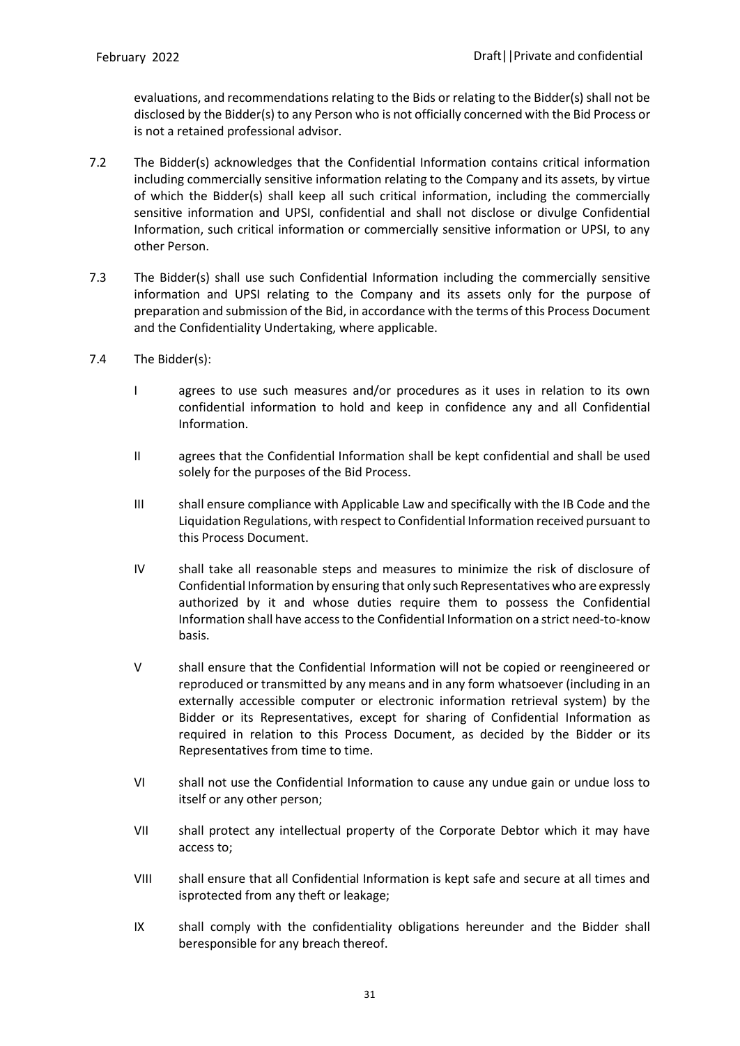evaluations, and recommendations relating to the Bids or relating to the Bidder(s) shall not be disclosed by the Bidder(s) to any Person who is not officially concerned with the Bid Process or is not a retained professional advisor.

7.2 The Bidder(s) acknowledges that the Confidential Information contains critical information including commercially sensitive information relating to the Company and its assets, by virtue of which the Bidder(s) shall keep all such critical information, including the commercially sensitive information and UPSI, confidential and shall not disclose or divulge Confidential Information, such critical information or commercially sensitive information or UPSI, to any other Person.

7.3 The Bidder(s) shall use such Confidential Information including the commercially sensitive information and UPSI relating to the Company and its assets only for the purpose of preparation and submission of the Bid, in accordance with the terms of this Process Document and the Confidentiality Undertaking, where applicable.

7.4 The Bidder(s):

I agrees to use such measures and/or procedures as it uses in relation to its own confidential information to hold and keep in confidence any and all Confidential Information.

II agrees that the Confidential Information shall be kept confidential and shall be used solely for the purposes of the Bid Process.

III shall ensure compliance with Applicable Law and specifically with the IB Code and the Liquidation Regulations, with respect to Confidential Information received pursuant to this Process Document.

IV shall take all reasonable steps and measures to minimize the risk of disclosure of Confidential Information by ensuring that only such Representatives who are expressly authorized by it and whose duties require them to possess the Confidential Information shall have access to the Confidential Information on a strict need-to-know basis.

V shall ensure that the Confidential Information will not be copied or reengineered or reproduced or transmitted by any means and in any form whatsoever (including in an externally accessible computer or electronic information retrieval system) by the Bidder or its Representatives, except for sharing of Confidential Information as required in relation to this Process Document, as decided by the Bidder or its Representatives from time to time.

VI shall not use the Confidential Information to cause any undue gain or undue loss to itself or any other person;

VII shall protect any intellectual property of the Corporate Debtor which it may have access to;

VIII shall ensure that all Confidential Information is kept safe and secure at all times and isprotected from any theft or leakage;

IX shall comply with the confidentiality obligations hereunder and the Bidder shall beresponsible for any breach thereof.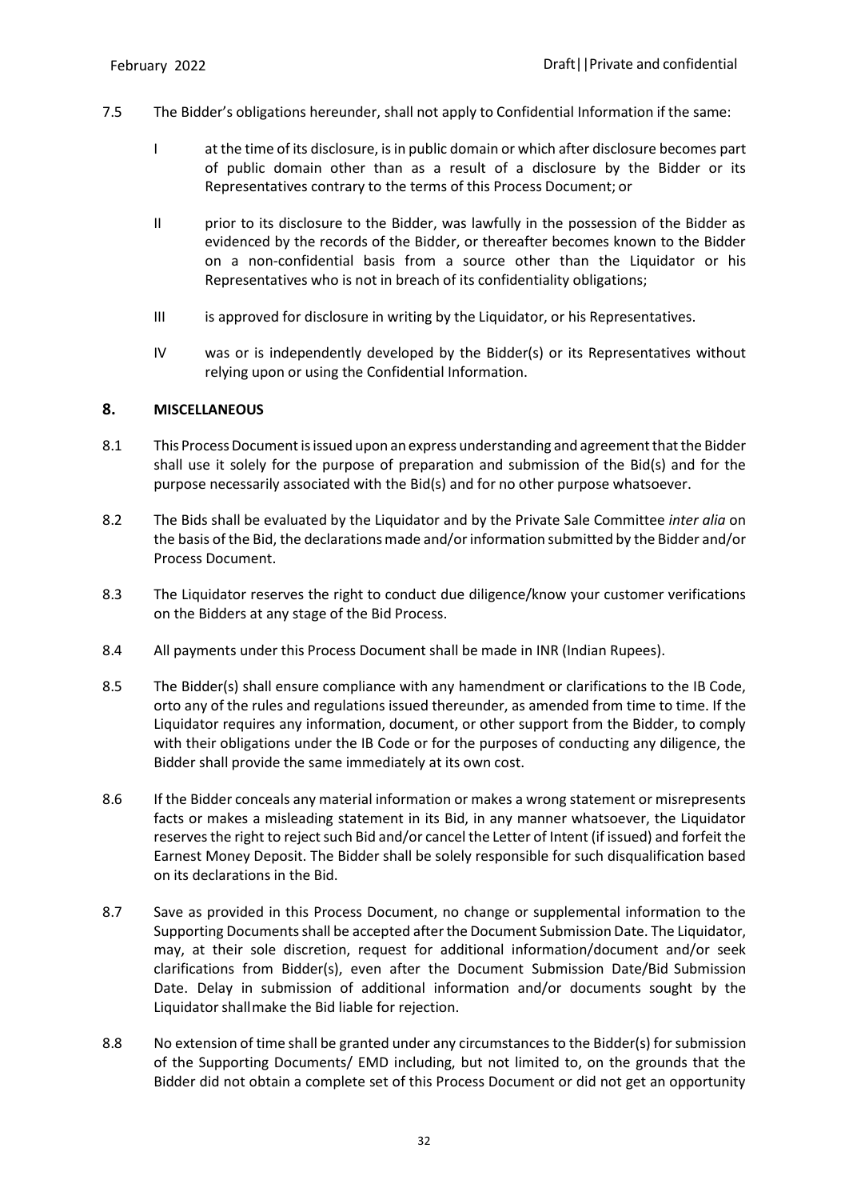7.5 The Bidder's obligations hereunder, shall not apply to Confidential Information if the same:

I at the time of its disclosure, is in public domain or which after disclosure becomes part of public domain other than as a result of a disclosure by the Bidder or its Representatives contrary to the terms of this Process Document; or

II prior to its disclosure to the Bidder, was lawfully in the possession of the Bidder as evidenced by the records of the Bidder, or thereafter becomes known to the Bidder on a non-confidential basis from a source other than the Liquidator or his Representatives who is not in breach of its confidentiality obligations;

III is approved for disclosure in writing by the Liquidator, or his Representatives.

IV was or is independently developed by the Bidder(s) or its Representatives without relying upon or using the Confidential Information.

## 8. MISCELLANEOUS

8.1 This Process Document is issued upon an express understanding and agreement that the Bidder shall use it solely for the purpose of preparation and submission of the Bid(s) and for the purpose necessarily associated with the Bid(s) and for no other purpose whatsoever.

8.2 The Bids shall be evaluated by the Liquidator and by the Private Sale Committee *inter alia* on the basis of the Bid, the declarations made and/or information submitted by the Bidder and/or Process Document.

8.3 The Liquidator reserves the right to conduct due diligence/know your customer verifications on the Bidders at any stage of the Bid Process.

8.4 All payments under this Process Document shall be made in INR (Indian Rupees).

8.5 The Bidder(s) shall ensure compliance with any hamendment or clarifications to the IB Code, orto any of the rules and regulations issued thereunder, as amended from time to time. If the Liquidator requires any information, document, or other support from the Bidder, to comply with their obligations under the IB Code or for the purposes of conducting any diligence, the Bidder shall provide the same immediately at its own cost.

8.6 If the Bidder conceals any material information or makes a wrong statement or misrepresents facts or makes a misleading statement in its Bid, in any manner whatsoever, the Liquidator reserves the right to reject such Bid and/or cancel the Letter of Intent (if issued) and forfeit the Earnest Money Deposit. The Bidder shall be solely responsible for such disqualification based on its declarations in the Bid.

8.7 Save as provided in this Process Document, no change or supplemental information to the Supporting Documents shall be accepted after the Document Submission Date. The Liquidator, may, at their sole discretion, request for additional information/document and/or seek clarifications from Bidder(s), even after the Document Submission Date/Bid Submission Date. Delay in submission of additional information and/or documents sought by the Liquidator shall make the Bid liable for rejection.

8.8 No extension of time shall be granted under any circumstances to the Bidder(s) for submission of the Supporting Documents/ EMD including, but not limited to, on the grounds that the Bidder did not obtain a complete set of this Process Document or did not get an opportunity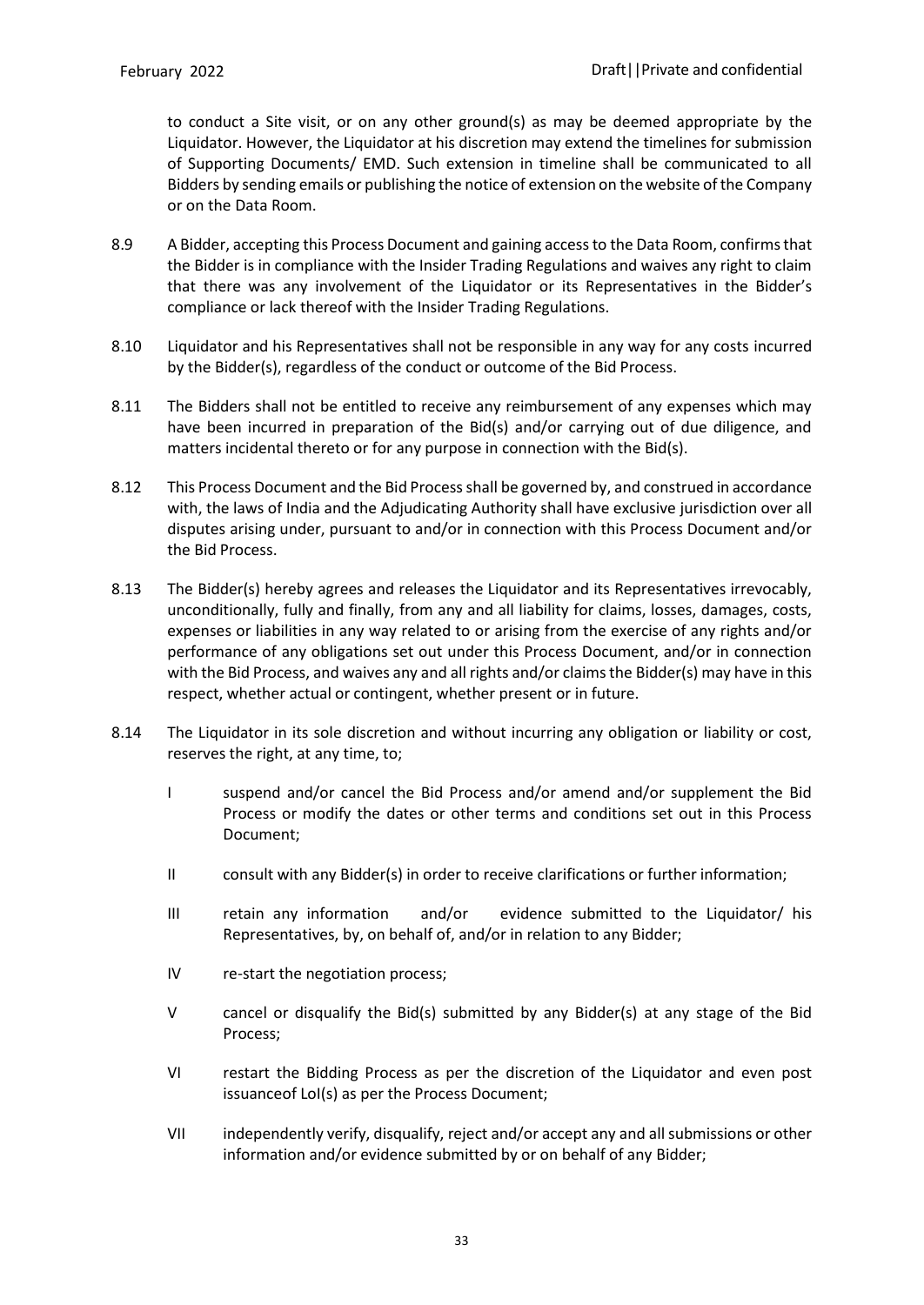to conduct a Site visit, or on any other ground(s) as may be deemed appropriate by the Liquidator. However, the Liquidator at his discretion may extend the timelines for submission of Supporting Documents/ EMD. Such extension in timeline shall be communicated to all Bidders by sending emails or publishing the notice of extension on the website of the Company or on the Data Room.

8.9 A Bidder, accepting this Process Document and gaining access to the Data Room, confirms that the Bidder is in compliance with the Insider Trading Regulations and waives any right to claim that there was any involvement of the Liquidator or its Representatives in the Bidder's compliance or lack thereof with the Insider Trading Regulations.

8.10 Liquidator and his Representatives shall not be responsible in any way for any costs incurred by the Bidder(s), regardless of the conduct or outcome of the Bid Process.

8.11 The Bidders shall not be entitled to receive any reimbursement of any expenses which may have been incurred in preparation of the Bid(s) and/or carrying out of due diligence, and matters incidental thereto or for any purpose in connection with the Bid(s).

8.12 This Process Document and the Bid Process shall be governed by, and construed in accordance with, the laws of India and the Adjudicating Authority shall have exclusive jurisdiction over all disputes arising under, pursuant to and/or in connection with this Process Document and/or the Bid Process.

8.13 The Bidder(s) hereby agrees and releases the Liquidator and its Representatives irrevocably, unconditionally, fully and finally, from any and all liability for claims, losses, damages, costs, expenses or liabilities in any way related to or arising from the exercise of any rights and/or performance of any obligations set out under this Process Document, and/or in connection with the Bid Process, and waives any and all rights and/or claims the Bidder(s) may have in this respect, whether actual or contingent, whether present or in future.

8.14 The Liquidator in its sole discretion and without incurring any obligation or liability or cost, reserves the right, at any time, to;

I suspend and/or cancel the Bid Process and/or amend and/or supplement the Bid Process or modify the dates or other terms and conditions set out in this Process Document;

II consult with any Bidder(s) in order to receive clarifications or further information;

III retain any information and/or evidence submitted to the Liquidator/ his Representatives, by, on behalf of, and/or in relation to any Bidder;

IV re-start the negotiation process;

V cancel or disqualify the Bid(s) submitted by any Bidder(s) at any stage of the Bid Process;

VI restart the Bidding Process as per the discretion of the Liquidator and even post issuanceof LoI(s) as per the Process Document;

VII independently verify, disqualify, reject and/or accept any and all submissions or other information and/or evidence submitted by or on behalf of any Bidder;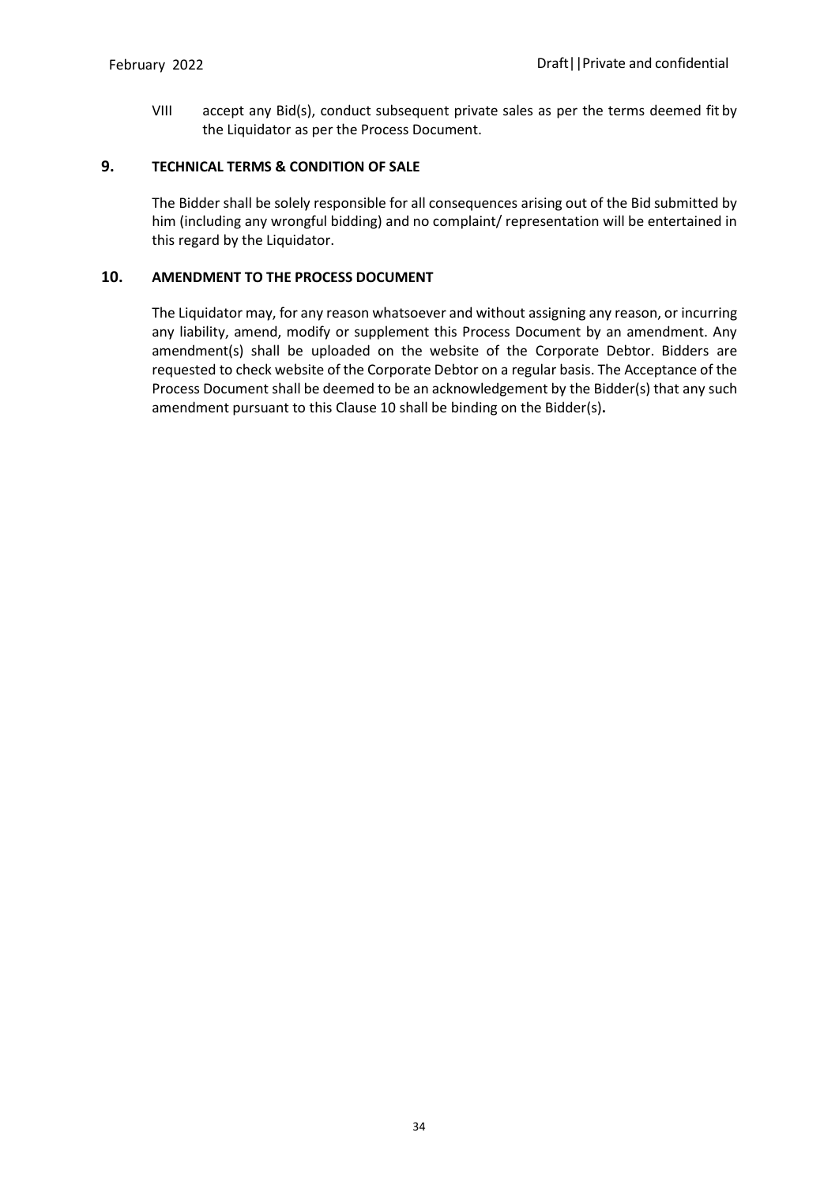VIII accept any Bid(s), conduct subsequent private sales as per the terms deemed fit by the Liquidator as per the Process Document.

## 9. TECHNICAL TERMS & CONDITION OF SALE

The Bidder shall be solely responsible for all consequences arising out of the Bid submitted by him (including any wrongful bidding) and no complaint/ representation will be entertained in this regard by the Liquidator.

## 10. AMENDMENT TO THE PROCESS DOCUMENT

The Liquidator may, for any reason whatsoever and without assigning any reason, or incurring any liability, amend, modify or supplement this Process Document by an amendment. Any amendment(s) shall be uploaded on the website of the Corporate Debtor. Bidders are requested to check website of the Corporate Debtor on a regular basis. The Acceptance of the Process Document shall be deemed to be an acknowledgement by the Bidder(s) that any such amendment pursuant to this Clause 10 shall be binding on the Bidder(s)**.**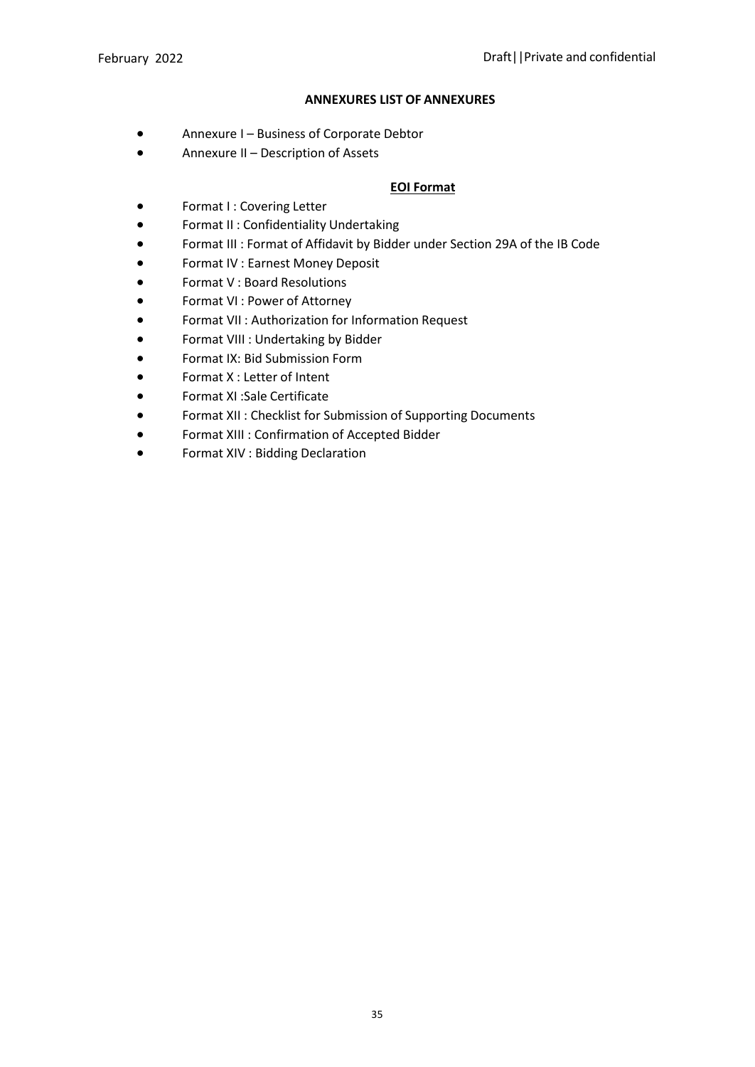**ANNEXURES LIST OF ANNEXURES**

- Annexure I – Business of Corporate Debtor
- Annexure II – Description of Assets

**EOI Format**

- Format I : Covering Letter
- Format II : Confidentiality Undertaking
- Format III : Format of Affidavit by Bidder under Section 29A of the IB Code
- Format IV : Earnest Money Deposit
- Format V : Board Resolutions
- Format VI : Power of Attorney
- Format VII : Authorization for Information Request
- Format VIII : Undertaking by Bidder
- Format IX: Bid Submission Form
- Format X : Letter of Intent
- Format XI :Sale Certificate
- Format XII : Checklist for Submission of Supporting Documents
- Format XIII : Confirmation of Accepted Bidder
- Format XIV : Bidding Declaration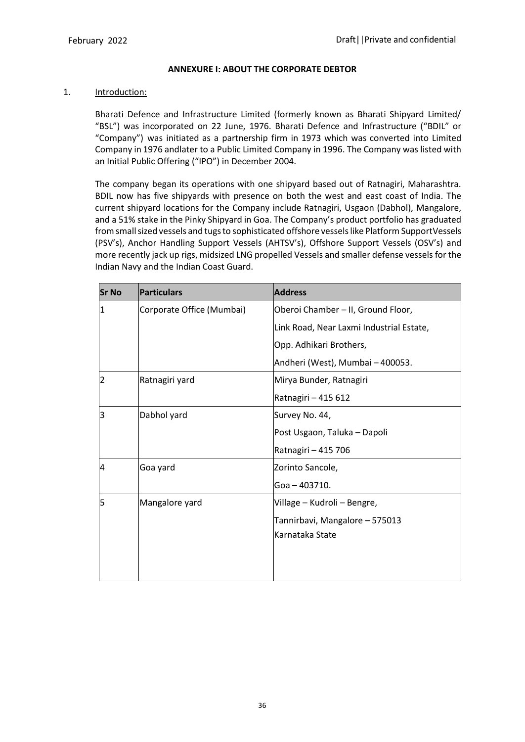## ANNEXURE I: ABOUT THE CORPORATE DEBTOR

1. Introduction:

Bharati Defence and Infrastructure Limited (formerly known as Bharati Shipyard Limited/ "BSL") was incorporated on 22 June, 1976. Bharati Defence and Infrastructure ("BDIL" or "Company") was initiated as a partnership firm in 1973 which was converted into Limited Company in 1976 andlater to a Public Limited Company in 1996. The Company was listed with an Initial Public Offering ("IPO") in December 2004.

The company began its operations with one shipyard based out of Ratnagiri, Maharashtra. BDIL now has five shipyards with presence on both the west and east coast of India. The current shipyard locations for the Company include Ratnagiri, Usgaon (Dabhol), Mangalore, and a 51% stake in the Pinky Shipyard in Goa. The Company's product portfolio has graduated from small sized vessels and tugs to sophisticated offshore vessels like Platform SupportVessels (PSV's), Anchor Handling Support Vessels (AHTSV's), Offshore Support Vessels (OSV's) and more recently jack up rigs, midsized LNG propelled Vessels and smaller defense vessels for the Indian Navy and the Indian Coast Guard.

| Sr No | Particulars | Address |
|---|---|---|
| 1 | Corporate Office (Mumbai) | Oberoi Chamber – II, Ground Floor, Link Road, Near Laxmi Industrial Estate, Opp. Adhikari Brothers, Andheri (West), Mumbai – 400053. |
| 2 | Ratnagiri yard | Mirya Bunder, Ratnagiri Ratnagiri – 415 612 |
| 3 | Dabhol yard | Survey No. 44, Post Usgaon, Taluka – Dapoli Ratnagiri – 415 706 |
| 4 | Goa yard | Zorinto Sancole, Goa – 403710. |
| 5 | Mangalore yard | Village – Kudroli – Bengre, Tannirbavi, Mangalore – 575013 Karnataka State |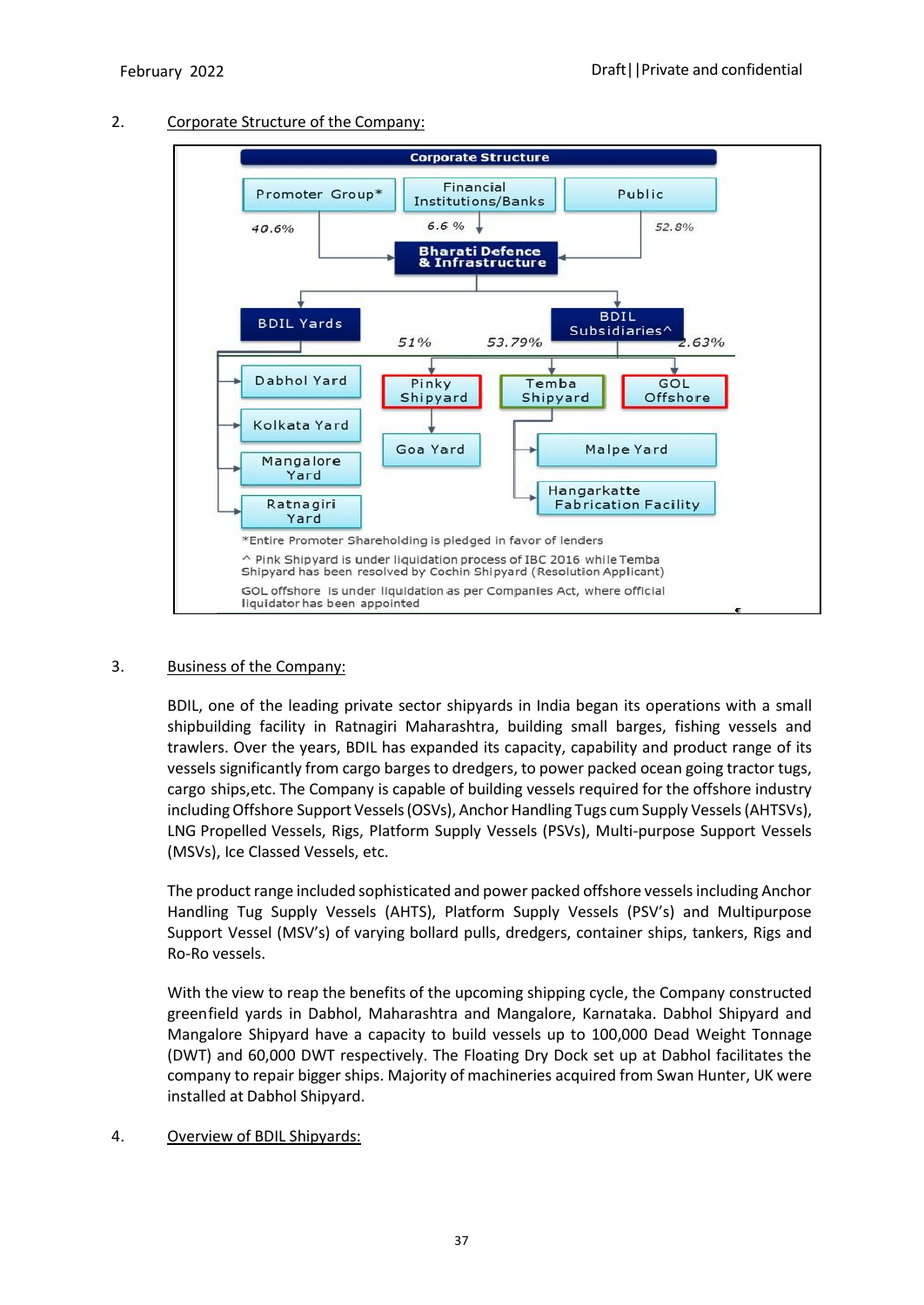2. Corporate Structure of the Company:

Corporate Structure

Promoter Group* — 40.6%
Financial Institutions/Banks — 6.6 %
Public — 52.8%

Bharati Defence & Infrastructure

BDIL Yards
- Dabhol Yard
- Kolkata Yard
- Mangalore Yard
- Ratnagiri Yard

BDIL Subsidiaries^
- Pinky Shipyard — 51%
  - Goa Yard
- Temba Shipyard — 53.79%
  - Malpe Yard
  - Hangarkatte Fabrication Facility
- GOL Offshore — 2.63%

*Entire Promoter Shareholding is pledged in favor of lenders

^ Pink Shipyard is under liquidation process of IBC 2016 while Temba Shipyard has been resolved by Cochin Shipyard (Resolution Applicant)

GOL offshore is under liquidation as per Companies Act, where official liquidator has been appointed

3. Business of the Company:

BDIL, one of the leading private sector shipyards in India began its operations with a small shipbuilding facility in Ratnagiri Maharashtra, building small barges, fishing vessels and trawlers. Over the years, BDIL has expanded its capacity, capability and product range of its vessels significantly from cargo barges to dredgers, to power packed ocean going tractor tugs, cargo ships,etc. The Company is capable of building vessels required for the offshore industry including Offshore Support Vessels (OSVs), Anchor Handling Tugs cum Supply Vessels (AHTSVs), LNG Propelled Vessels, Rigs, Platform Supply Vessels (PSVs), Multi-purpose Support Vessels (MSVs), Ice Classed Vessels, etc.

The product range included sophisticated and power packed offshore vessels including Anchor Handling Tug Supply Vessels (AHTS), Platform Supply Vessels (PSV's) and Multipurpose Support Vessel (MSV's) of varying bollard pulls, dredgers, container ships, tankers, Rigs and Ro-Ro vessels.

With the view to reap the benefits of the upcoming shipping cycle, the Company constructed greenfield yards in Dabhol, Maharashtra and Mangalore, Karnataka. Dabhol Shipyard and Mangalore Shipyard have a capacity to build vessels up to 100,000 Dead Weight Tonnage (DWT) and 60,000 DWT respectively. The Floating Dry Dock set up at Dabhol facilitates the company to repair bigger ships. Majority of machineries acquired from Swan Hunter, UK were installed at Dabhol Shipyard.

4. Overview of BDIL Shipyards: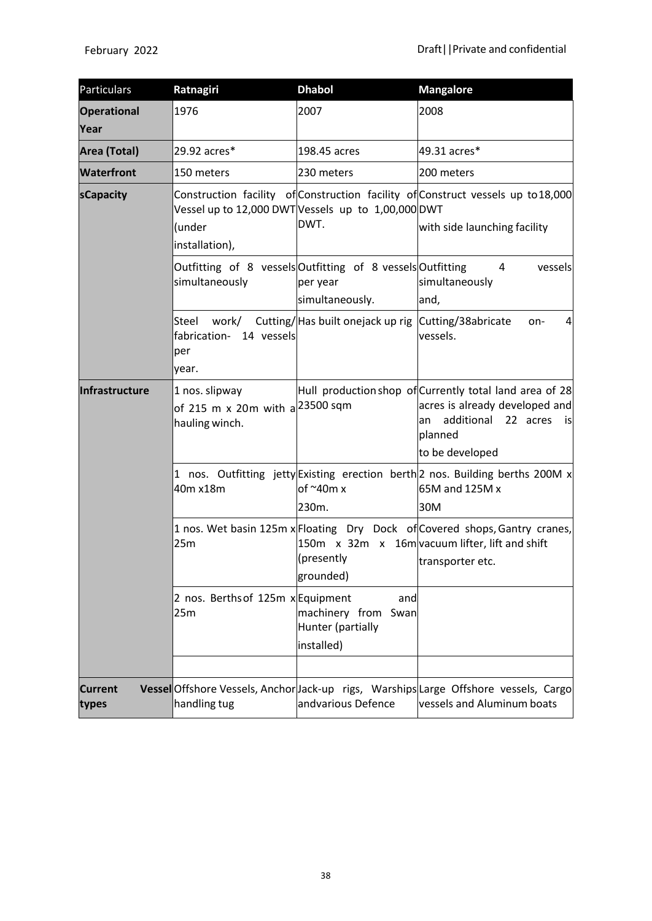| Particulars | Ratnagiri | Dhabol | Mangalore |
|---|---|---|---|
| **Operational Year** | 1976 | 2007 | 2008 |
| **Area (Total)** | 29.92 acres* | 198.45 acres | 49.31 acres* |
| **Waterfront** | 150 meters | 230 meters | 200 meters |
| **sCapacity** | Construction facility of Vessel up to 12,000 DWT (under installation), | Construction facility of Vessels up to 1,00,000 DWT. | Construct vessels up to 18,000 DWT with side launching facility |
| | Outfitting of 8 vessels simultaneously | Outfitting of 8 vessels per year simultaneously. | Outfitting 4 vessels simultaneously and, |
| | Steel work/ Cutting/ fabrication- 14 vessels per year. | Has built onejack up rig | Cutting/38abricate on- 4 vessels. |
| **Infrastructure** | 1 nos. slipway of 215 m x 20m with a hauling winch. | Hull production shop of 23500 sqm | Currently total land area of 28 acres is already developed and an additional 22 acres is planned to be developed |
| | 1 nos. Outfitting jetty 40m x18m | Existing erection berth of ~40m x 230m. | 2 nos. Building berths 200M x 65M and 125M x 30M |
| | 1 nos. Wet basin 125m x 25m | Floating Dry Dock of 150m x 32m x 16m (presently grounded) | Covered shops, Gantry cranes, vacuum lifter, lift and shift transporter etc. |
| | 2 nos. Berths of 125m x 25m | Equipment and machinery from Swan Hunter (partially installed) | |
| | | | |
| **Current Vessel types** | Offshore Vessels, Anchor handling tug | Jack-up rigs, Warships andvarious Defence | Large Offshore vessels, Cargo vessels and Aluminum boats |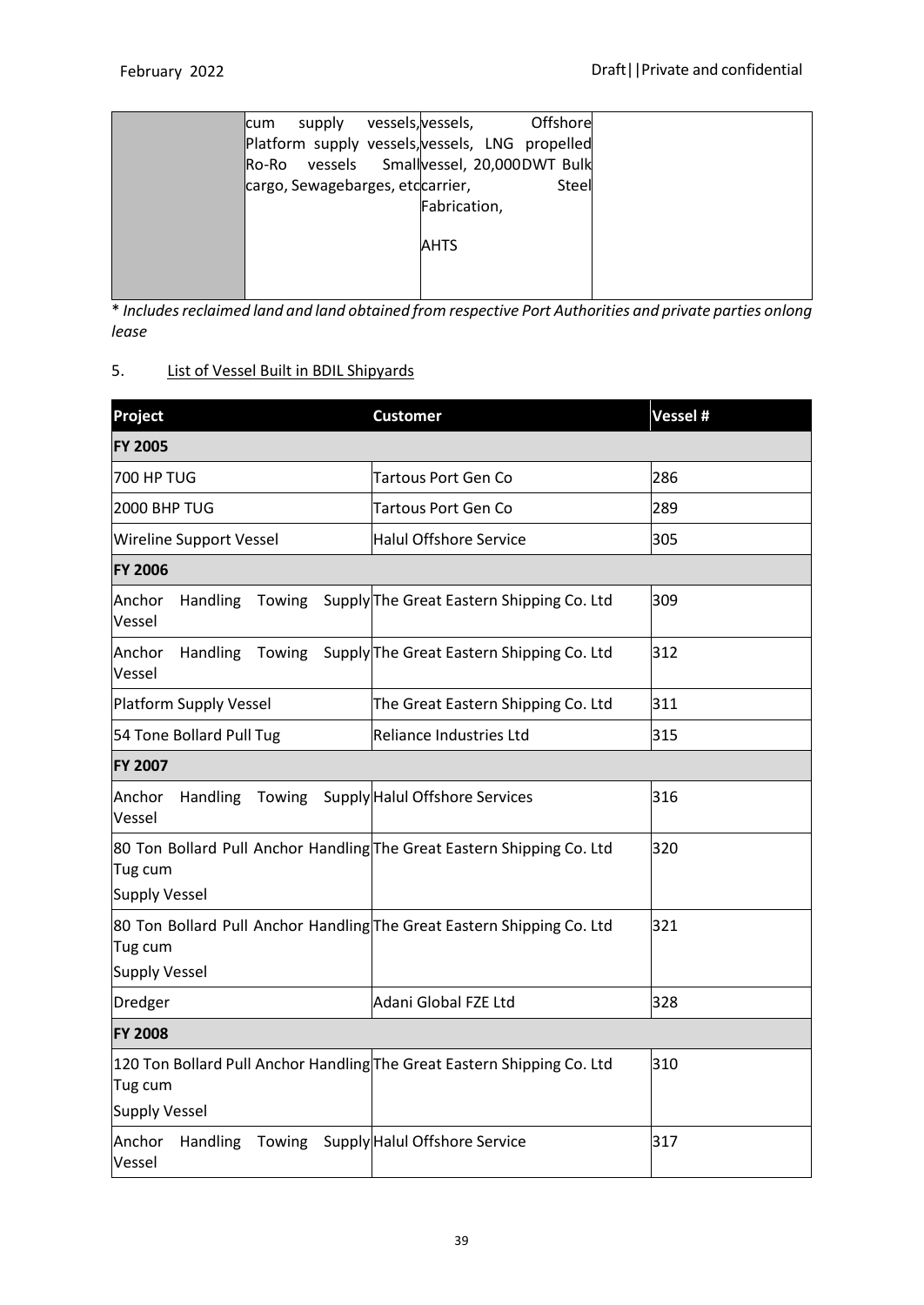| | cum supply vessels, Platform supply vessels, Ro-Ro vessels Small cargo, Sewagebarges, etc | vessels, Offshore vessels, LNG propelled vessel, 20,000DWT Bulk carrier, Steel Fabrication,<br><br>AHTS | |
|---|---|---|---|

\* *Includes reclaimed land and land obtained from respective Port Authorities and private parties onlong lease*

5. List of Vessel Built in BDIL Shipyards

| Project | Customer | Vessel # |
|---|---|---|
| **FY 2005** | | |
| 700 HP TUG | Tartous Port Gen Co | 286 |
| 2000 BHP TUG | Tartous Port Gen Co | 289 |
| Wireline Support Vessel | Halul Offshore Service | 305 |
| **FY 2006** | | |
| Anchor Handling Towing Supply Vessel | The Great Eastern Shipping Co. Ltd | 309 |
| Anchor Handling Towing Supply Vessel | The Great Eastern Shipping Co. Ltd | 312 |
| Platform Supply Vessel | The Great Eastern Shipping Co. Ltd | 311 |
| 54 Tone Bollard Pull Tug | Reliance Industries Ltd | 315 |
| **FY 2007** | | |
| Anchor Handling Towing Supply Vessel | Halul Offshore Services | 316 |
| 80 Ton Bollard Pull Anchor Handling Tug cum Supply Vessel | The Great Eastern Shipping Co. Ltd | 320 |
| 80 Ton Bollard Pull Anchor Handling Tug cum Supply Vessel | The Great Eastern Shipping Co. Ltd | 321 |
| Dredger | Adani Global FZE Ltd | 328 |
| **FY 2008** | | |
| 120 Ton Bollard Pull Anchor Handling Tug cum Supply Vessel | The Great Eastern Shipping Co. Ltd | 310 |
| Anchor Handling Towing Supply Vessel | Halul Offshore Service | 317 |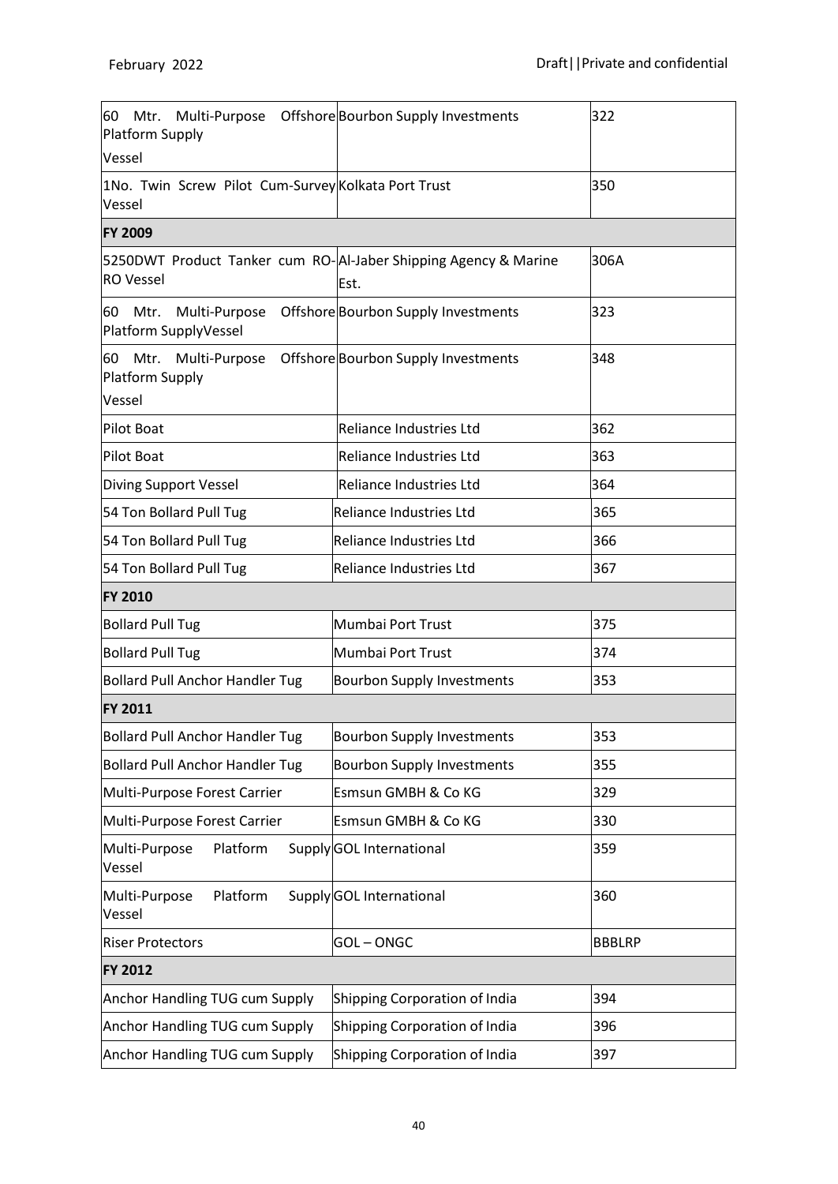| | | |
|---|---|---|
| 60 Mtr. Multi-Purpose Offshore Platform Supply Vessel | Bourbon Supply Investments | 322 |
| 1No. Twin Screw Pilot Cum-Survey Vessel | Kolkata Port Trust | 350 |
| **FY 2009** | | |
| 5250DWT Product Tanker cum RO-RO Vessel | Al-Jaber Shipping Agency & Marine Est. | 306A |
| 60 Mtr. Multi-Purpose Offshore Platform SupplyVessel | Bourbon Supply Investments | 323 |
| 60 Mtr. Multi-Purpose Offshore Platform Supply Vessel | Bourbon Supply Investments | 348 |
| Pilot Boat | Reliance Industries Ltd | 362 |
| Pilot Boat | Reliance Industries Ltd | 363 |
| Diving Support Vessel | Reliance Industries Ltd | 364 |
| 54 Ton Bollard Pull Tug | Reliance Industries Ltd | 365 |
| 54 Ton Bollard Pull Tug | Reliance Industries Ltd | 366 |
| 54 Ton Bollard Pull Tug | Reliance Industries Ltd | 367 |
| **FY 2010** | | |
| Bollard Pull Tug | Mumbai Port Trust | 375 |
| Bollard Pull Tug | Mumbai Port Trust | 374 |
| Bollard Pull Anchor Handler Tug | Bourbon Supply Investments | 353 |
| **FY 2011** | | |
| Bollard Pull Anchor Handler Tug | Bourbon Supply Investments | 353 |
| Bollard Pull Anchor Handler Tug | Bourbon Supply Investments | 355 |
| Multi-Purpose Forest Carrier | Esmsun GMBH & Co KG | 329 |
| Multi-Purpose Forest Carrier | Esmsun GMBH & Co KG | 330 |
| Multi-Purpose Platform Supply Vessel | GOL International | 359 |
| Multi-Purpose Platform Supply Vessel | GOL International | 360 |
| Riser Protectors | GOL – ONGC | BBBLRP |
| **FY 2012** | | |
| Anchor Handling TUG cum Supply | Shipping Corporation of India | 394 |
| Anchor Handling TUG cum Supply | Shipping Corporation of India | 396 |
| Anchor Handling TUG cum Supply | Shipping Corporation of India | 397 |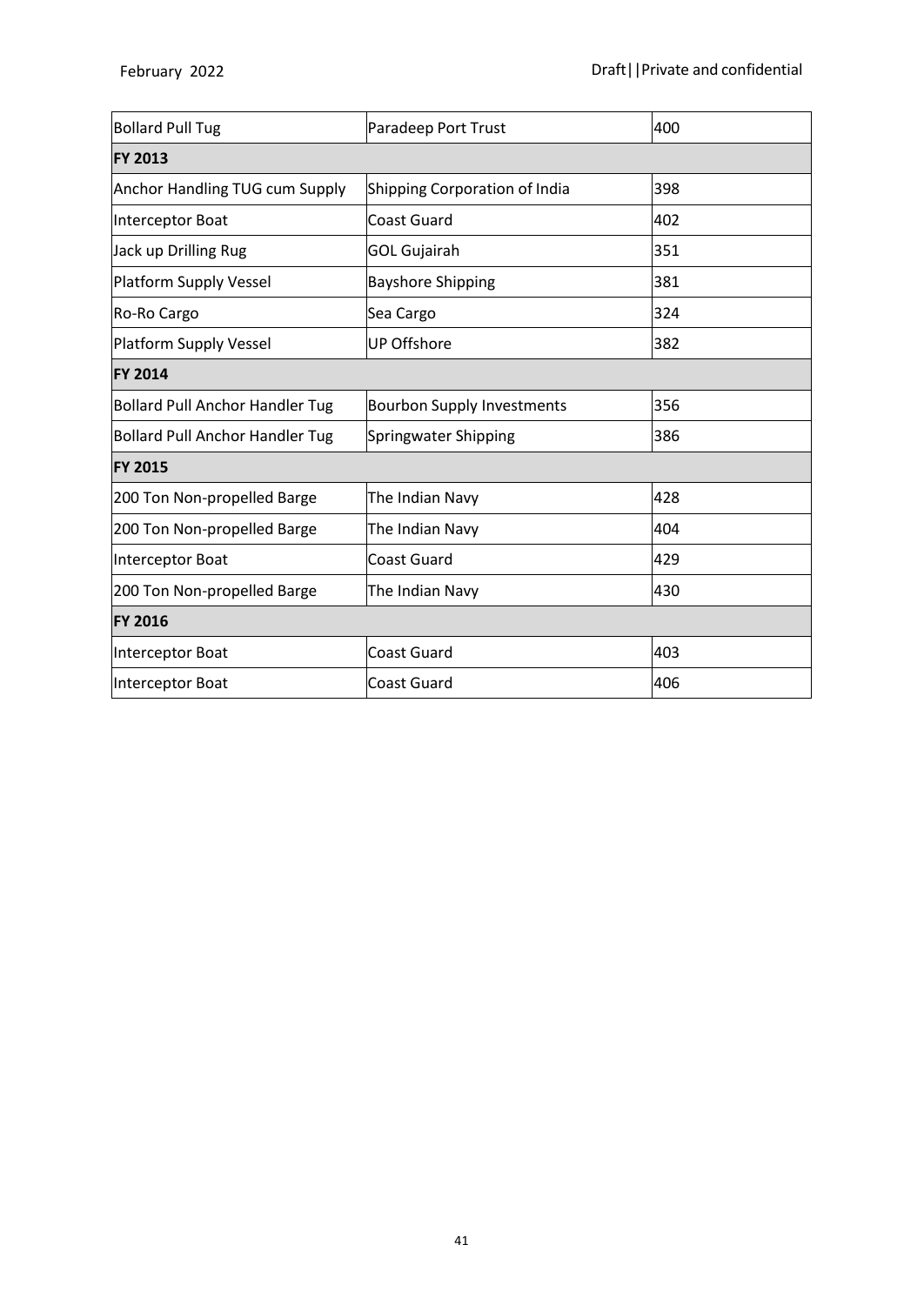| Bollard Pull Tug | Paradeep Port Trust | 400 |
|---|---|---|
| **FY 2013** | | |
| Anchor Handling TUG cum Supply | Shipping Corporation of India | 398 |
| Interceptor Boat | Coast Guard | 402 |
| Jack up Drilling Rug | GOL Gujairah | 351 |
| Platform Supply Vessel | Bayshore Shipping | 381 |
| Ro-Ro Cargo | Sea Cargo | 324 |
| Platform Supply Vessel | UP Offshore | 382 |
| **FY 2014** | | |
| Bollard Pull Anchor Handler Tug | Bourbon Supply Investments | 356 |
| Bollard Pull Anchor Handler Tug | Springwater Shipping | 386 |
| **FY 2015** | | |
| 200 Ton Non-propelled Barge | The Indian Navy | 428 |
| 200 Ton Non-propelled Barge | The Indian Navy | 404 |
| Interceptor Boat | Coast Guard | 429 |
| 200 Ton Non-propelled Barge | The Indian Navy | 430 |
| **FY 2016** | | |
| Interceptor Boat | Coast Guard | 403 |
| Interceptor Boat | Coast Guard | 406 |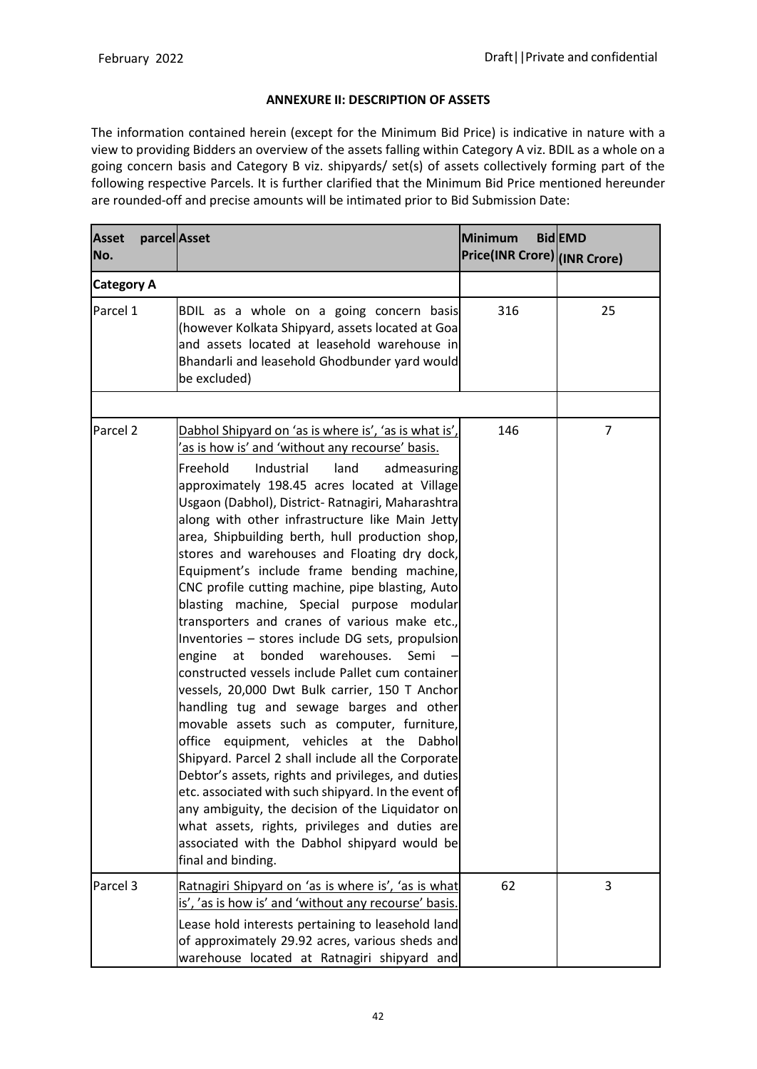**ANNEXURE II: DESCRIPTION OF ASSETS**

The information contained herein (except for the Minimum Bid Price) is indicative in nature with a view to providing Bidders an overview of the assets falling within Category A viz. BDIL as a whole on a going concern basis and Category B viz. shipyards/ set(s) of assets collectively forming part of the following respective Parcels. It is further clarified that the Minimum Bid Price mentioned hereunder are rounded-off and precise amounts will be intimated prior to Bid Submission Date:

| Asset parcel No. | Asset | Minimum Bid Price(INR Crore) | EMD (INR Crore) |
|---|---|---|---|
| **Category A** | | | |
| Parcel 1 | BDIL as a whole on a going concern basis (however Kolkata Shipyard, assets located at Goa and assets located at leasehold warehouse in Bhandarli and leasehold Ghodbunder yard would be excluded) | 316 | 25 |
| | | | |
| Parcel 2 | Dabhol Shipyard on 'as is where is', 'as is what is', 'as is how is' and 'without any recourse' basis.<br>Freehold Industrial land admeasuring approximately 198.45 acres located at Village Usgaon (Dabhol), District- Ratnagiri, Maharashtra along with other infrastructure like Main Jetty area, Shipbuilding berth, hull production shop, stores and warehouses and Floating dry dock, Equipment's include frame bending machine, CNC profile cutting machine, pipe blasting, Auto blasting machine, Special purpose modular transporters and cranes of various make etc., Inventories – stores include DG sets, propulsion engine at bonded warehouses. Semi – constructed vessels include Pallet cum container vessels, 20,000 Dwt Bulk carrier, 150 T Anchor handling tug and sewage barges and other movable assets such as computer, furniture, office equipment, vehicles at the Dabhol Shipyard. Parcel 2 shall include all the Corporate Debtor's assets, rights and privileges, and duties etc. associated with such shipyard. In the event of any ambiguity, the decision of the Liquidator on what assets, rights, privileges and duties are associated with the Dabhol shipyard would be final and binding. | 146 | 7 |
| Parcel 3 | Ratnagiri Shipyard on 'as is where is', 'as is what is', 'as is how is' and 'without any recourse' basis.<br>Lease hold interests pertaining to leasehold land of approximately 29.92 acres, various sheds and warehouse located at Ratnagiri shipyard and | 62 | 3 |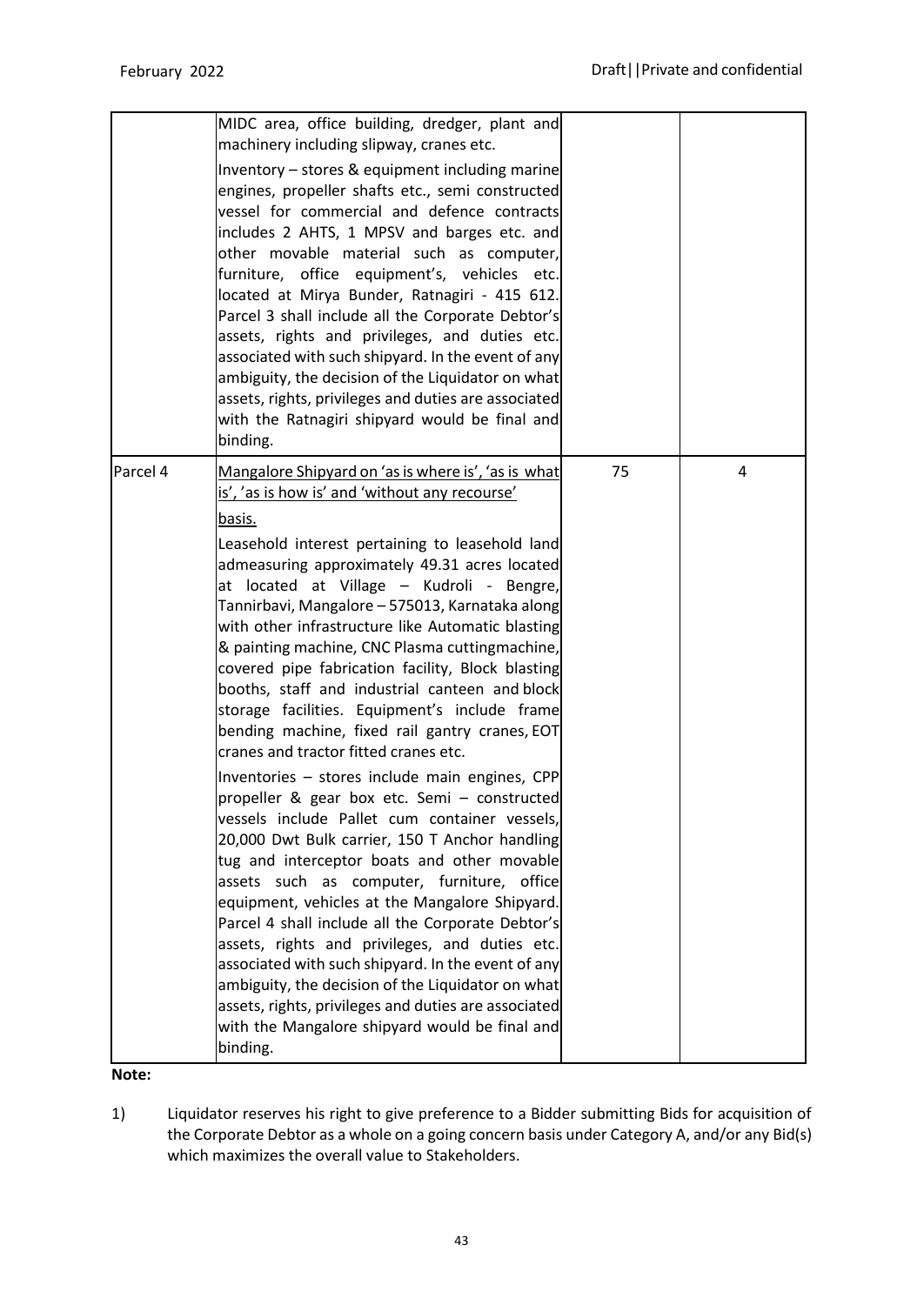| | | | |
|---|---|---|---|
| | MIDC area, office building, dredger, plant and machinery including slipway, cranes etc.<br><br>Inventory – stores & equipment including marine engines, propeller shafts etc., semi constructed vessel for commercial and defence contracts includes 2 AHTS, 1 MPSV and barges etc. and other movable material such as computer, furniture, office equipment's, vehicles etc. located at Mirya Bunder, Ratnagiri - 415 612. Parcel 3 shall include all the Corporate Debtor's assets, rights and privileges, and duties etc. associated with such shipyard. In the event of any ambiguity, the decision of the Liquidator on what assets, rights, privileges and duties are associated with the Ratnagiri shipyard would be final and binding. | | |
| Parcel 4 | <u>Mangalore Shipyard on 'as is where is', 'as is what is', 'as is how is' and 'without any recourse' basis.</u><br><br>Leasehold interest pertaining to leasehold land admeasuring approximately 49.31 acres located at located at Village – Kudroli - Bengre, Tannirbavi, Mangalore – 575013, Karnataka along with other infrastructure like Automatic blasting & painting machine, CNC Plasma cuttingmachine, covered pipe fabrication facility, Block blasting booths, staff and industrial canteen and block storage facilities. Equipment's include frame bending machine, fixed rail gantry cranes, EOT cranes and tractor fitted cranes etc.<br><br>Inventories – stores include main engines, CPP propeller & gear box etc. Semi – constructed vessels include Pallet cum container vessels, 20,000 Dwt Bulk carrier, 150 T Anchor handling tug and interceptor boats and other movable assets such as computer, furniture, office equipment, vehicles at the Mangalore Shipyard. Parcel 4 shall include all the Corporate Debtor's assets, rights and privileges, and duties etc. associated with such shipyard. In the event of any ambiguity, the decision of the Liquidator on what assets, rights, privileges and duties are associated with the Mangalore shipyard would be final and binding. | 75 | 4 |

**Note:**

1) Liquidator reserves his right to give preference to a Bidder submitting Bids for acquisition of the Corporate Debtor as a whole on a going concern basis under Category A, and/or any Bid(s) which maximizes the overall value to Stakeholders.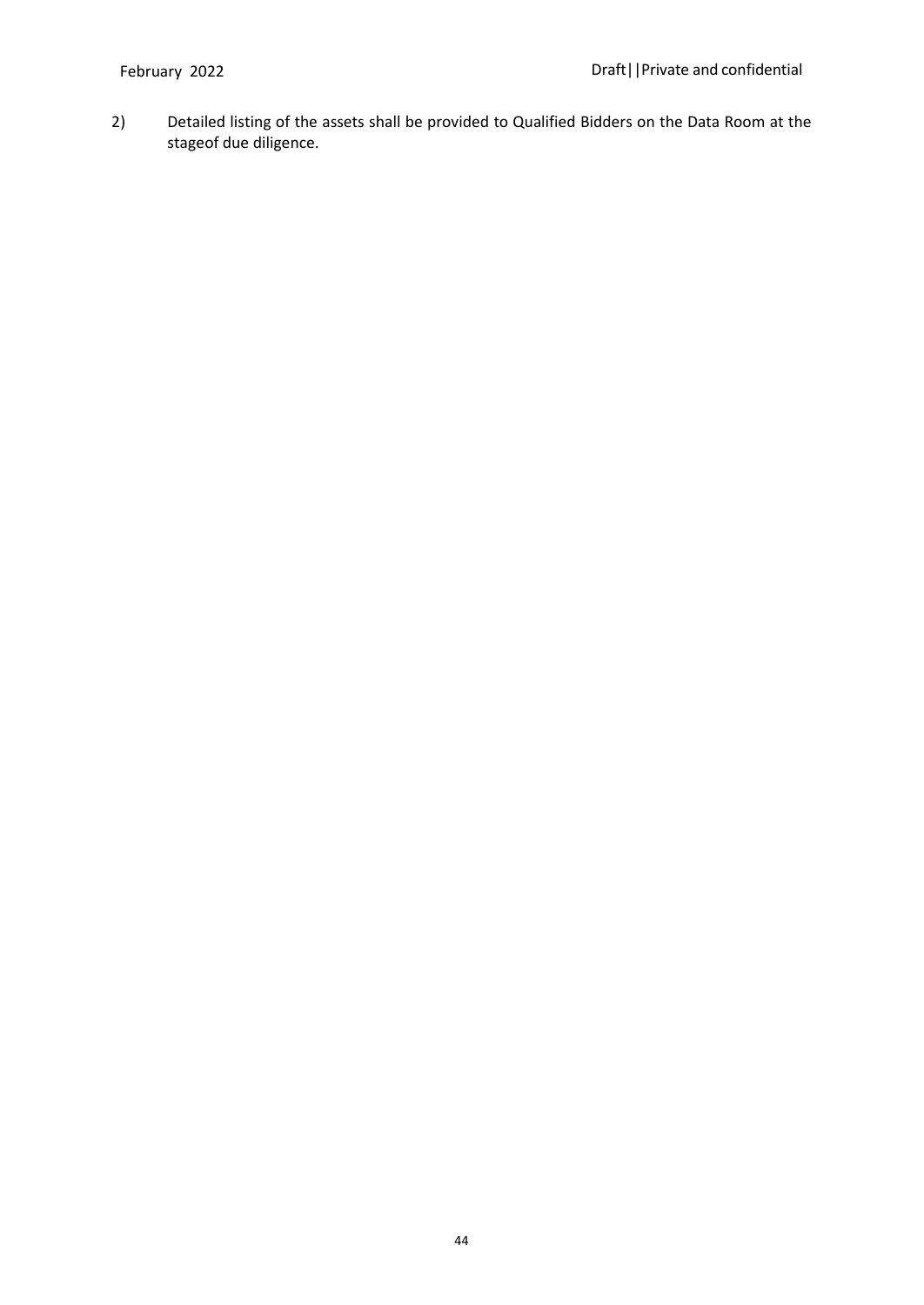2) Detailed listing of the assets shall be provided to Qualified Bidders on the Data Room at the stageof due diligence.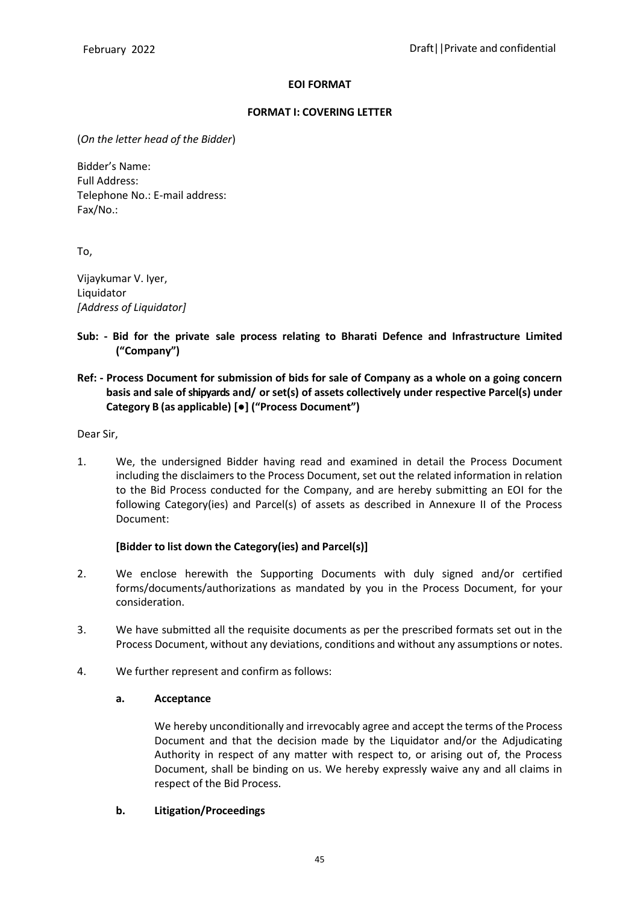**EOI FORMAT**

**FORMAT I: COVERING LETTER**

(*On the letter head of the Bidder*)

Bidder's Name:
Full Address:
Telephone No.: E-mail address:
Fax/No.:

To,

Vijaykumar V. Iyer,
Liquidator
*[Address of Liquidator]*

**Sub: - Bid for the private sale process relating to Bharati Defence and Infrastructure Limited ("Company")**

**Ref: - Process Document for submission of bids for sale of Company as a whole on a going concern basis and sale of shipyards and/ or set(s) of assets collectively under respective Parcel(s) under Category B (as applicable) [●] ("Process Document")**

Dear Sir,

1. We, the undersigned Bidder having read and examined in detail the Process Document including the disclaimers to the Process Document, set out the related information in relation to the Bid Process conducted for the Company, and are hereby submitting an EOI for the following Category(ies) and Parcel(s) of assets as described in Annexure II of the Process Document:

   **[Bidder to list down the Category(ies) and Parcel(s)]**

2. We enclose herewith the Supporting Documents with duly signed and/or certified forms/documents/authorizations as mandated by you in the Process Document, for your consideration.

3. We have submitted all the requisite documents as per the prescribed formats set out in the Process Document, without any deviations, conditions and without any assumptions or notes.

4. We further represent and confirm as follows:

   **a. Acceptance**

   We hereby unconditionally and irrevocably agree and accept the terms of the Process Document and that the decision made by the Liquidator and/or the Adjudicating Authority in respect of any matter with respect to, or arising out of, the Process Document, shall be binding on us. We hereby expressly waive any and all claims in respect of the Bid Process.

   **b. Litigation/Proceedings**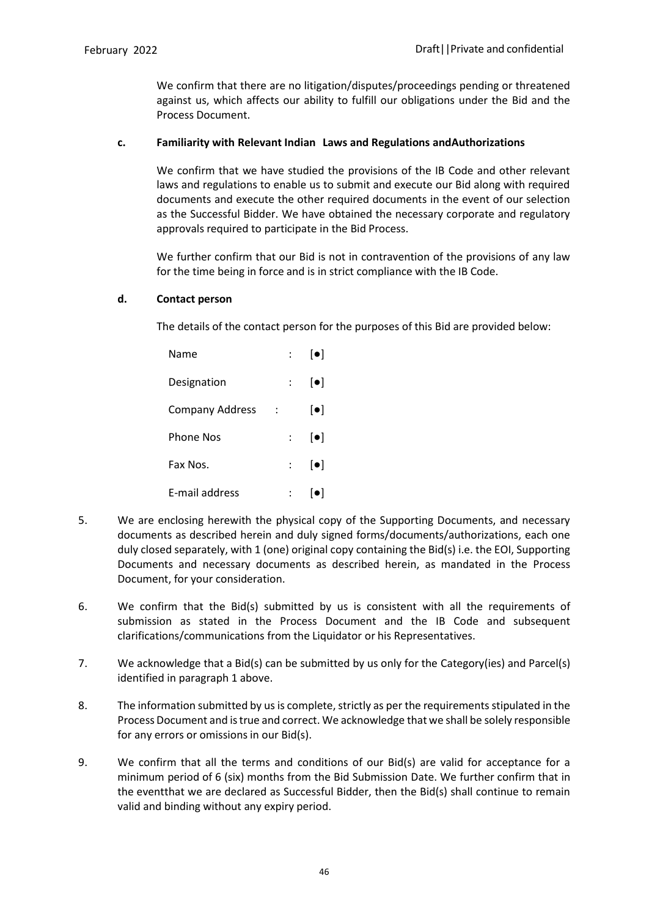We confirm that there are no litigation/disputes/proceedings pending or threatened against us, which affects our ability to fulfill our obligations under the Bid and the Process Document.

**c. Familiarity with Relevant Indian Laws and Regulations andAuthorizations**

We confirm that we have studied the provisions of the IB Code and other relevant laws and regulations to enable us to submit and execute our Bid along with required documents and execute the other required documents in the event of our selection as the Successful Bidder. We have obtained the necessary corporate and regulatory approvals required to participate in the Bid Process.

We further confirm that our Bid is not in contravention of the provisions of any law for the time being in force and is in strict compliance with the IB Code.

**d. Contact person**

The details of the contact person for the purposes of this Bid are provided below:

Name : [●]

Designation : [●]

Company Address : [●]

Phone Nos : [●]

Fax Nos. : [●]

E-mail address : [●]

5. We are enclosing herewith the physical copy of the Supporting Documents, and necessary documents as described herein and duly signed forms/documents/authorizations, each one duly closed separately, with 1 (one) original copy containing the Bid(s) i.e. the EOI, Supporting Documents and necessary documents as described herein, as mandated in the Process Document, for your consideration.

6. We confirm that the Bid(s) submitted by us is consistent with all the requirements of submission as stated in the Process Document and the IB Code and subsequent clarifications/communications from the Liquidator or his Representatives.

7. We acknowledge that a Bid(s) can be submitted by us only for the Category(ies) and Parcel(s) identified in paragraph 1 above.

8. The information submitted by us is complete, strictly as per the requirements stipulated in the Process Document and is true and correct. We acknowledge that we shall be solely responsible for any errors or omissions in our Bid(s).

9. We confirm that all the terms and conditions of our Bid(s) are valid for acceptance for a minimum period of 6 (six) months from the Bid Submission Date. We further confirm that in the eventthat we are declared as Successful Bidder, then the Bid(s) shall continue to remain valid and binding without any expiry period.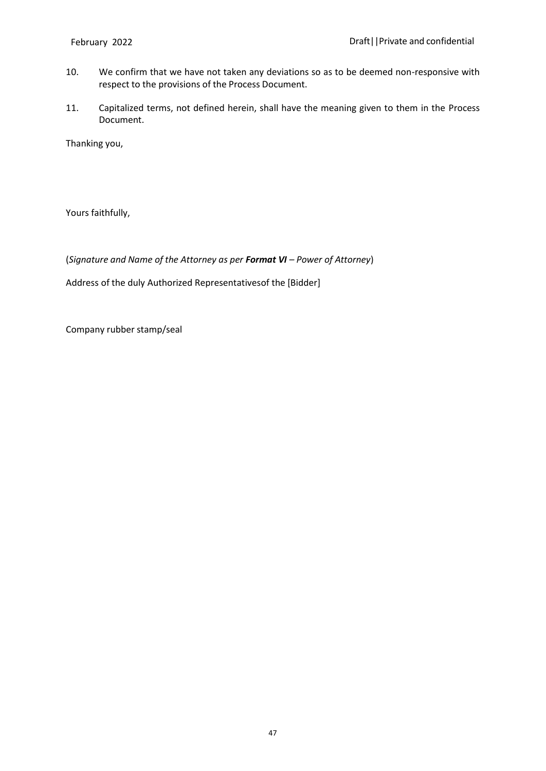10. We confirm that we have not taken any deviations so as to be deemed non-responsive with respect to the provisions of the Process Document.

11. Capitalized terms, not defined herein, shall have the meaning given to them in the Process Document.

Thanking you,

Yours faithfully,

(*Signature and Name of the Attorney as per **Format VI** – Power of Attorney*)

Address of the duly Authorized Representativesof the [Bidder]

Company rubber stamp/seal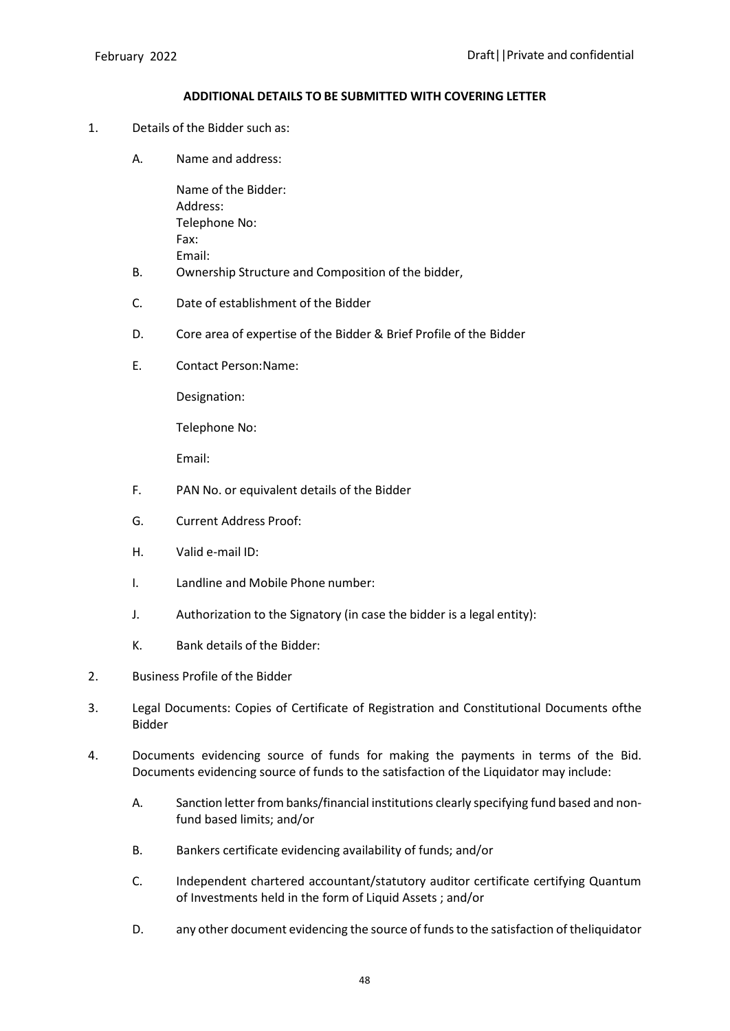**ADDITIONAL DETAILS TO BE SUBMITTED WITH COVERING LETTER**

1. Details of the Bidder such as:

   A. Name and address:

      Name of the Bidder:
      Address:
      Telephone No:
      Fax:
      Email:

   B. Ownership Structure and Composition of the bidder,

   C. Date of establishment of the Bidder

   D. Core area of expertise of the Bidder & Brief Profile of the Bidder

   E. Contact Person:Name:

      Designation:

      Telephone No:

      Email:

   F. PAN No. or equivalent details of the Bidder

   G. Current Address Proof:

   H. Valid e-mail ID:

   I. Landline and Mobile Phone number:

   J. Authorization to the Signatory (in case the bidder is a legal entity):

   K. Bank details of the Bidder:

2. Business Profile of the Bidder

3. Legal Documents: Copies of Certificate of Registration and Constitutional Documents ofthe Bidder

4. Documents evidencing source of funds for making the payments in terms of the Bid. Documents evidencing source of funds to the satisfaction of the Liquidator may include:

   A. Sanction letter from banks/financial institutions clearly specifying fund based and non-fund based limits; and/or

   B. Bankers certificate evidencing availability of funds; and/or

   C. Independent chartered accountant/statutory auditor certificate certifying Quantum of Investments held in the form of Liquid Assets ; and/or

   D. any other document evidencing the source of funds to the satisfaction of theliquidator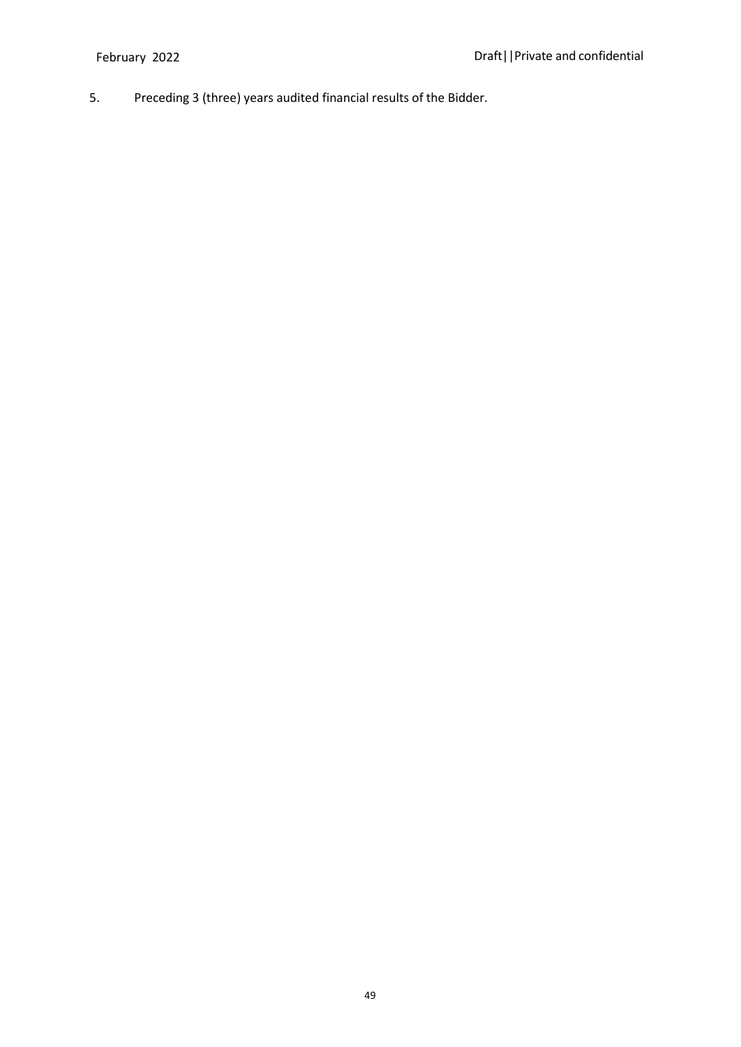5. Preceding 3 (three) years audited financial results of the Bidder.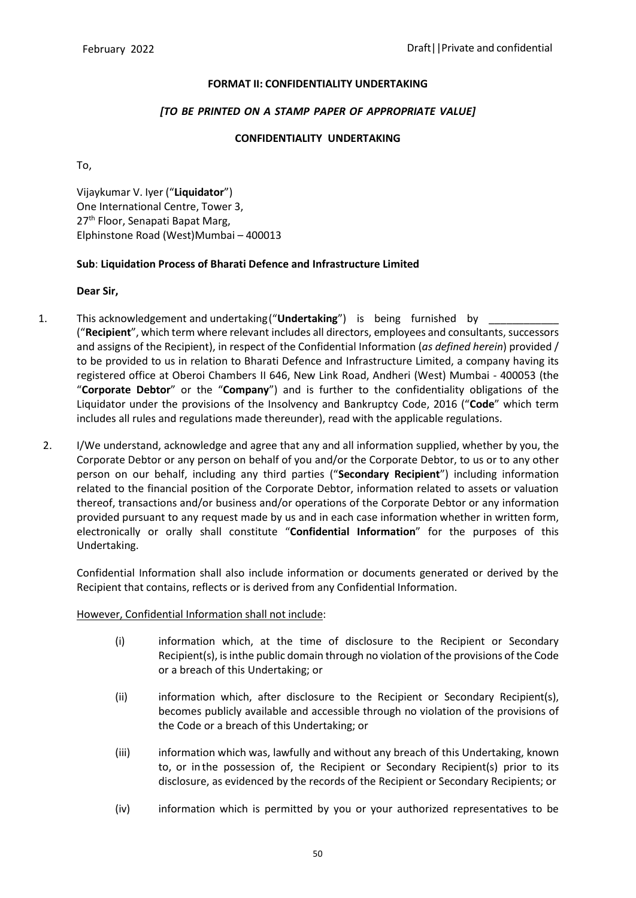**FORMAT II: CONFIDENTIALITY UNDERTAKING**

***[TO BE PRINTED ON A STAMP PAPER OF APPROPRIATE VALUE]***

**CONFIDENTIALITY UNDERTAKING**

To,

Vijaykumar V. Iyer ("**Liquidator**")
One International Centre, Tower 3,
27th Floor, Senapati Bapat Marg,
Elphinstone Road (West)Mumbai – 400013

**Sub**: **Liquidation Process of Bharati Defence and Infrastructure Limited**

**Dear Sir,**

1. This acknowledgement and undertaking ("**Undertaking**") is being furnished by ____________ ("**Recipient**", which term where relevant includes all directors, employees and consultants, successors and assigns of the Recipient), in respect of the Confidential Information (*as defined herein*) provided / to be provided to us in relation to Bharati Defence and Infrastructure Limited, a company having its registered office at Oberoi Chambers II 646, New Link Road, Andheri (West) Mumbai - 400053 (the "**Corporate Debtor**" or the "**Company**") and is further to the confidentiality obligations of the Liquidator under the provisions of the Insolvency and Bankruptcy Code, 2016 ("**Code**" which term includes all rules and regulations made thereunder), read with the applicable regulations.

2. I/We understand, acknowledge and agree that any and all information supplied, whether by you, the Corporate Debtor or any person on behalf of you and/or the Corporate Debtor, to us or to any other person on our behalf, including any third parties ("**Secondary Recipient**") including information related to the financial position of the Corporate Debtor, information related to assets or valuation thereof, transactions and/or business and/or operations of the Corporate Debtor or any information provided pursuant to any request made by us and in each case information whether in written form, electronically or orally shall constitute "**Confidential Information**" for the purposes of this Undertaking.

   Confidential Information shall also include information or documents generated or derived by the Recipient that contains, reflects or is derived from any Confidential Information.

   However, Confidential Information shall not include:

   (i) information which, at the time of disclosure to the Recipient or Secondary Recipient(s), is inthe public domain through no violation of the provisions of the Code or a breach of this Undertaking; or

   (ii) information which, after disclosure to the Recipient or Secondary Recipient(s), becomes publicly available and accessible through no violation of the provisions of the Code or a breach of this Undertaking; or

   (iii) information which was, lawfully and without any breach of this Undertaking, known to, or in the possession of, the Recipient or Secondary Recipient(s) prior to its disclosure, as evidenced by the records of the Recipient or Secondary Recipients; or

   (iv) information which is permitted by you or your authorized representatives to be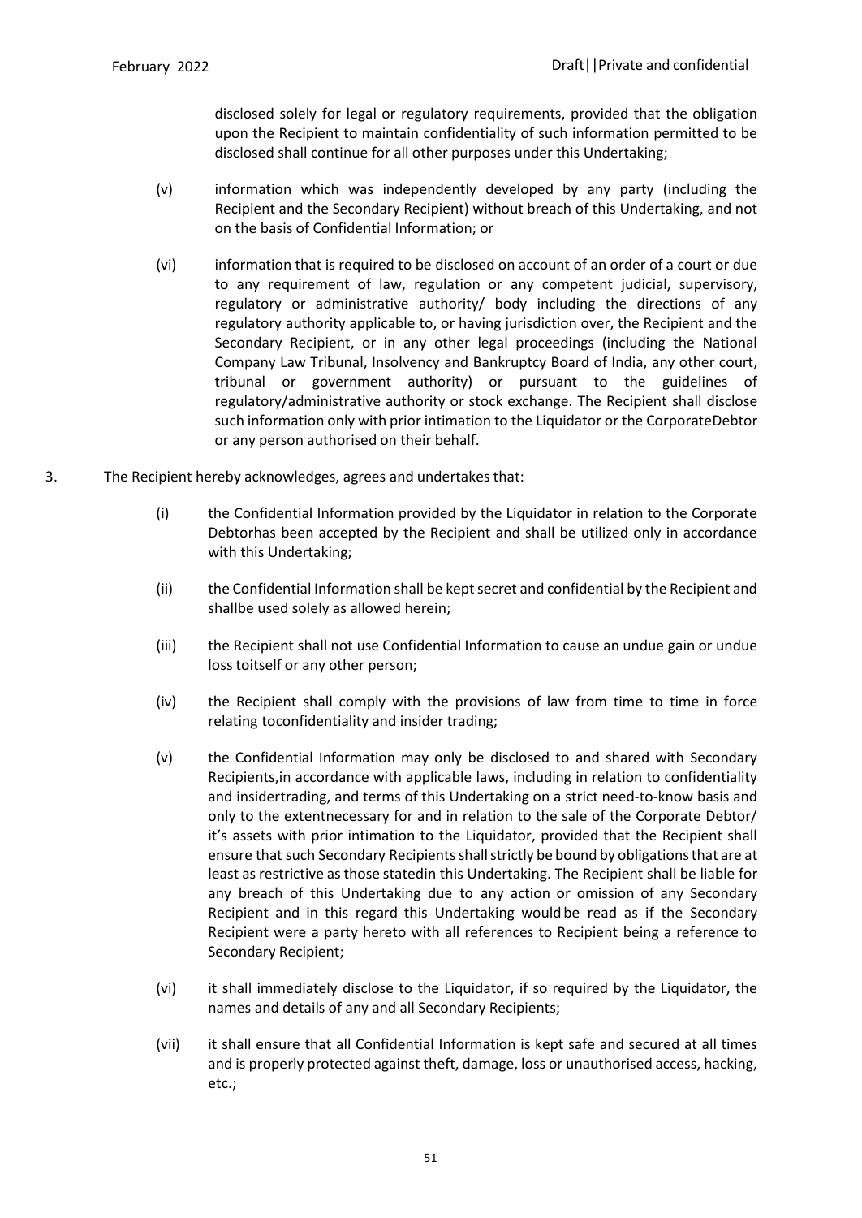disclosed solely for legal or regulatory requirements, provided that the obligation upon the Recipient to maintain confidentiality of such information permitted to be disclosed shall continue for all other purposes under this Undertaking;

(v) information which was independently developed by any party (including the Recipient and the Secondary Recipient) without breach of this Undertaking, and not on the basis of Confidential Information; or

(vi) information that is required to be disclosed on account of an order of a court or due to any requirement of law, regulation or any competent judicial, supervisory, regulatory or administrative authority/ body including the directions of any regulatory authority applicable to, or having jurisdiction over, the Recipient and the Secondary Recipient, or in any other legal proceedings (including the National Company Law Tribunal, Insolvency and Bankruptcy Board of India, any other court, tribunal or government authority) or pursuant to the guidelines of regulatory/administrative authority or stock exchange. The Recipient shall disclose such information only with prior intimation to the Liquidator or the CorporateDebtor or any person authorised on their behalf.

3. The Recipient hereby acknowledges, agrees and undertakes that:

(i) the Confidential Information provided by the Liquidator in relation to the Corporate Debtorhas been accepted by the Recipient and shall be utilized only in accordance with this Undertaking;

(ii) the Confidential Information shall be kept secret and confidential by the Recipient and shallbe used solely as allowed herein;

(iii) the Recipient shall not use Confidential Information to cause an undue gain or undue loss toitself or any other person;

(iv) the Recipient shall comply with the provisions of law from time to time in force relating toconfidentiality and insider trading;

(v) the Confidential Information may only be disclosed to and shared with Secondary Recipients,in accordance with applicable laws, including in relation to confidentiality and insidertrading, and terms of this Undertaking on a strict need-to-know basis and only to the extentnecessary for and in relation to the sale of the Corporate Debtor/ it's assets with prior intimation to the Liquidator, provided that the Recipient shall ensure that such Secondary Recipients shall strictly be bound by obligations that are at least as restrictive as those statedin this Undertaking. The Recipient shall be liable for any breach of this Undertaking due to any action or omission of any Secondary Recipient and in this regard this Undertaking would be read as if the Secondary Recipient were a party hereto with all references to Recipient being a reference to Secondary Recipient;

(vi) it shall immediately disclose to the Liquidator, if so required by the Liquidator, the names and details of any and all Secondary Recipients;

(vii) it shall ensure that all Confidential Information is kept safe and secured at all times and is properly protected against theft, damage, loss or unauthorised access, hacking, etc.;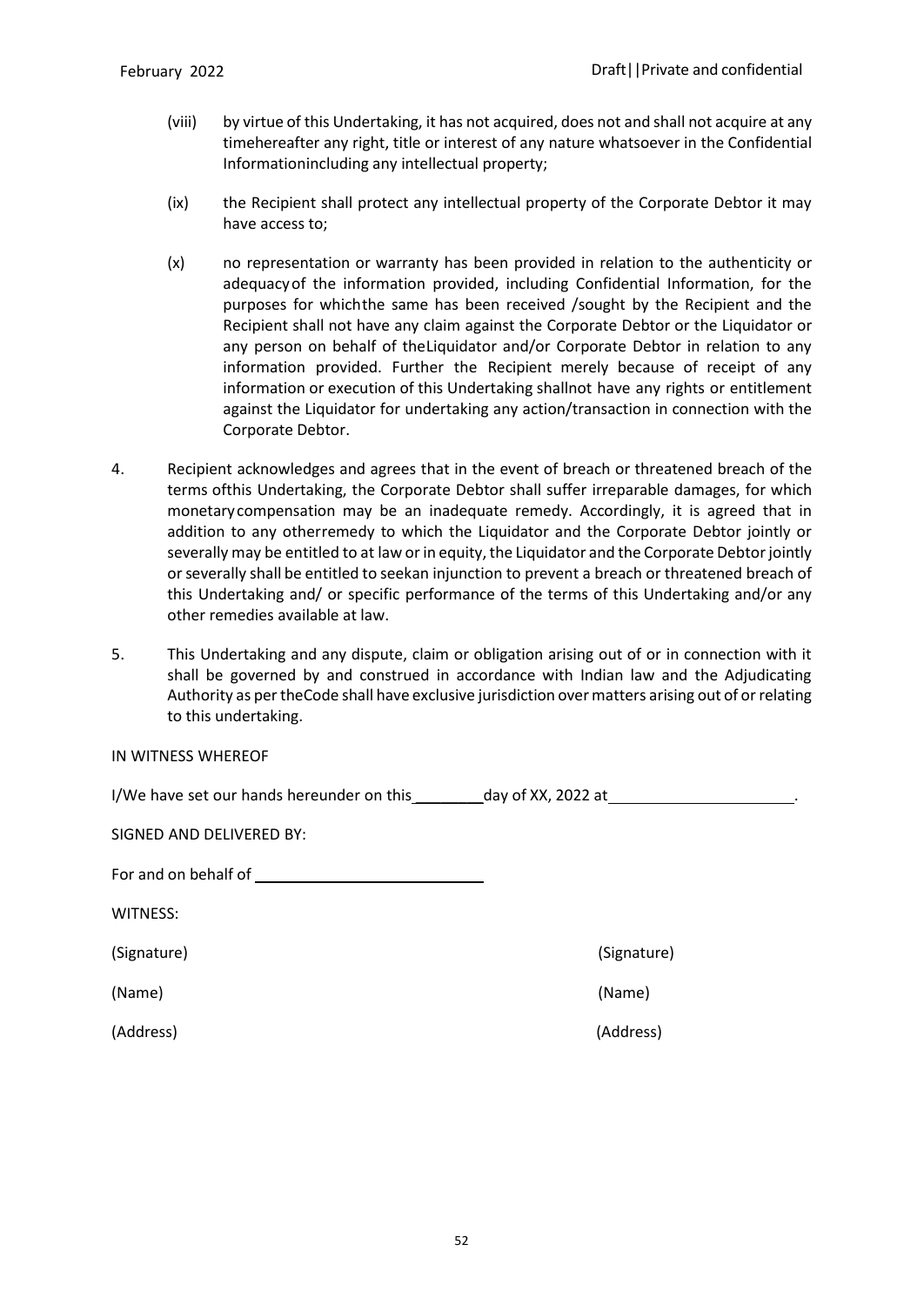(viii) by virtue of this Undertaking, it has not acquired, does not and shall not acquire at any timehereafter any right, title or interest of any nature whatsoever in the Confidential Informationincluding any intellectual property;

(ix) the Recipient shall protect any intellectual property of the Corporate Debtor it may have access to;

(x) no representation or warranty has been provided in relation to the authenticity or adequacy of the information provided, including Confidential Information, for the purposes for whichthe same has been received /sought by the Recipient and the Recipient shall not have any claim against the Corporate Debtor or the Liquidator or any person on behalf of theLiquidator and/or Corporate Debtor in relation to any information provided. Further the Recipient merely because of receipt of any information or execution of this Undertaking shallnot have any rights or entitlement against the Liquidator for undertaking any action/transaction in connection with the Corporate Debtor.

4. Recipient acknowledges and agrees that in the event of breach or threatened breach of the terms ofthis Undertaking, the Corporate Debtor shall suffer irreparable damages, for which monetary compensation may be an inadequate remedy. Accordingly, it is agreed that in addition to any otherremedy to which the Liquidator and the Corporate Debtor jointly or severally may be entitled to at law or in equity, the Liquidator and the Corporate Debtor jointly or severally shall be entitled to seekan injunction to prevent a breach or threatened breach of this Undertaking and/ or specific performance of the terms of this Undertaking and/or any other remedies available at law.

5. This Undertaking and any dispute, claim or obligation arising out of or in connection with it shall be governed by and construed in accordance with Indian law and the Adjudicating Authority as per theCode shall have exclusive jurisdiction over matters arising out of or relating to this undertaking.

IN WITNESS WHEREOF

I/We have set our hands hereunder on this ________ day of XX, 2022 at ____________________.

SIGNED AND DELIVERED BY:

For and on behalf of ___________________________

WITNESS:

| | |
|---|---|
| (Signature) | (Signature) |
| (Name) | (Name) |
| (Address) | (Address) |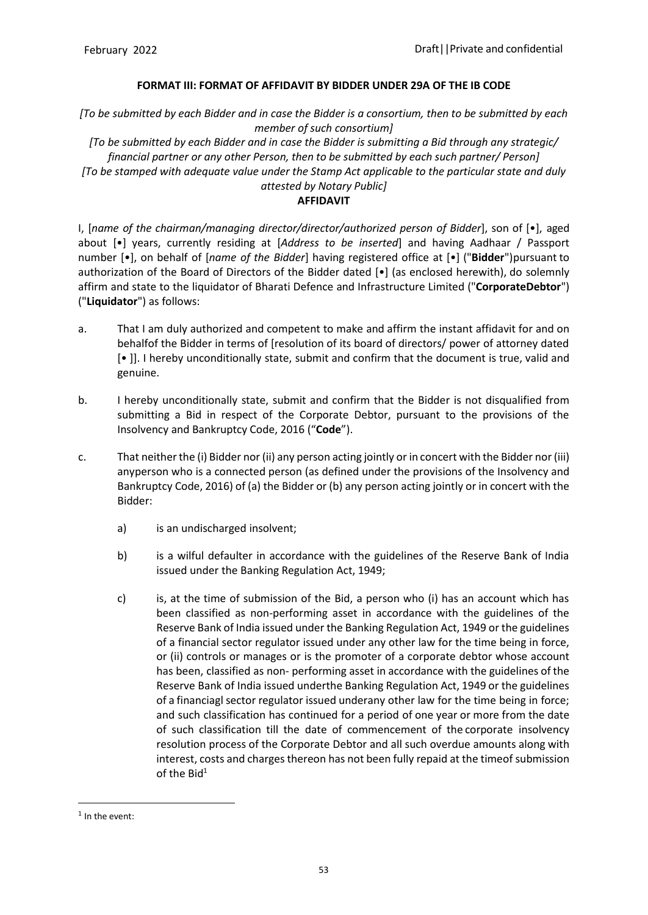**FORMAT III: FORMAT OF AFFIDAVIT BY BIDDER UNDER 29A OF THE IB CODE**

*[To be submitted by each Bidder and in case the Bidder is a consortium, then to be submitted by each member of such consortium]*

*[To be submitted by each Bidder and in case the Bidder is submitting a Bid through any strategic/ financial partner or any other Person, then to be submitted by each such partner/ Person]*

*[To be stamped with adequate value under the Stamp Act applicable to the particular state and duly attested by Notary Public]*

**AFFIDAVIT**

I, [*name of the chairman/managing director/director/authorized person of Bidder*], son of [•], aged about [•] years, currently residing at [*Address to be inserted*] and having Aadhaar / Passport number [•], on behalf of [*name of the Bidder*] having registered office at [•] ("**Bidder**")pursuant to authorization of the Board of Directors of the Bidder dated [•] (as enclosed herewith), do solemnly affirm and state to the liquidator of Bharati Defence and Infrastructure Limited ("**CorporateDebtor**") ("**Liquidator**") as follows:

a. That I am duly authorized and competent to make and affirm the instant affidavit for and on behalfof the Bidder in terms of [resolution of its board of directors/ power of attorney dated [• ]]. I hereby unconditionally state, submit and confirm that the document is true, valid and genuine.

b. I hereby unconditionally state, submit and confirm that the Bidder is not disqualified from submitting a Bid in respect of the Corporate Debtor, pursuant to the provisions of the Insolvency and Bankruptcy Code, 2016 ("**Code**").

c. That neither the (i) Bidder nor (ii) any person acting jointly or in concert with the Bidder nor (iii) anyperson who is a connected person (as defined under the provisions of the Insolvency and Bankruptcy Code, 2016) of (a) the Bidder or (b) any person acting jointly or in concert with the Bidder:

   a) is an undischarged insolvent;

   b) is a wilful defaulter in accordance with the guidelines of the Reserve Bank of India issued under the Banking Regulation Act, 1949;

   c) is, at the time of submission of the Bid, a person who (i) has an account which has been classified as non-performing asset in accordance with the guidelines of the Reserve Bank of India issued under the Banking Regulation Act, 1949 or the guidelines of a financial sector regulator issued under any other law for the time being in force, or (ii) controls or manages or is the promoter of a corporate debtor whose account has been, classified as non- performing asset in accordance with the guidelines of the Reserve Bank of India issued underthe Banking Regulation Act, 1949 or the guidelines of a financiagl sector regulator issued underany other law for the time being in force; and such classification has continued for a period of one year or more from the date of such classification till the date of commencement of the corporate insolvency resolution process of the Corporate Debtor and all such overdue amounts along with interest, costs and charges thereon has not been fully repaid at the timeof submission of the Bid[1]

[1] In the event: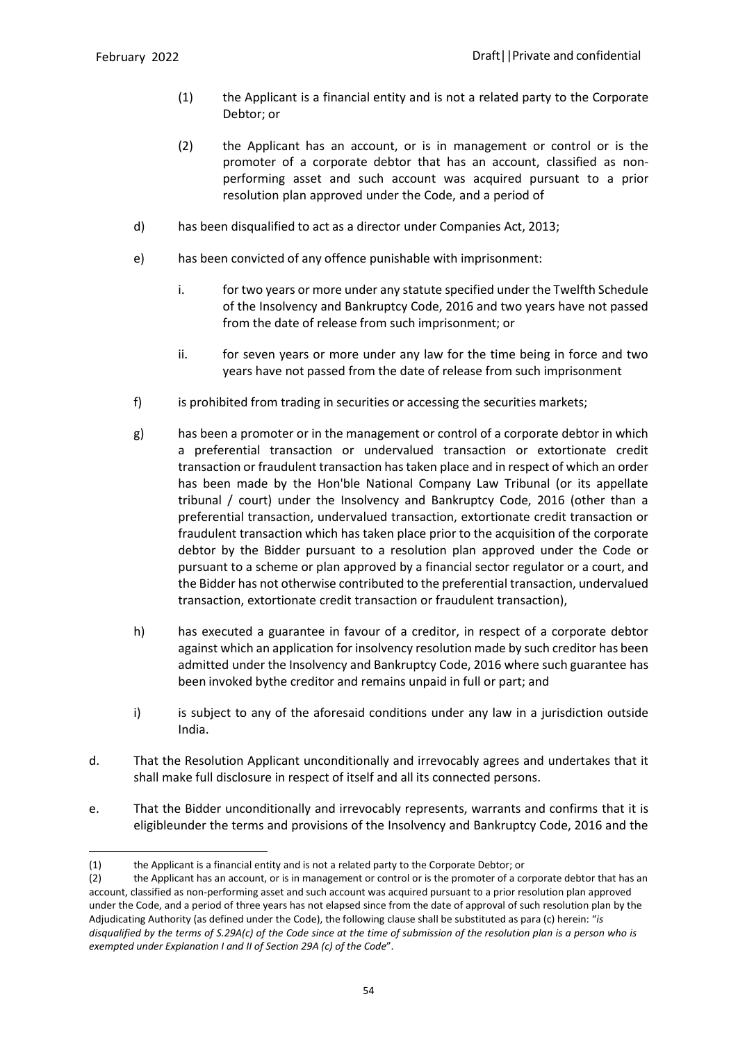(1) the Applicant is a financial entity and is not a related party to the Corporate Debtor; or

(2) the Applicant has an account, or is in management or control or is the promoter of a corporate debtor that has an account, classified as non-performing asset and such account was acquired pursuant to a prior resolution plan approved under the Code, and a period of

d) has been disqualified to act as a director under Companies Act, 2013;

e) has been convicted of any offence punishable with imprisonment:

   i. for two years or more under any statute specified under the Twelfth Schedule of the Insolvency and Bankruptcy Code, 2016 and two years have not passed from the date of release from such imprisonment; or

   ii. for seven years or more under any law for the time being in force and two years have not passed from the date of release from such imprisonment

f) is prohibited from trading in securities or accessing the securities markets;

g) has been a promoter or in the management or control of a corporate debtor in which a preferential transaction or undervalued transaction or extortionate credit transaction or fraudulent transaction has taken place and in respect of which an order has been made by the Hon'ble National Company Law Tribunal (or its appellate tribunal / court) under the Insolvency and Bankruptcy Code, 2016 (other than a preferential transaction, undervalued transaction, extortionate credit transaction or fraudulent transaction which has taken place prior to the acquisition of the corporate debtor by the Bidder pursuant to a resolution plan approved under the Code or pursuant to a scheme or plan approved by a financial sector regulator or a court, and the Bidder has not otherwise contributed to the preferential transaction, undervalued transaction, extortionate credit transaction or fraudulent transaction),

h) has executed a guarantee in favour of a creditor, in respect of a corporate debtor against which an application for insolvency resolution made by such creditor has been admitted under the Insolvency and Bankruptcy Code, 2016 where such guarantee has been invoked bythe creditor and remains unpaid in full or part; and

i) is subject to any of the aforesaid conditions under any law in a jurisdiction outside India.

d. That the Resolution Applicant unconditionally and irrevocably agrees and undertakes that it shall make full disclosure in respect of itself and all its connected persons.

e. That the Bidder unconditionally and irrevocably represents, warrants and confirms that it is eligibleunder the terms and provisions of the Insolvency and Bankruptcy Code, 2016 and the

---

(1) the Applicant is a financial entity and is not a related party to the Corporate Debtor; or

(2) the Applicant has an account, or is in management or control or is the promoter of a corporate debtor that has an account, classified as non-performing asset and such account was acquired pursuant to a prior resolution plan approved under the Code, and a period of three years has not elapsed since from the date of approval of such resolution plan by the Adjudicating Authority (as defined under the Code), the following clause shall be substituted as para (c) herein: "*is disqualified by the terms of S.29A(c) of the Code since at the time of submission of the resolution plan is a person who is exempted under Explanation I and II of Section 29A (c) of the Code*".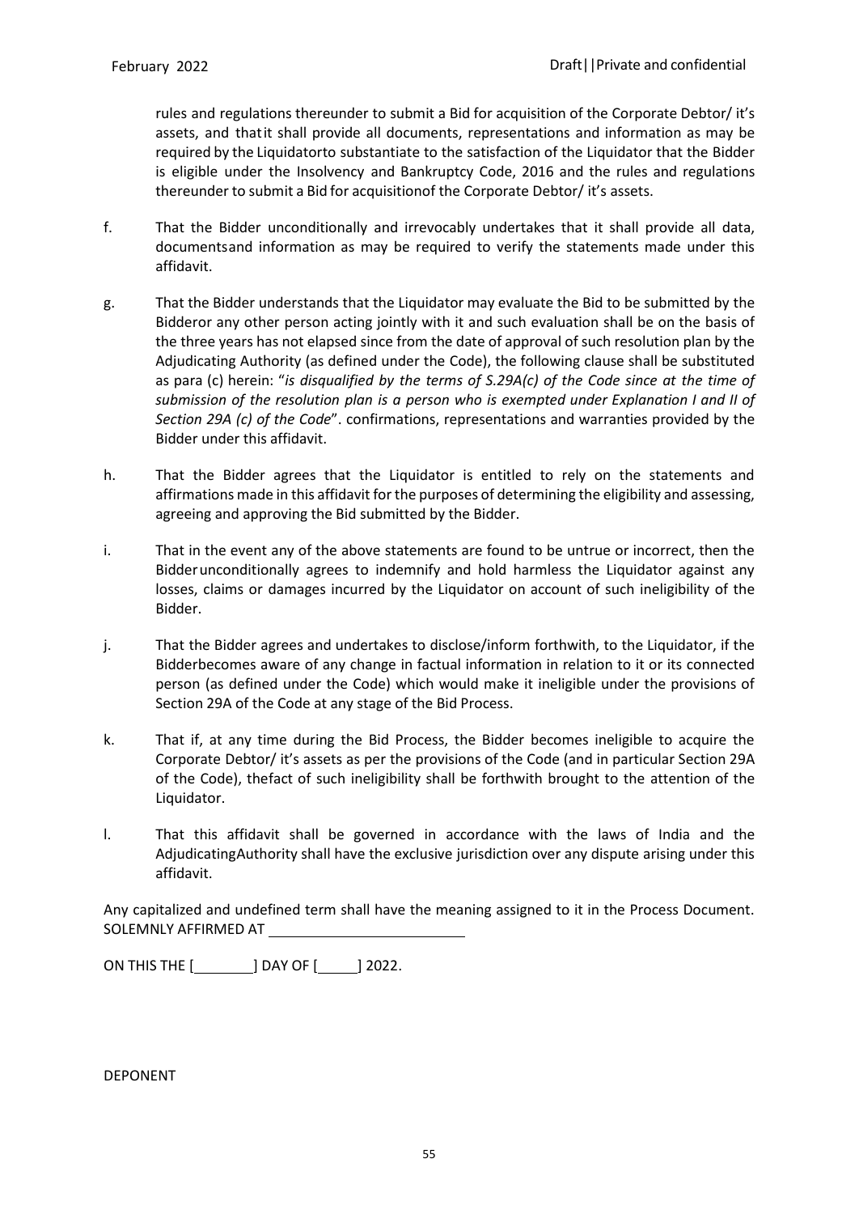rules and regulations thereunder to submit a Bid for acquisition of the Corporate Debtor/ it's assets, and thatit shall provide all documents, representations and information as may be required by the Liquidatorto substantiate to the satisfaction of the Liquidator that the Bidder is eligible under the Insolvency and Bankruptcy Code, 2016 and the rules and regulations thereunder to submit a Bid for acquisitionof the Corporate Debtor/ it's assets.

f. That the Bidder unconditionally and irrevocably undertakes that it shall provide all data, documentsand information as may be required to verify the statements made under this affidavit.

g. That the Bidder understands that the Liquidator may evaluate the Bid to be submitted by the Bidderor any other person acting jointly with it and such evaluation shall be on the basis of the three years has not elapsed since from the date of approval of such resolution plan by the Adjudicating Authority (as defined under the Code), the following clause shall be substituted as para (c) herein: "*is disqualified by the terms of S.29A(c) of the Code since at the time of submission of the resolution plan is a person who is exempted under Explanation I and II of Section 29A (c) of the Code*". confirmations, representations and warranties provided by the Bidder under this affidavit.

h. That the Bidder agrees that the Liquidator is entitled to rely on the statements and affirmations made in this affidavit for the purposes of determining the eligibility and assessing, agreeing and approving the Bid submitted by the Bidder.

i. That in the event any of the above statements are found to be untrue or incorrect, then the Bidderunconditionally agrees to indemnify and hold harmless the Liquidator against any losses, claims or damages incurred by the Liquidator on account of such ineligibility of the Bidder.

j. That the Bidder agrees and undertakes to disclose/inform forthwith, to the Liquidator, if the Bidderbecomes aware of any change in factual information in relation to it or its connected person (as defined under the Code) which would make it ineligible under the provisions of Section 29A of the Code at any stage of the Bid Process.

k. That if, at any time during the Bid Process, the Bidder becomes ineligible to acquire the Corporate Debtor/ it's assets as per the provisions of the Code (and in particular Section 29A of the Code), thefact of such ineligibility shall be forthwith brought to the attention of the Liquidator.

l. That this affidavit shall be governed in accordance with the laws of India and the AdjudicatingAuthority shall have the exclusive jurisdiction over any dispute arising under this affidavit.

Any capitalized and undefined term shall have the meaning assigned to it in the Process Document.
SOLEMNLY AFFIRMED AT ________________________

ON THIS THE [________] DAY OF [_____] 2022.

DEPONENT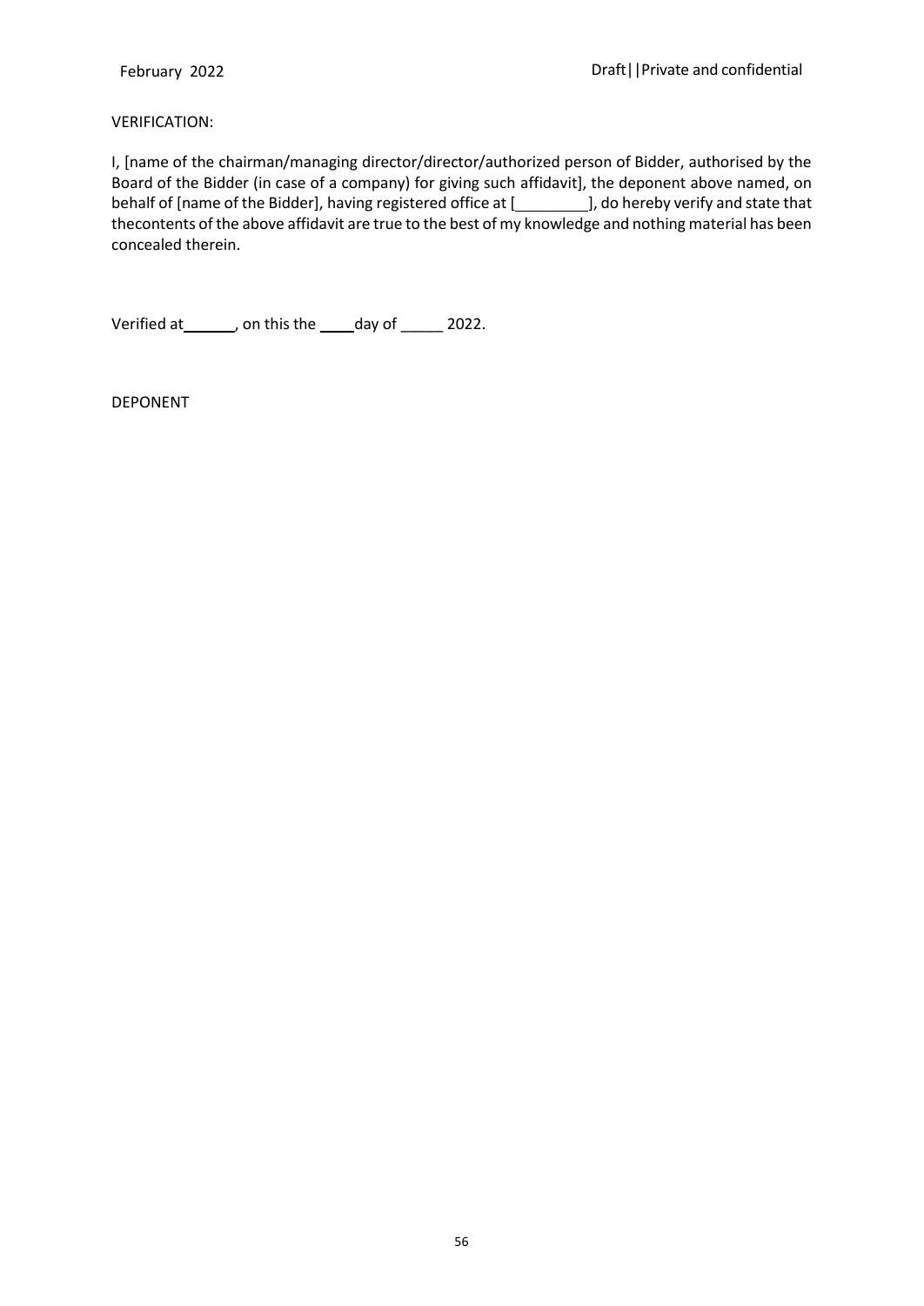VERIFICATION:

I, [name of the chairman/managing director/director/authorized person of Bidder, authorised by the Board of the Bidder (in case of a company) for giving such affidavit], the deponent above named, on behalf of [name of the Bidder], having registered office at [_________], do hereby verify and state that thecontents of the above affidavit are true to the best of my knowledge and nothing material has been concealed therein.

Verified at______, on this the ____day of _____ 2022.

DEPONENT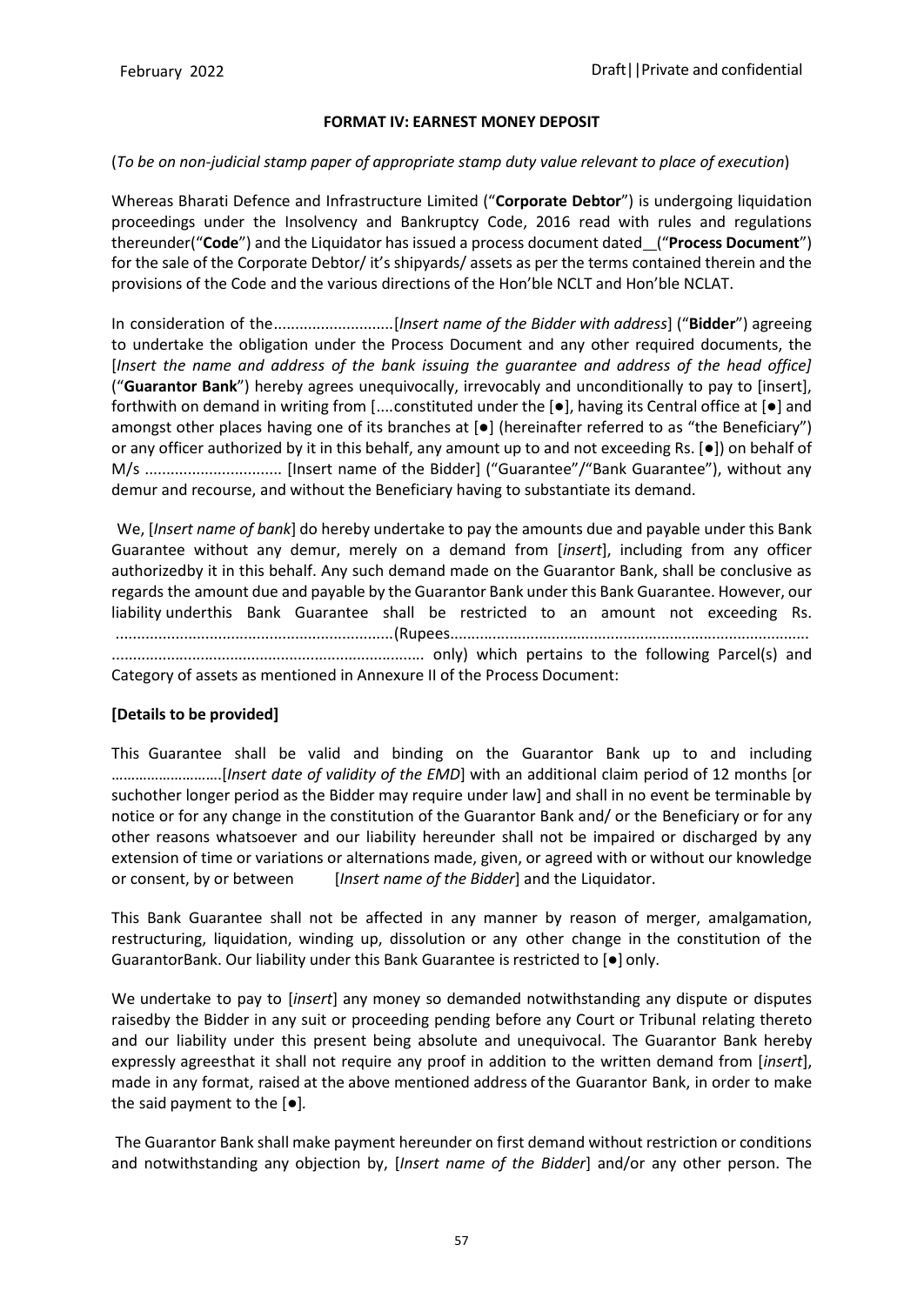**FORMAT IV: EARNEST MONEY DEPOSIT**

(*To be on non-judicial stamp paper of appropriate stamp duty value relevant to place of execution*)

Whereas Bharati Defence and Infrastructure Limited ("**Corporate Debtor**") is undergoing liquidation proceedings under the Insolvency and Bankruptcy Code, 2016 read with rules and regulations thereunder("**Code**") and the Liquidator has issued a process document dated__("**Process Document**") for the sale of the Corporate Debtor/ it's shipyards/ assets as per the terms contained therein and the provisions of the Code and the various directions of the Hon'ble NCLT and Hon'ble NCLAT.

In consideration of the............................[*Insert name of the Bidder with address*] ("**Bidder**") agreeing to undertake the obligation under the Process Document and any other required documents, the [*Insert the name and address of the bank issuing the guarantee and address of the head office]* ("**Guarantor Bank**") hereby agrees unequivocally, irrevocably and unconditionally to pay to [insert], forthwith on demand in writing from [....constituted under the [●], having its Central office at [●] and amongst other places having one of its branches at [●] (hereinafter referred to as "the Beneficiary") or any officer authorized by it in this behalf, any amount up to and not exceeding Rs. [●]) on behalf of M/s ................................ [Insert name of the Bidder] ("Guarantee"/"Bank Guarantee"), without any demur and recourse, and without the Beneficiary having to substantiate its demand.

We, [*Insert name of bank*] do hereby undertake to pay the amounts due and payable under this Bank Guarantee without any demur, merely on a demand from [*insert*], including from any officer authorizedby it in this behalf. Any such demand made on the Guarantor Bank, shall be conclusive as regards the amount due and payable by the Guarantor Bank under this Bank Guarantee. However, our liability underthis Bank Guarantee shall be restricted to an amount not exceeding Rs. ................................................................(Rupees.................................................................................... ........................................................................ only) which pertains to the following Parcel(s) and Category of assets as mentioned in Annexure II of the Process Document:

**[Details to be provided]**

This Guarantee shall be valid and binding on the Guarantor Bank up to and including ………………………[*Insert date of validity of the EMD*] with an additional claim period of 12 months [or suchother longer period as the Bidder may require under law] and shall in no event be terminable by notice or for any change in the constitution of the Guarantor Bank and/ or the Beneficiary or for any other reasons whatsoever and our liability hereunder shall not be impaired or discharged by any extension of time or variations or alternations made, given, or agreed with or without our knowledge or consent, by or between [*Insert name of the Bidder*] and the Liquidator.

This Bank Guarantee shall not be affected in any manner by reason of merger, amalgamation, restructuring, liquidation, winding up, dissolution or any other change in the constitution of the GuarantorBank. Our liability under this Bank Guarantee is restricted to [●] only.

We undertake to pay to [*insert*] any money so demanded notwithstanding any dispute or disputes raisedby the Bidder in any suit or proceeding pending before any Court or Tribunal relating thereto and our liability under this present being absolute and unequivocal. The Guarantor Bank hereby expressly agreesthat it shall not require any proof in addition to the written demand from [*insert*], made in any format, raised at the above mentioned address of the Guarantor Bank, in order to make the said payment to the [●].

The Guarantor Bank shall make payment hereunder on first demand without restriction or conditions and notwithstanding any objection by, [*Insert name of the Bidder*] and/or any other person. The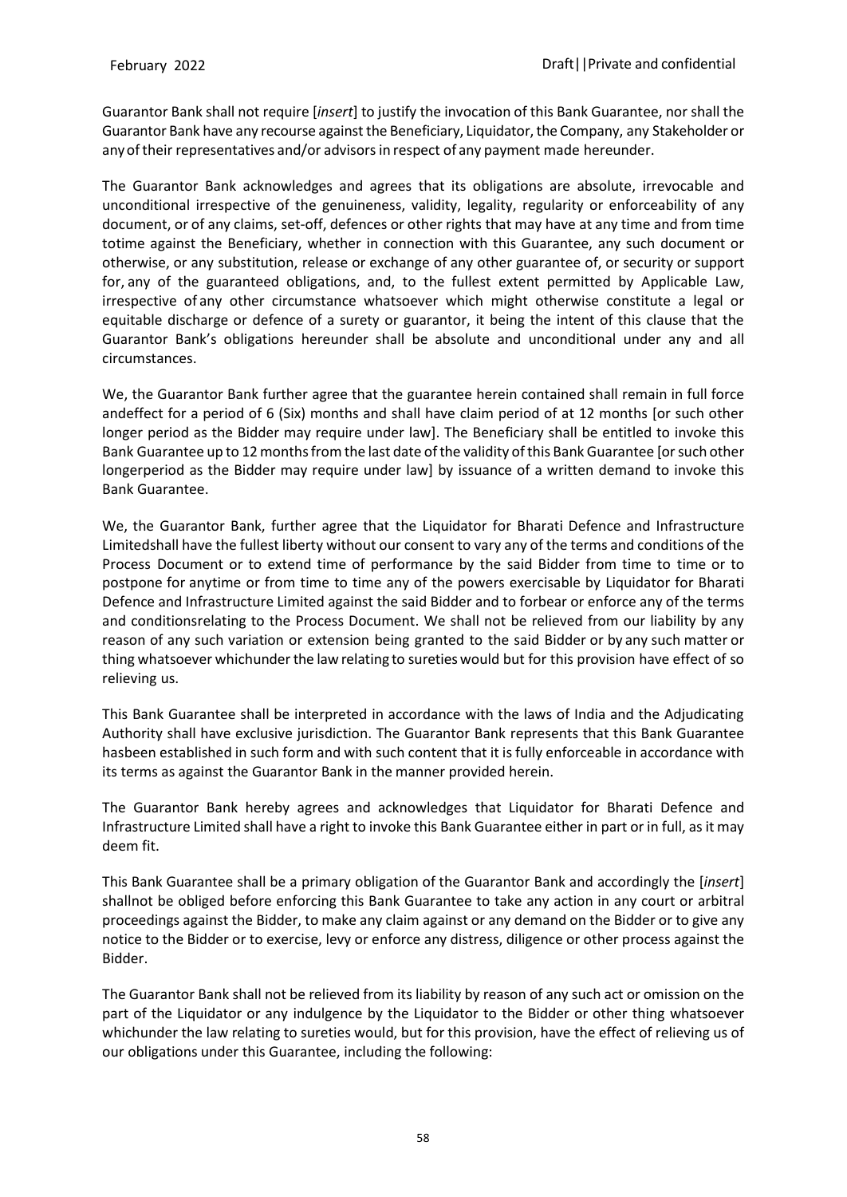Guarantor Bank shall not require [*insert*] to justify the invocation of this Bank Guarantee, nor shall the Guarantor Bank have any recourse against the Beneficiary, Liquidator, the Company, any Stakeholder or any of their representatives and/or advisors in respect of any payment made hereunder.

The Guarantor Bank acknowledges and agrees that its obligations are absolute, irrevocable and unconditional irrespective of the genuineness, validity, legality, regularity or enforceability of any document, or of any claims, set-off, defences or other rights that may have at any time and from time totime against the Beneficiary, whether in connection with this Guarantee, any such document or otherwise, or any substitution, release or exchange of any other guarantee of, or security or support for, any of the guaranteed obligations, and, to the fullest extent permitted by Applicable Law, irrespective of any other circumstance whatsoever which might otherwise constitute a legal or equitable discharge or defence of a surety or guarantor, it being the intent of this clause that the Guarantor Bank's obligations hereunder shall be absolute and unconditional under any and all circumstances.

We, the Guarantor Bank further agree that the guarantee herein contained shall remain in full force andeffect for a period of 6 (Six) months and shall have claim period of at 12 months [or such other longer period as the Bidder may require under law]. The Beneficiary shall be entitled to invoke this Bank Guarantee up to 12 months from the last date of the validity of this Bank Guarantee [or such other longerperiod as the Bidder may require under law] by issuance of a written demand to invoke this Bank Guarantee.

We, the Guarantor Bank, further agree that the Liquidator for Bharati Defence and Infrastructure Limitedshall have the fullest liberty without our consent to vary any of the terms and conditions of the Process Document or to extend time of performance by the said Bidder from time to time or to postpone for anytime or from time to time any of the powers exercisable by Liquidator for Bharati Defence and Infrastructure Limited against the said Bidder and to forbear or enforce any of the terms and conditionsrelating to the Process Document. We shall not be relieved from our liability by any reason of any such variation or extension being granted to the said Bidder or by any such matter or thing whatsoever whichunder the law relating to sureties would but for this provision have effect of so relieving us.

This Bank Guarantee shall be interpreted in accordance with the laws of India and the Adjudicating Authority shall have exclusive jurisdiction. The Guarantor Bank represents that this Bank Guarantee hasbeen established in such form and with such content that it is fully enforceable in accordance with its terms as against the Guarantor Bank in the manner provided herein.

The Guarantor Bank hereby agrees and acknowledges that Liquidator for Bharati Defence and Infrastructure Limited shall have a right to invoke this Bank Guarantee either in part or in full, as it may deem fit.

This Bank Guarantee shall be a primary obligation of the Guarantor Bank and accordingly the [*insert*] shallnot be obliged before enforcing this Bank Guarantee to take any action in any court or arbitral proceedings against the Bidder, to make any claim against or any demand on the Bidder or to give any notice to the Bidder or to exercise, levy or enforce any distress, diligence or other process against the Bidder.

The Guarantor Bank shall not be relieved from its liability by reason of any such act or omission on the part of the Liquidator or any indulgence by the Liquidator to the Bidder or other thing whatsoever whichunder the law relating to sureties would, but for this provision, have the effect of relieving us of our obligations under this Guarantee, including the following: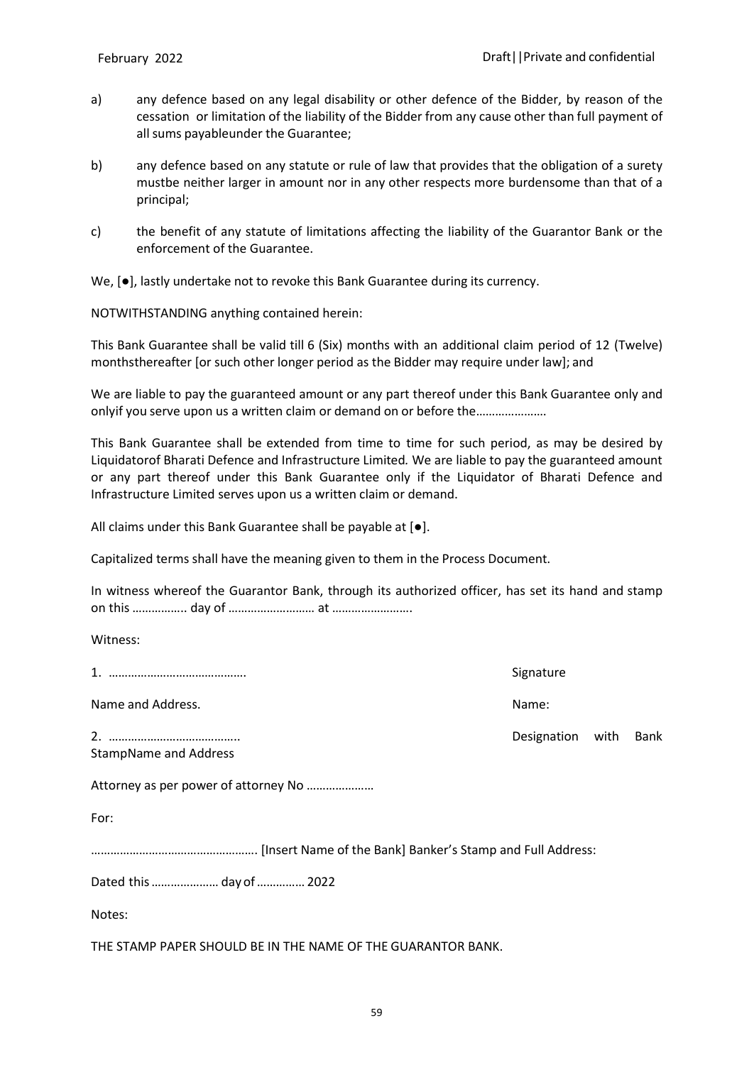a) any defence based on any legal disability or other defence of the Bidder, by reason of the cessation or limitation of the liability of the Bidder from any cause other than full payment of all sums payableunder the Guarantee;

b) any defence based on any statute or rule of law that provides that the obligation of a surety mustbe neither larger in amount nor in any other respects more burdensome than that of a principal;

c) the benefit of any statute of limitations affecting the liability of the Guarantor Bank or the enforcement of the Guarantee.

We, [●], lastly undertake not to revoke this Bank Guarantee during its currency.

NOTWITHSTANDING anything contained herein:

This Bank Guarantee shall be valid till 6 (Six) months with an additional claim period of 12 (Twelve) monthsthereafter [or such other longer period as the Bidder may require under law]; and

We are liable to pay the guaranteed amount or any part thereof under this Bank Guarantee only and onlyif you serve upon us a written claim or demand on or before the………………….

This Bank Guarantee shall be extended from time to time for such period, as may be desired by Liquidatorof Bharati Defence and Infrastructure Limited. We are liable to pay the guaranteed amount or any part thereof under this Bank Guarantee only if the Liquidator of Bharati Defence and Infrastructure Limited serves upon us a written claim or demand.

All claims under this Bank Guarantee shall be payable at [●].

Capitalized terms shall have the meaning given to them in the Process Document.

In witness whereof the Guarantor Bank, through its authorized officer, has set its hand and stamp on this …………….. day of ……………………… at …………………….

Witness:

1. …………………………………….

Name and Address.

2. …………………………………..

StampName and Address

Signature

Name:

Designation with Bank

Attorney as per power of attorney No …………………

For:

……………………………………………. [Insert Name of the Bank] Banker's Stamp and Full Address:

Dated this ………………… day of …………… 2022

Notes:

THE STAMP PAPER SHOULD BE IN THE NAME OF THE GUARANTOR BANK.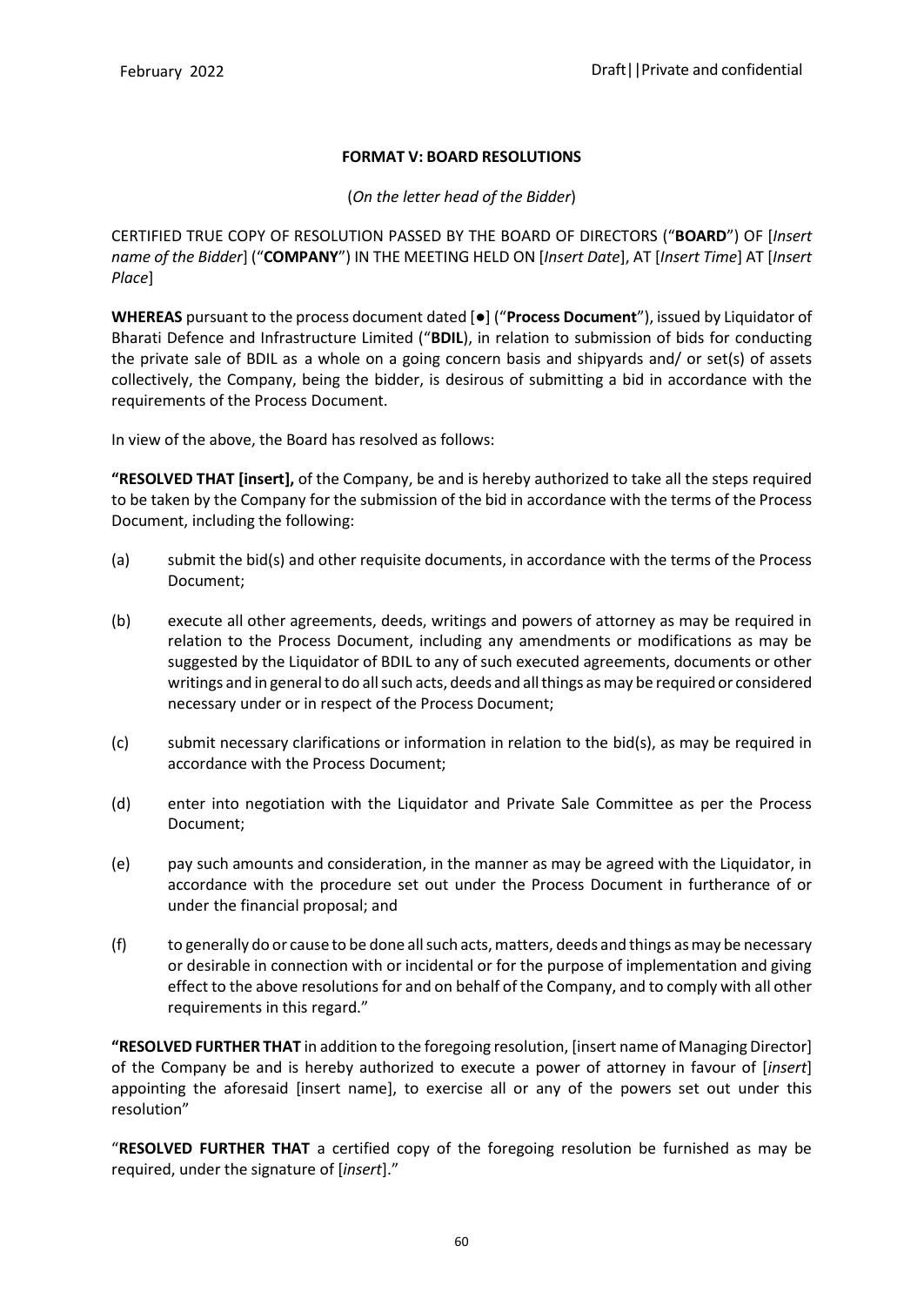**FORMAT V: BOARD RESOLUTIONS**

(*On the letter head of the Bidder*)

CERTIFIED TRUE COPY OF RESOLUTION PASSED BY THE BOARD OF DIRECTORS ("**BOARD**") OF [*Insert name of the Bidder*] ("**COMPANY**") IN THE MEETING HELD ON [*Insert Date*], AT [*Insert Time*] AT [*Insert Place*]

**WHEREAS** pursuant to the process document dated [●] ("**Process Document**"), issued by Liquidator of Bharati Defence and Infrastructure Limited ("**BDIL**"), in relation to submission of bids for conducting the private sale of BDIL as a whole on a going concern basis and shipyards and/ or set(s) of assets collectively, the Company, being the bidder, is desirous of submitting a bid in accordance with the requirements of the Process Document.

In view of the above, the Board has resolved as follows:

**"RESOLVED THAT [insert],** of the Company, be and is hereby authorized to take all the steps required to be taken by the Company for the submission of the bid in accordance with the terms of the Process Document, including the following:

(a) submit the bid(s) and other requisite documents, in accordance with the terms of the Process Document;

(b) execute all other agreements, deeds, writings and powers of attorney as may be required in relation to the Process Document, including any amendments or modifications as may be suggested by the Liquidator of BDIL to any of such executed agreements, documents or other writings and in general to do all such acts, deeds and all things as may be required or considered necessary under or in respect of the Process Document;

(c) submit necessary clarifications or information in relation to the bid(s), as may be required in accordance with the Process Document;

(d) enter into negotiation with the Liquidator and Private Sale Committee as per the Process Document;

(e) pay such amounts and consideration, in the manner as may be agreed with the Liquidator, in accordance with the procedure set out under the Process Document in furtherance of or under the financial proposal; and

(f) to generally do or cause to be done all such acts, matters, deeds and things as may be necessary or desirable in connection with or incidental or for the purpose of implementation and giving effect to the above resolutions for and on behalf of the Company, and to comply with all other requirements in this regard."

**"RESOLVED FURTHER THAT** in addition to the foregoing resolution, [insert name of Managing Director] of the Company be and is hereby authorized to execute a power of attorney in favour of [*insert*] appointing the aforesaid [insert name], to exercise all or any of the powers set out under this resolution"

"**RESOLVED FURTHER THAT** a certified copy of the foregoing resolution be furnished as may be required, under the signature of [*insert*]."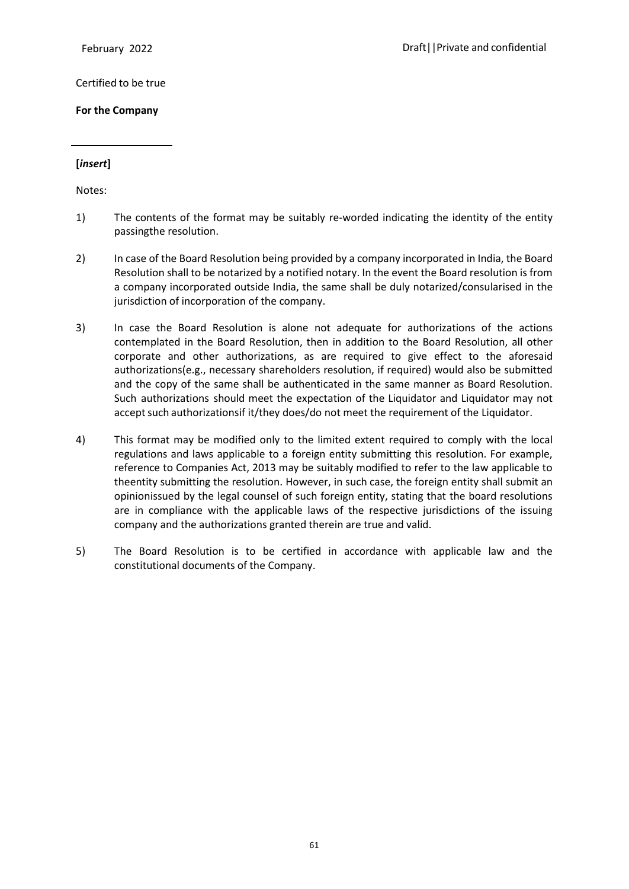Certified to be true

**For the Company**

______________________

**[*insert*]**

Notes:

1) The contents of the format may be suitably re-worded indicating the identity of the entity passingthe resolution.

2) In case of the Board Resolution being provided by a company incorporated in India, the Board Resolution shall to be notarized by a notified notary. In the event the Board resolution is from a company incorporated outside India, the same shall be duly notarized/consularised in the jurisdiction of incorporation of the company.

3) In case the Board Resolution is alone not adequate for authorizations of the actions contemplated in the Board Resolution, then in addition to the Board Resolution, all other corporate and other authorizations, as are required to give effect to the aforesaid authorizations(e.g., necessary shareholders resolution, if required) would also be submitted and the copy of the same shall be authenticated in the same manner as Board Resolution. Such authorizations should meet the expectation of the Liquidator and Liquidator may not accept such authorizationsif it/they does/do not meet the requirement of the Liquidator.

4) This format may be modified only to the limited extent required to comply with the local regulations and laws applicable to a foreign entity submitting this resolution. For example, reference to Companies Act, 2013 may be suitably modified to refer to the law applicable to theentity submitting the resolution. However, in such case, the foreign entity shall submit an opinionissued by the legal counsel of such foreign entity, stating that the board resolutions are in compliance with the applicable laws of the respective jurisdictions of the issuing company and the authorizations granted therein are true and valid.

5) The Board Resolution is to be certified in accordance with applicable law and the constitutional documents of the Company.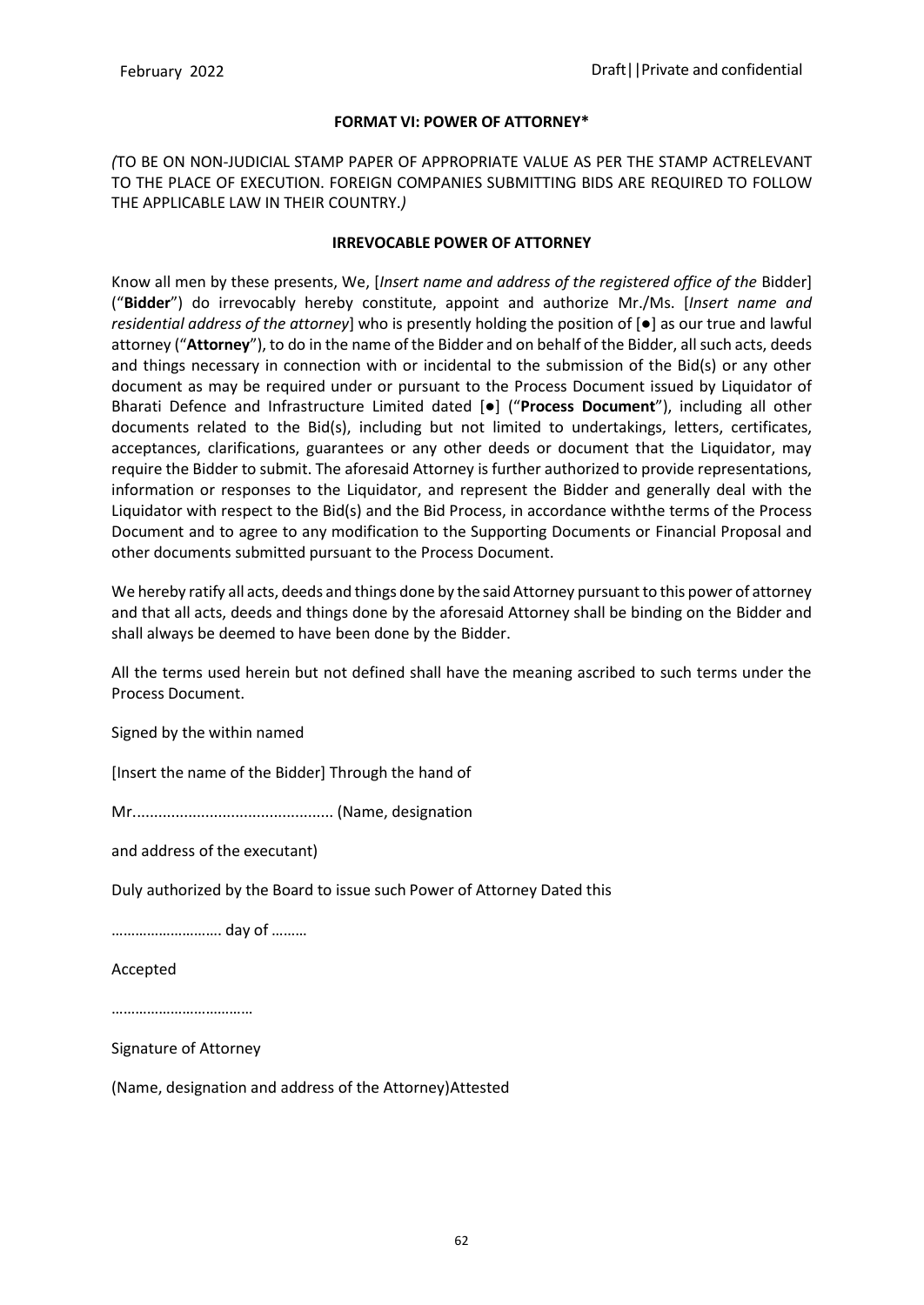**FORMAT VI: POWER OF ATTORNEY***

*(*TO BE ON NON-JUDICIAL STAMP PAPER OF APPROPRIATE VALUE AS PER THE STAMP ACTRELEVANT TO THE PLACE OF EXECUTION. FOREIGN COMPANIES SUBMITTING BIDS ARE REQUIRED TO FOLLOW THE APPLICABLE LAW IN THEIR COUNTRY.*)*

**IRREVOCABLE POWER OF ATTORNEY**

Know all men by these presents, We, [*Insert name and address of the registered office of the* Bidder] ("**Bidder**") do irrevocably hereby constitute, appoint and authorize Mr./Ms. [*Insert name and residential address of the attorney*] who is presently holding the position of [●] as our true and lawful attorney ("**Attorney**"), to do in the name of the Bidder and on behalf of the Bidder, all such acts, deeds and things necessary in connection with or incidental to the submission of the Bid(s) or any other document as may be required under or pursuant to the Process Document issued by Liquidator of Bharati Defence and Infrastructure Limited dated [●] ("**Process Document**"), including all other documents related to the Bid(s), including but not limited to undertakings, letters, certificates, acceptances, clarifications, guarantees or any other deeds or document that the Liquidator, may require the Bidder to submit. The aforesaid Attorney is further authorized to provide representations, information or responses to the Liquidator, and represent the Bidder and generally deal with the Liquidator with respect to the Bid(s) and the Bid Process, in accordance withthe terms of the Process Document and to agree to any modification to the Supporting Documents or Financial Proposal and other documents submitted pursuant to the Process Document.

We hereby ratify all acts, deeds and things done by the said Attorney pursuant to this power of attorney and that all acts, deeds and things done by the aforesaid Attorney shall be binding on the Bidder and shall always be deemed to have been done by the Bidder.

All the terms used herein but not defined shall have the meaning ascribed to such terms under the Process Document.

Signed by the within named

[Insert the name of the Bidder] Through the hand of

Mr............................................... (Name, designation

and address of the executant)

Duly authorized by the Board to issue such Power of Attorney Dated this

……………………… day of ………

Accepted

………………………………

Signature of Attorney

(Name, designation and address of the Attorney)Attested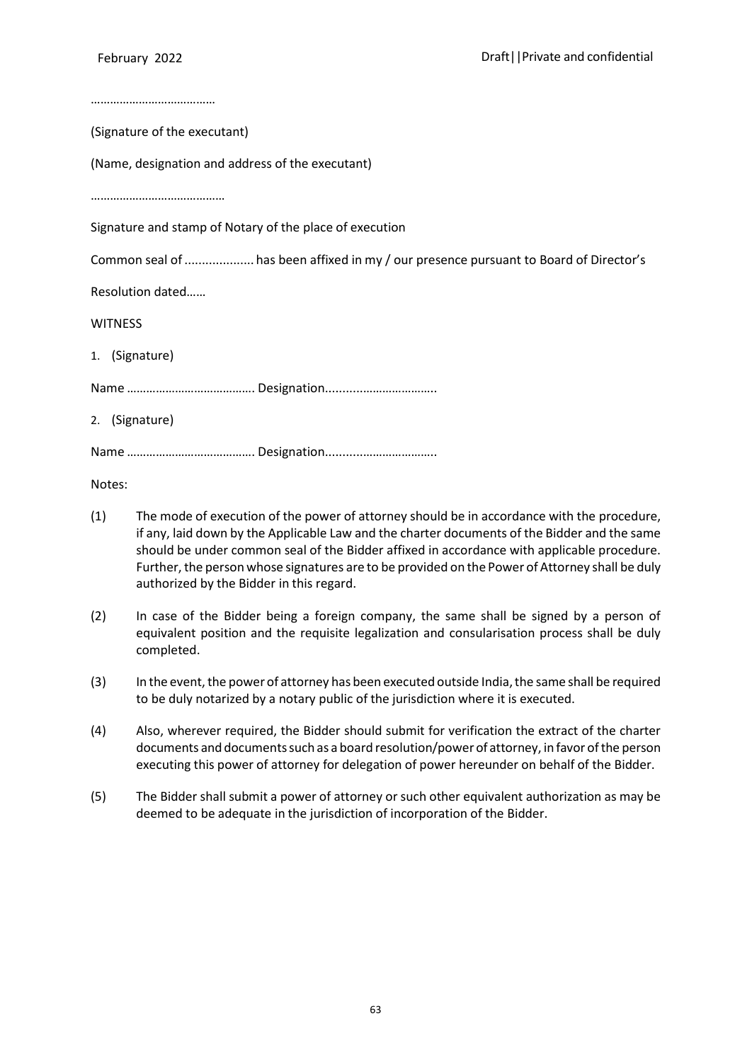…………………………………

(Signature of the executant)

(Name, designation and address of the executant)

……………………………………

Signature and stamp of Notary of the place of execution

Common seal of .................... has been affixed in my / our presence pursuant to Board of Director's

Resolution dated……

WITNESS

1. (Signature)

Name …………………………………. Designation..................................

2. (Signature)

Name …………………………………. Designation..................................

Notes:

(1) The mode of execution of the power of attorney should be in accordance with the procedure, if any, laid down by the Applicable Law and the charter documents of the Bidder and the same should be under common seal of the Bidder affixed in accordance with applicable procedure. Further, the person whose signatures are to be provided on the Power of Attorney shall be duly authorized by the Bidder in this regard.

(2) In case of the Bidder being a foreign company, the same shall be signed by a person of equivalent position and the requisite legalization and consularisation process shall be duly completed.

(3) In the event, the power of attorney has been executed outside India, the same shall be required to be duly notarized by a notary public of the jurisdiction where it is executed.

(4) Also, wherever required, the Bidder should submit for verification the extract of the charter documents and documents such as a board resolution/power of attorney, in favor of the person executing this power of attorney for delegation of power hereunder on behalf of the Bidder.

(5) The Bidder shall submit a power of attorney or such other equivalent authorization as may be deemed to be adequate in the jurisdiction of incorporation of the Bidder.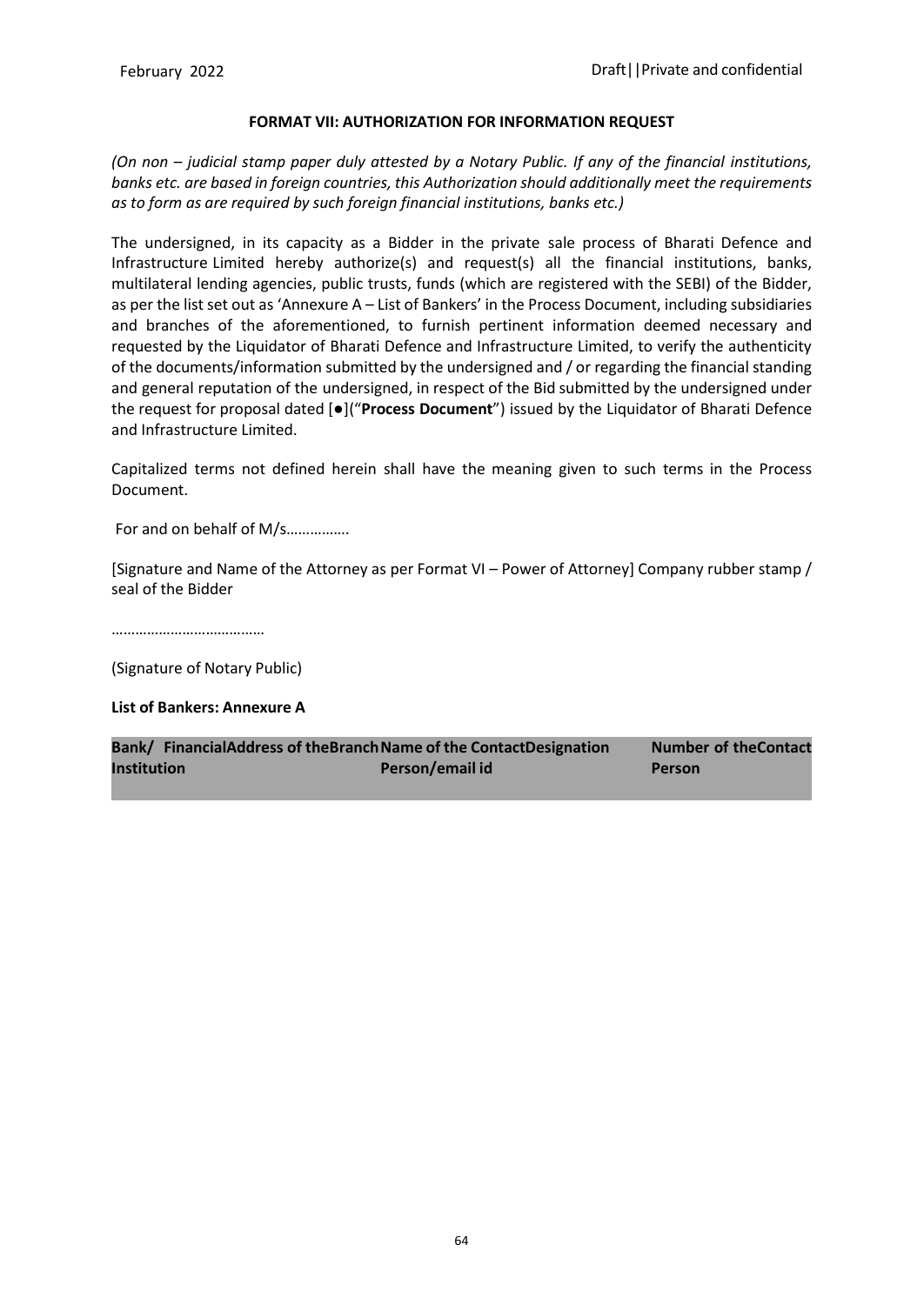**FORMAT VII: AUTHORIZATION FOR INFORMATION REQUEST**

*(On non – judicial stamp paper duly attested by a Notary Public. If any of the financial institutions, banks etc. are based in foreign countries, this Authorization should additionally meet the requirements as to form as are required by such foreign financial institutions, banks etc.)*

The undersigned, in its capacity as a Bidder in the private sale process of Bharati Defence and Infrastructure Limited hereby authorize(s) and request(s) all the financial institutions, banks, multilateral lending agencies, public trusts, funds (which are registered with the SEBI) of the Bidder, as per the list set out as 'Annexure A – List of Bankers' in the Process Document, including subsidiaries and branches of the aforementioned, to furnish pertinent information deemed necessary and requested by the Liquidator of Bharati Defence and Infrastructure Limited, to verify the authenticity of the documents/information submitted by the undersigned and / or regarding the financial standing and general reputation of the undersigned, in respect of the Bid submitted by the undersigned under the request for proposal dated [●]("**Process Document**") issued by the Liquidator of Bharati Defence and Infrastructure Limited.

Capitalized terms not defined herein shall have the meaning given to such terms in the Process Document.

For and on behalf of M/s…………….

[Signature and Name of the Attorney as per Format VI – Power of Attorney] Company rubber stamp / seal of the Bidder

……………………………….

(Signature of Notary Public)

**List of Bankers: Annexure A**

| Bank/ Financial Institution | Address of the Branch | Name of the Contact Person/email id | Designation | Number of the Contact Person |
|---|---|---|---|---|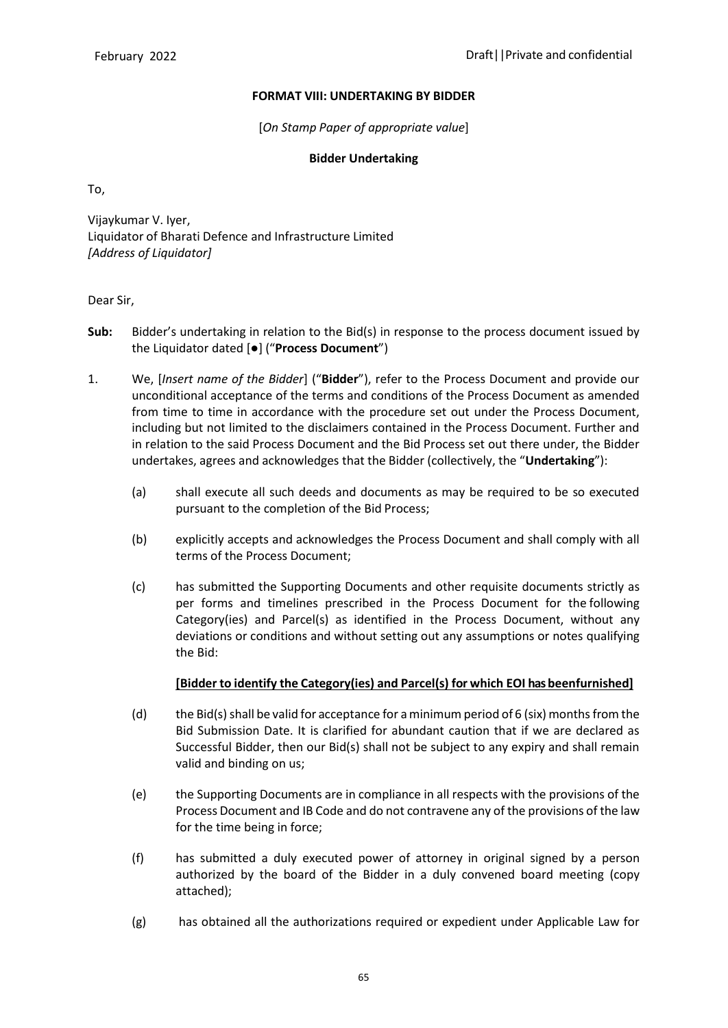**FORMAT VIII: UNDERTAKING BY BIDDER**

[*On Stamp Paper of appropriate value*]

**Bidder Undertaking**

To,

Vijaykumar V. Iyer,
Liquidator of Bharati Defence and Infrastructure Limited
*[Address of Liquidator]*

Dear Sir,

**Sub:** Bidder's undertaking in relation to the Bid(s) in response to the process document issued by the Liquidator dated [●] ("**Process Document**")

1. We, [*Insert name of the Bidder*] ("**Bidder**"), refer to the Process Document and provide our unconditional acceptance of the terms and conditions of the Process Document as amended from time to time in accordance with the procedure set out under the Process Document, including but not limited to the disclaimers contained in the Process Document. Further and in relation to the said Process Document and the Bid Process set out there under, the Bidder undertakes, agrees and acknowledges that the Bidder (collectively, the "**Undertaking**"):

   (a) shall execute all such deeds and documents as may be required to be so executed pursuant to the completion of the Bid Process;

   (b) explicitly accepts and acknowledges the Process Document and shall comply with all terms of the Process Document;

   (c) has submitted the Supporting Documents and other requisite documents strictly as per forms and timelines prescribed in the Process Document for the following Category(ies) and Parcel(s) as identified in the Process Document, without any deviations or conditions and without setting out any assumptions or notes qualifying the Bid:

   **[Bidder to identify the Category(ies) and Parcel(s) for which EOI has beenfurnished]**

   (d) the Bid(s) shall be valid for acceptance for a minimum period of 6 (six) months from the Bid Submission Date. It is clarified for abundant caution that if we are declared as Successful Bidder, then our Bid(s) shall not be subject to any expiry and shall remain valid and binding on us;

   (e) the Supporting Documents are in compliance in all respects with the provisions of the Process Document and IB Code and do not contravene any of the provisions of the law for the time being in force;

   (f) has submitted a duly executed power of attorney in original signed by a person authorized by the board of the Bidder in a duly convened board meeting (copy attached);

   (g) has obtained all the authorizations required or expedient under Applicable Law for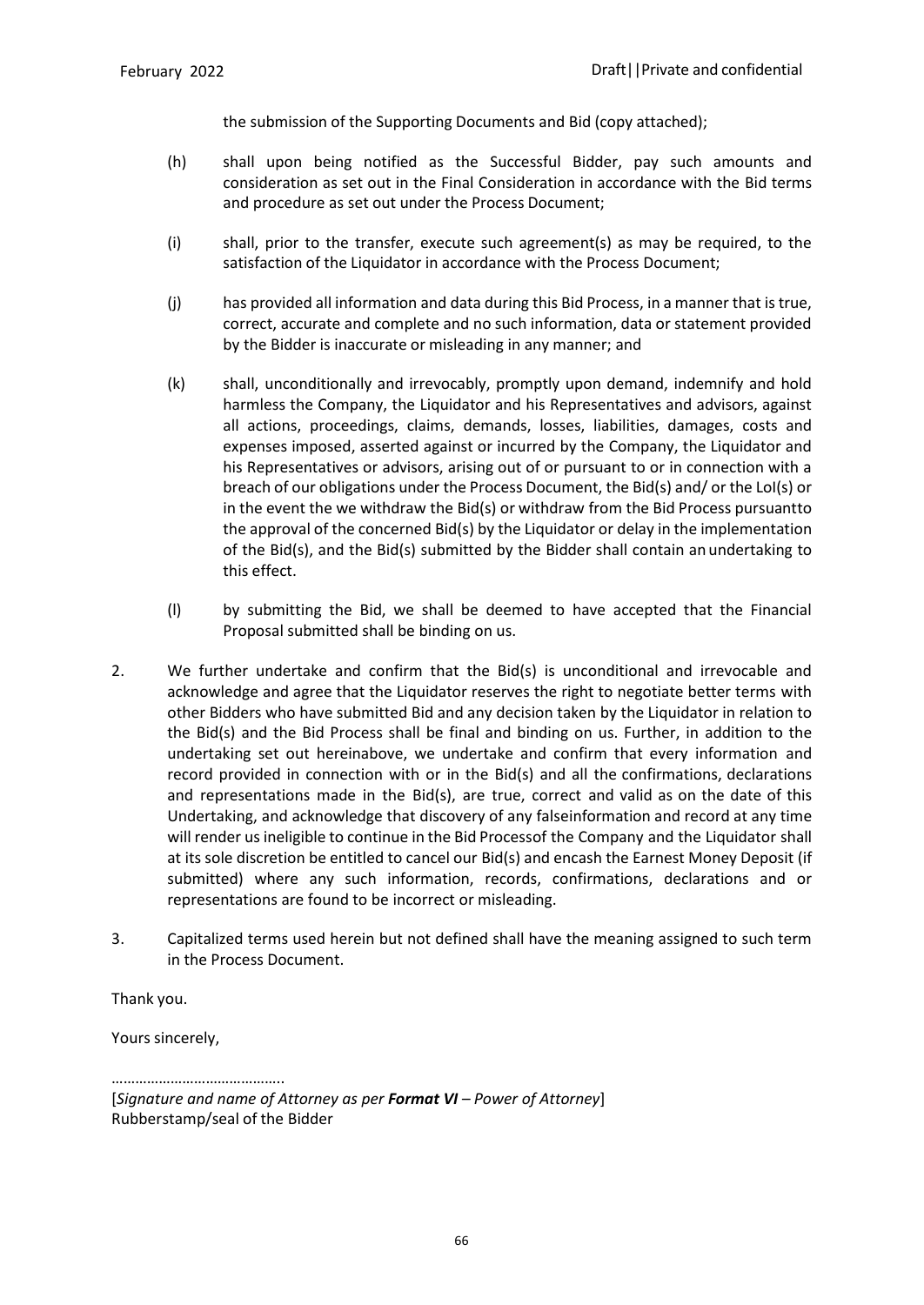the submission of the Supporting Documents and Bid (copy attached);

(h) shall upon being notified as the Successful Bidder, pay such amounts and consideration as set out in the Final Consideration in accordance with the Bid terms and procedure as set out under the Process Document;

(i) shall, prior to the transfer, execute such agreement(s) as may be required, to the satisfaction of the Liquidator in accordance with the Process Document;

(j) has provided all information and data during this Bid Process, in a manner that is true, correct, accurate and complete and no such information, data or statement provided by the Bidder is inaccurate or misleading in any manner; and

(k) shall, unconditionally and irrevocably, promptly upon demand, indemnify and hold harmless the Company, the Liquidator and his Representatives and advisors, against all actions, proceedings, claims, demands, losses, liabilities, damages, costs and expenses imposed, asserted against or incurred by the Company, the Liquidator and his Representatives or advisors, arising out of or pursuant to or in connection with a breach of our obligations under the Process Document, the Bid(s) and/ or the LoI(s) or in the event the we withdraw the Bid(s) or withdraw from the Bid Process pursuantto the approval of the concerned Bid(s) by the Liquidator or delay in the implementation of the Bid(s), and the Bid(s) submitted by the Bidder shall contain an undertaking to this effect.

(l) by submitting the Bid, we shall be deemed to have accepted that the Financial Proposal submitted shall be binding on us.

2. We further undertake and confirm that the Bid(s) is unconditional and irrevocable and acknowledge and agree that the Liquidator reserves the right to negotiate better terms with other Bidders who have submitted Bid and any decision taken by the Liquidator in relation to the Bid(s) and the Bid Process shall be final and binding on us. Further, in addition to the undertaking set out hereinabove, we undertake and confirm that every information and record provided in connection with or in the Bid(s) and all the confirmations, declarations and representations made in the Bid(s), are true, correct and valid as on the date of this Undertaking, and acknowledge that discovery of any falseinformation and record at any time will render us ineligible to continue in the Bid Processof the Company and the Liquidator shall at its sole discretion be entitled to cancel our Bid(s) and encash the Earnest Money Deposit (if submitted) where any such information, records, confirmations, declarations and or representations are found to be incorrect or misleading.

3. Capitalized terms used herein but not defined shall have the meaning assigned to such term in the Process Document.

Thank you.

Yours sincerely,

……………………………………..

[*Signature and name of Attorney as per **Format VI** – Power of Attorney*]
Rubberstamp/seal of the Bidder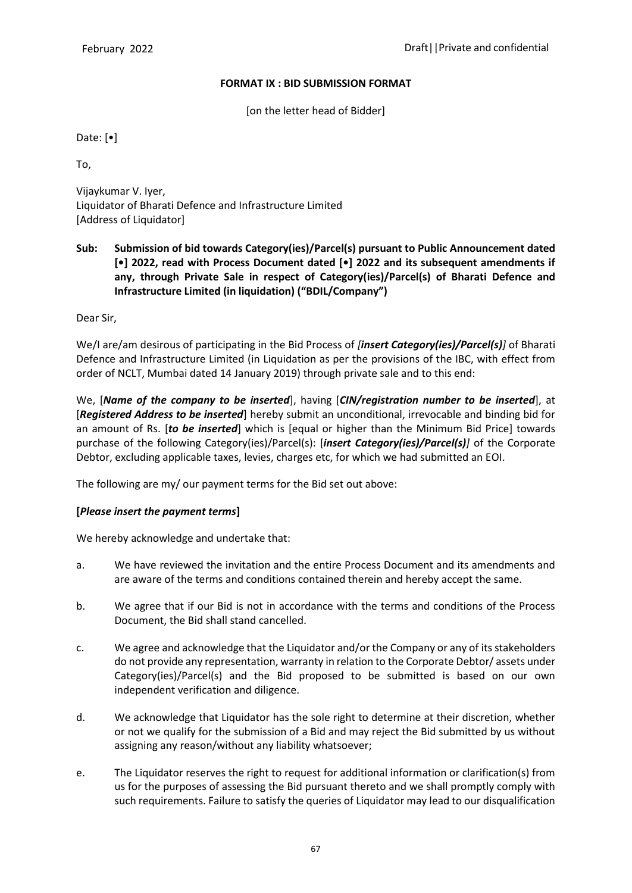**FORMAT IX : BID SUBMISSION FORMAT**

[on the letter head of Bidder]

Date: [•]

To,

Vijaykumar V. Iyer,
Liquidator of Bharati Defence and Infrastructure Limited
[Address of Liquidator]

**Sub: Submission of bid towards Category(ies)/Parcel(s) pursuant to Public Announcement dated [•] 2022, read with Process Document dated [•] 2022 and its subsequent amendments if any, through Private Sale in respect of Category(ies)/Parcel(s) of Bharati Defence and Infrastructure Limited (in liquidation) ("BDIL/Company")**

Dear Sir,

We/I are/am desirous of participating in the Bid Process of *[**insert Category(ies)/Parcel(s)**]* of Bharati Defence and Infrastructure Limited (in Liquidation as per the provisions of the IBC, with effect from order of NCLT, Mumbai dated 14 January 2019) through private sale and to this end:

We, [***Name of the company to be inserted***], having [***CIN/registration number to be inserted***], at [***Registered Address to be inserted***] hereby submit an unconditional, irrevocable and binding bid for an amount of Rs. [***to be inserted***] which is [equal or higher than the Minimum Bid Price] towards purchase of the following Category(ies)/Parcel(s): [***insert Category(ies)/Parcel(s)***] of the Corporate Debtor, excluding applicable taxes, levies, charges etc, for which we had submitted an EOI.

The following are my/ our payment terms for the Bid set out above:

**[*Please insert the payment terms*]**

We hereby acknowledge and undertake that:

a. We have reviewed the invitation and the entire Process Document and its amendments and are aware of the terms and conditions contained therein and hereby accept the same.

b. We agree that if our Bid is not in accordance with the terms and conditions of the Process Document, the Bid shall stand cancelled.

c. We agree and acknowledge that the Liquidator and/or the Company or any of its stakeholders do not provide any representation, warranty in relation to the Corporate Debtor/ assets under Category(ies)/Parcel(s) and the Bid proposed to be submitted is based on our own independent verification and diligence.

d. We acknowledge that Liquidator has the sole right to determine at their discretion, whether or not we qualify for the submission of a Bid and may reject the Bid submitted by us without assigning any reason/without any liability whatsoever;

e. The Liquidator reserves the right to request for additional information or clarification(s) from us for the purposes of assessing the Bid pursuant thereto and we shall promptly comply with such requirements. Failure to satisfy the queries of Liquidator may lead to our disqualification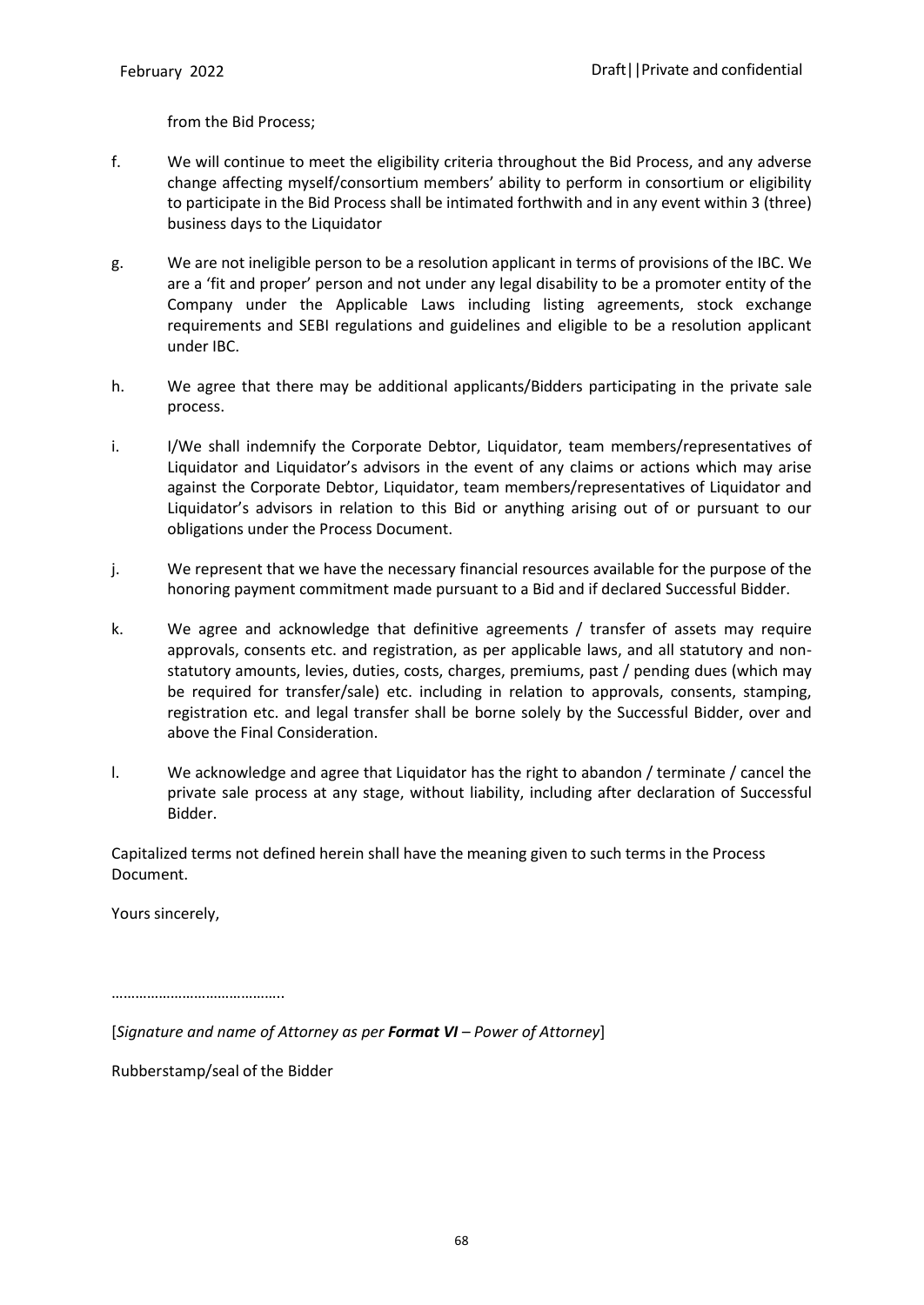from the Bid Process;

f. We will continue to meet the eligibility criteria throughout the Bid Process, and any adverse change affecting myself/consortium members' ability to perform in consortium or eligibility to participate in the Bid Process shall be intimated forthwith and in any event within 3 (three) business days to the Liquidator

g. We are not ineligible person to be a resolution applicant in terms of provisions of the IBC. We are a 'fit and proper' person and not under any legal disability to be a promoter entity of the Company under the Applicable Laws including listing agreements, stock exchange requirements and SEBI regulations and guidelines and eligible to be a resolution applicant under IBC.

h. We agree that there may be additional applicants/Bidders participating in the private sale process.

i. I/We shall indemnify the Corporate Debtor, Liquidator, team members/representatives of Liquidator and Liquidator's advisors in the event of any claims or actions which may arise against the Corporate Debtor, Liquidator, team members/representatives of Liquidator and Liquidator's advisors in relation to this Bid or anything arising out of or pursuant to our obligations under the Process Document.

j. We represent that we have the necessary financial resources available for the purpose of the honoring payment commitment made pursuant to a Bid and if declared Successful Bidder.

k. We agree and acknowledge that definitive agreements / transfer of assets may require approvals, consents etc. and registration, as per applicable laws, and all statutory and non-statutory amounts, levies, duties, costs, charges, premiums, past / pending dues (which may be required for transfer/sale) etc. including in relation to approvals, consents, stamping, registration etc. and legal transfer shall be borne solely by the Successful Bidder, over and above the Final Consideration.

l. We acknowledge and agree that Liquidator has the right to abandon / terminate / cancel the private sale process at any stage, without liability, including after declaration of Successful Bidder.

Capitalized terms not defined herein shall have the meaning given to such terms in the Process Document.

Yours sincerely,

……………………………………..

[*Signature and name of Attorney as per **Format VI** – Power of Attorney*]

Rubberstamp/seal of the Bidder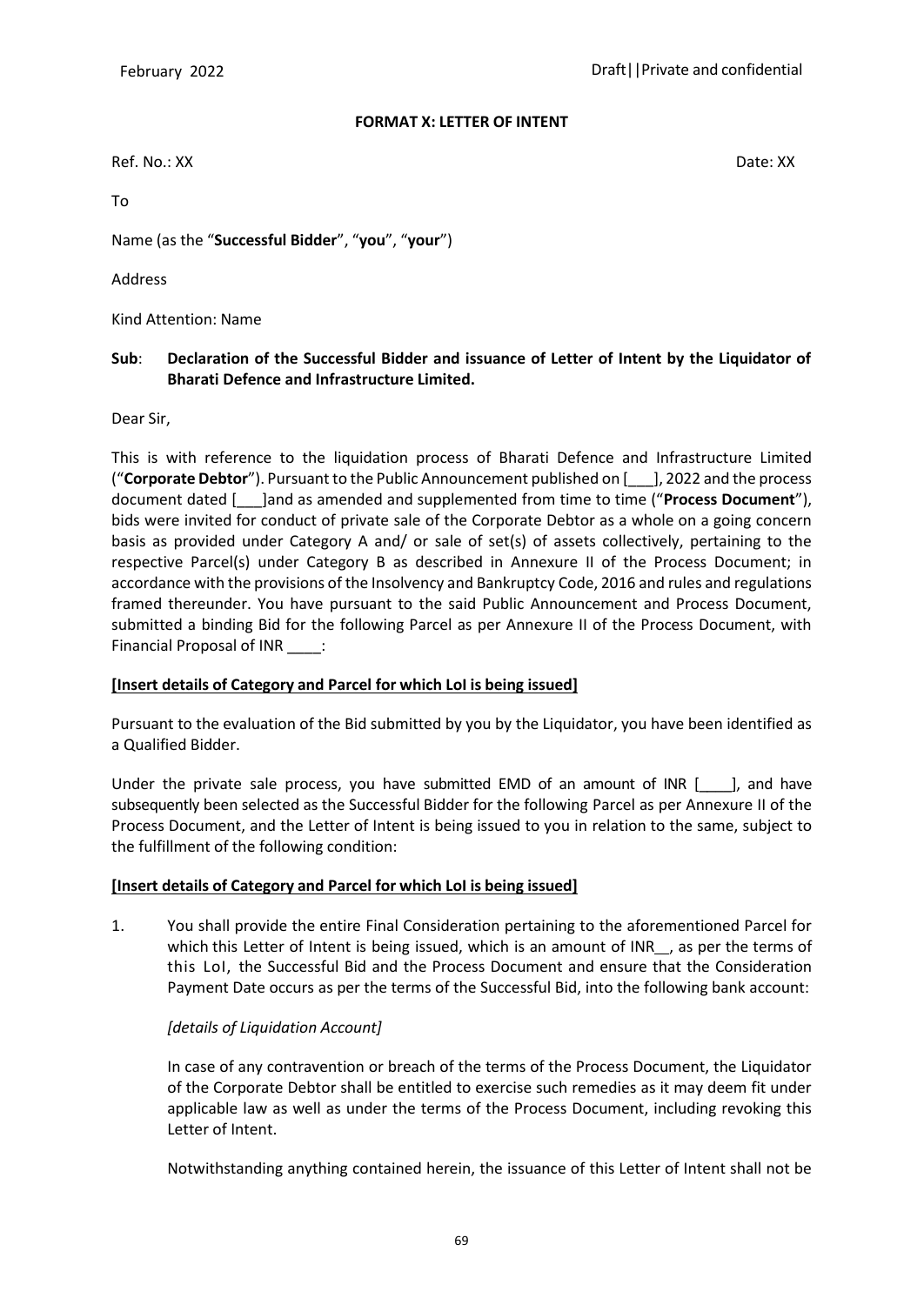**FORMAT X: LETTER OF INTENT**

Ref. No.: XX Date: XX

To

Name (as the "**Successful Bidder**", "**you**", "**your**")

Address

Kind Attention: Name

**Sub**: **Declaration of the Successful Bidder and issuance of Letter of Intent by the Liquidator of Bharati Defence and Infrastructure Limited.**

Dear Sir,

This is with reference to the liquidation process of Bharati Defence and Infrastructure Limited ("**Corporate Debtor**"). Pursuant to the Public Announcement published on [___], 2022 and the process document dated [___]and as amended and supplemented from time to time ("**Process Document**"), bids were invited for conduct of private sale of the Corporate Debtor as a whole on a going concern basis as provided under Category A and/ or sale of set(s) of assets collectively, pertaining to the respective Parcel(s) under Category B as described in Annexure II of the Process Document; in accordance with the provisions of the Insolvency and Bankruptcy Code, 2016 and rules and regulations framed thereunder. You have pursuant to the said Public Announcement and Process Document, submitted a binding Bid for the following Parcel as per Annexure II of the Process Document, with Financial Proposal of INR ____:

**[Insert details of Category and Parcel for which LoI is being issued]**

Pursuant to the evaluation of the Bid submitted by you by the Liquidator, you have been identified as a Qualified Bidder.

Under the private sale process, you have submitted EMD of an amount of INR [____], and have subsequently been selected as the Successful Bidder for the following Parcel as per Annexure II of the Process Document, and the Letter of Intent is being issued to you in relation to the same, subject to the fulfillment of the following condition:

**[Insert details of Category and Parcel for which LoI is being issued]**

1. You shall provide the entire Final Consideration pertaining to the aforementioned Parcel for which this Letter of Intent is being issued, which is an amount of INR__, as per the terms of this LoI, the Successful Bid and the Process Document and ensure that the Consideration Payment Date occurs as per the terms of the Successful Bid, into the following bank account:

   *[details of Liquidation Account]*

   In case of any contravention or breach of the terms of the Process Document, the Liquidator of the Corporate Debtor shall be entitled to exercise such remedies as it may deem fit under applicable law as well as under the terms of the Process Document, including revoking this Letter of Intent.

   Notwithstanding anything contained herein, the issuance of this Letter of Intent shall not be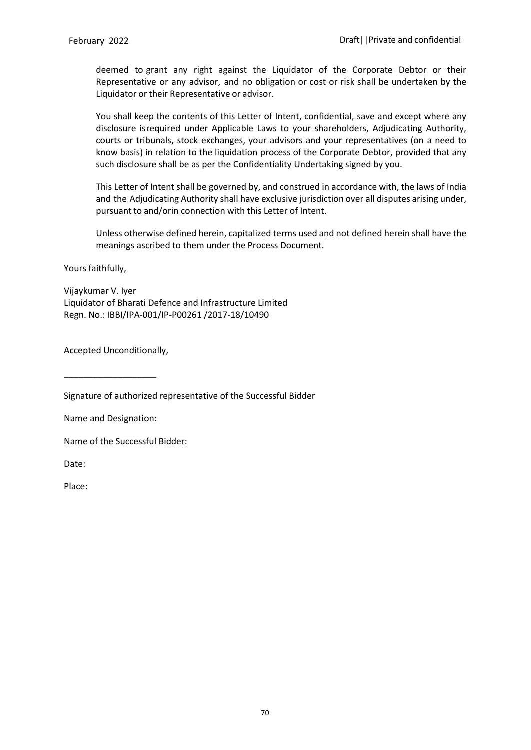deemed to grant any right against the Liquidator of the Corporate Debtor or their Representative or any advisor, and no obligation or cost or risk shall be undertaken by the Liquidator or their Representative or advisor.

You shall keep the contents of this Letter of Intent, confidential, save and except where any disclosure isrequired under Applicable Laws to your shareholders, Adjudicating Authority, courts or tribunals, stock exchanges, your advisors and your representatives (on a need to know basis) in relation to the liquidation process of the Corporate Debtor, provided that any such disclosure shall be as per the Confidentiality Undertaking signed by you.

This Letter of Intent shall be governed by, and construed in accordance with, the laws of India and the Adjudicating Authority shall have exclusive jurisdiction over all disputes arising under, pursuant to and/orin connection with this Letter of Intent.

Unless otherwise defined herein, capitalized terms used and not defined herein shall have the meanings ascribed to them under the Process Document.

Yours faithfully,

Vijaykumar V. Iyer
Liquidator of Bharati Defence and Infrastructure Limited
Regn. No.: IBBI/IPA-001/IP-P00261 /2017-18/10490

Accepted Unconditionally,

___________________

Signature of authorized representative of the Successful Bidder

Name and Designation:

Name of the Successful Bidder:

Date:

Place: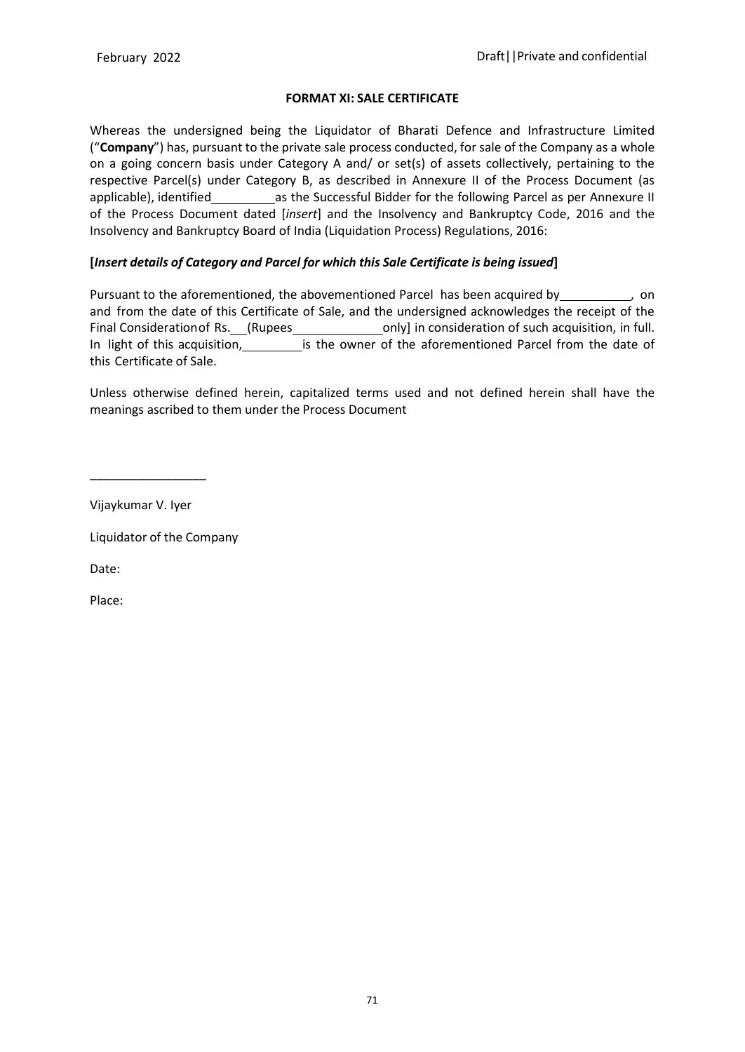**FORMAT XI: SALE CERTIFICATE**

Whereas the undersigned being the Liquidator of Bharati Defence and Infrastructure Limited ("**Company**") has, pursuant to the private sale process conducted, for sale of the Company as a whole on a going concern basis under Category A and/ or set(s) of assets collectively, pertaining to the respective Parcel(s) under Category B, as described in Annexure II of the Process Document (as applicable), identified \_\_\_\_\_\_\_\_\_ as the Successful Bidder for the following Parcel as per Annexure II of the Process Document dated [*insert*] and the Insolvency and Bankruptcy Code, 2016 and the Insolvency and Bankruptcy Board of India (Liquidation Process) Regulations, 2016:

**[*Insert details of Category and Parcel for which this Sale Certificate is being issued*]**

Pursuant to the aforementioned, the abovementioned Parcel has been acquired by \_\_\_\_\_\_\_\_\_\_, on and from the date of this Certificate of Sale, and the undersigned acknowledges the receipt of the Final Consideration of Rs. \_\_\_ (Rupees \_\_\_\_\_\_\_\_\_\_\_\_\_ only] in consideration of such acquisition, in full. In light of this acquisition, \_\_\_\_\_\_\_\_\_ is the owner of the aforementioned Parcel from the date of this Certificate of Sale.

Unless otherwise defined herein, capitalized terms used and not defined herein shall have the meanings ascribed to them under the Process Document

\_\_\_\_\_\_\_\_\_\_\_\_\_\_\_\_\_

Vijaykumar V. Iyer

Liquidator of the Company

Date:

Place: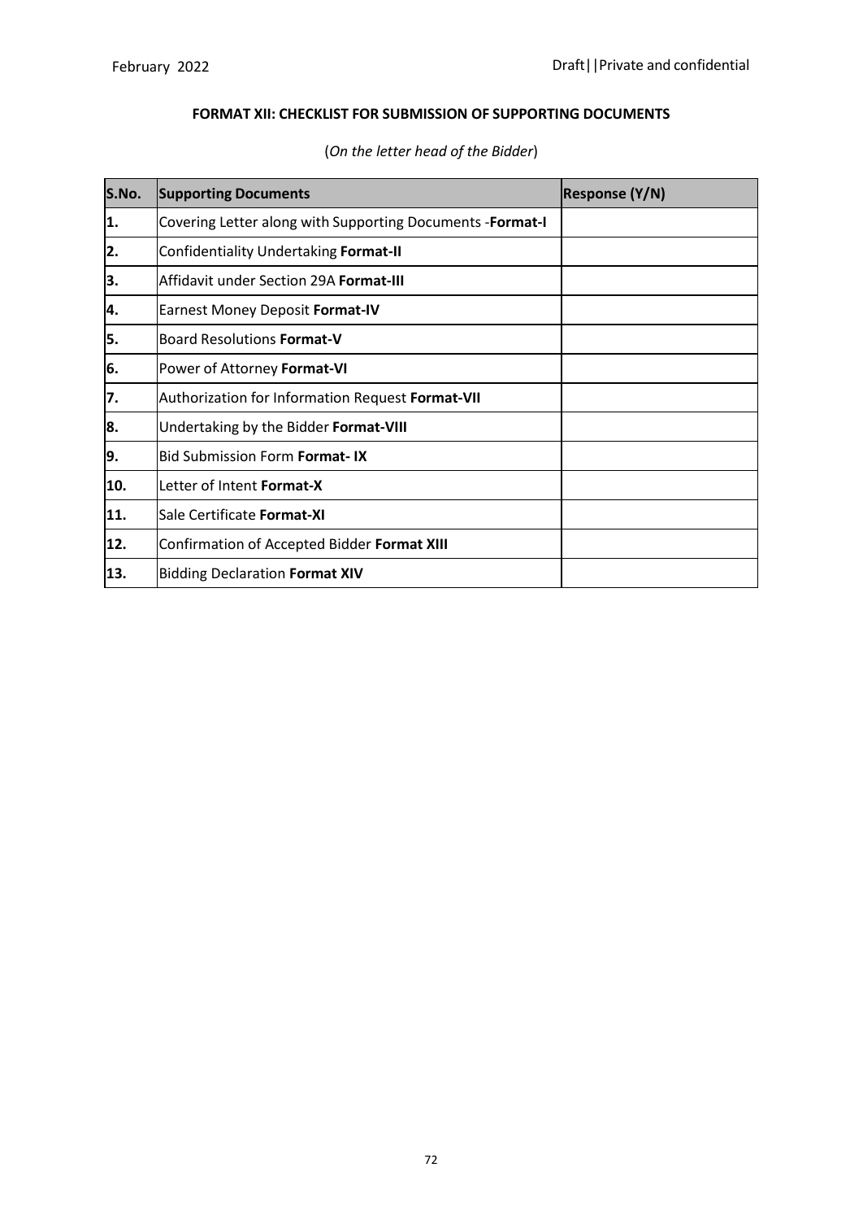**FORMAT XII: CHECKLIST FOR SUBMISSION OF SUPPORTING DOCUMENTS**

(*On the letter head of the Bidder*)

| S.No. | Supporting Documents | Response (Y/N) |
|---|---|---|
| **1.** | Covering Letter along with Supporting Documents -**Format-I** | |
| **2.** | Confidentiality Undertaking **Format-II** | |
| **3.** | Affidavit under Section 29A **Format-III** | |
| **4.** | Earnest Money Deposit **Format-IV** | |
| **5.** | Board Resolutions **Format-V** | |
| **6.** | Power of Attorney **Format-VI** | |
| **7.** | Authorization for Information Request **Format-VII** | |
| **8.** | Undertaking by the Bidder **Format-VIII** | |
| **9.** | Bid Submission Form **Format- IX** | |
| **10.** | Letter of Intent **Format-X** | |
| **11.** | Sale Certificate **Format-XI** | |
| **12.** | Confirmation of Accepted Bidder **Format XIII** | |
| **13.** | Bidding Declaration **Format XIV** | |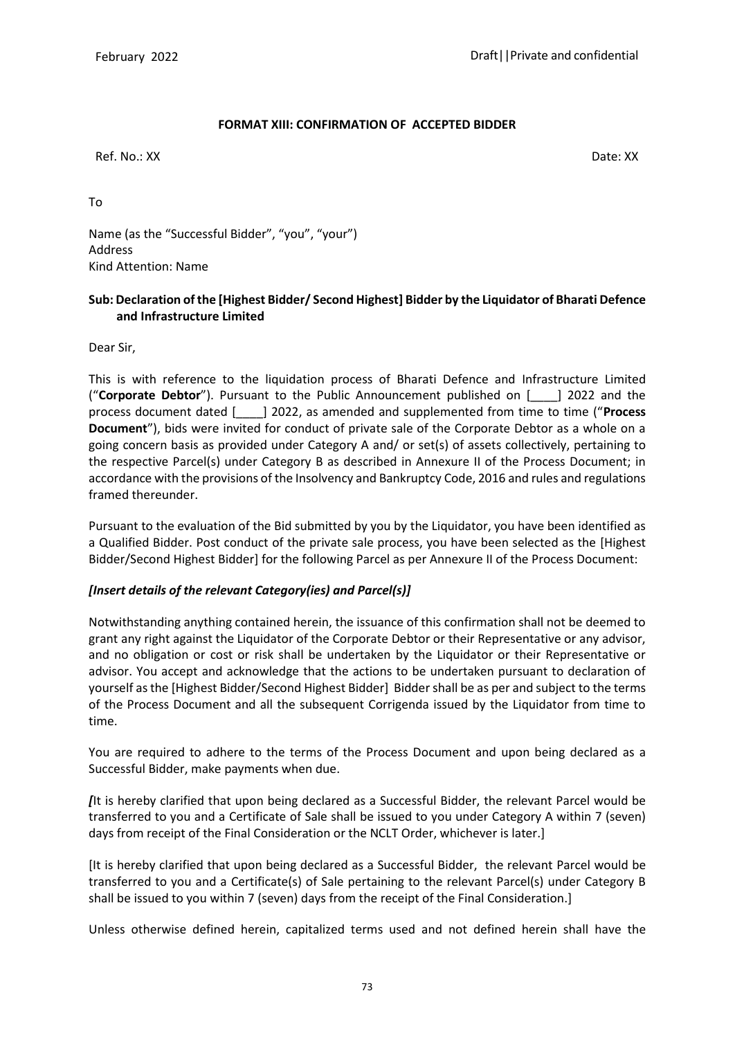**FORMAT XIII: CONFIRMATION OF ACCEPTED BIDDER**

Ref. No.: XX Date: XX

To

Name (as the "Successful Bidder", "you", "your")
Address
Kind Attention: Name

**Sub: Declaration of the [Highest Bidder/ Second Highest] Bidder by the Liquidator of Bharati Defence and Infrastructure Limited**

Dear Sir,

This is with reference to the liquidation process of Bharati Defence and Infrastructure Limited ("**Corporate Debtor**"). Pursuant to the Public Announcement published on [____] 2022 and the process document dated [____] 2022, as amended and supplemented from time to time ("**Process Document**"), bids were invited for conduct of private sale of the Corporate Debtor as a whole on a going concern basis as provided under Category A and/ or set(s) of assets collectively, pertaining to the respective Parcel(s) under Category B as described in Annexure II of the Process Document; in accordance with the provisions of the Insolvency and Bankruptcy Code, 2016 and rules and regulations framed thereunder.

Pursuant to the evaluation of the Bid submitted by you by the Liquidator, you have been identified as a Qualified Bidder. Post conduct of the private sale process, you have been selected as the [Highest Bidder/Second Highest Bidder] for the following Parcel as per Annexure II of the Process Document:

***[Insert details of the relevant Category(ies) and Parcel(s)]***

Notwithstanding anything contained herein, the issuance of this confirmation shall not be deemed to grant any right against the Liquidator of the Corporate Debtor or their Representative or any advisor, and no obligation or cost or risk shall be undertaken by the Liquidator or their Representative or advisor. You accept and acknowledge that the actions to be undertaken pursuant to declaration of yourself as the [Highest Bidder/Second Highest Bidder] Bidder shall be as per and subject to the terms of the Process Document and all the subsequent Corrigenda issued by the Liquidator from time to time.

You are required to adhere to the terms of the Process Document and upon being declared as a Successful Bidder, make payments when due.

*[*It is hereby clarified that upon being declared as a Successful Bidder, the relevant Parcel would be transferred to you and a Certificate of Sale shall be issued to you under Category A within 7 (seven) days from receipt of the Final Consideration or the NCLT Order, whichever is later.]

[It is hereby clarified that upon being declared as a Successful Bidder, the relevant Parcel would be transferred to you and a Certificate(s) of Sale pertaining to the relevant Parcel(s) under Category B shall be issued to you within 7 (seven) days from the receipt of the Final Consideration.]

Unless otherwise defined herein, capitalized terms used and not defined herein shall have the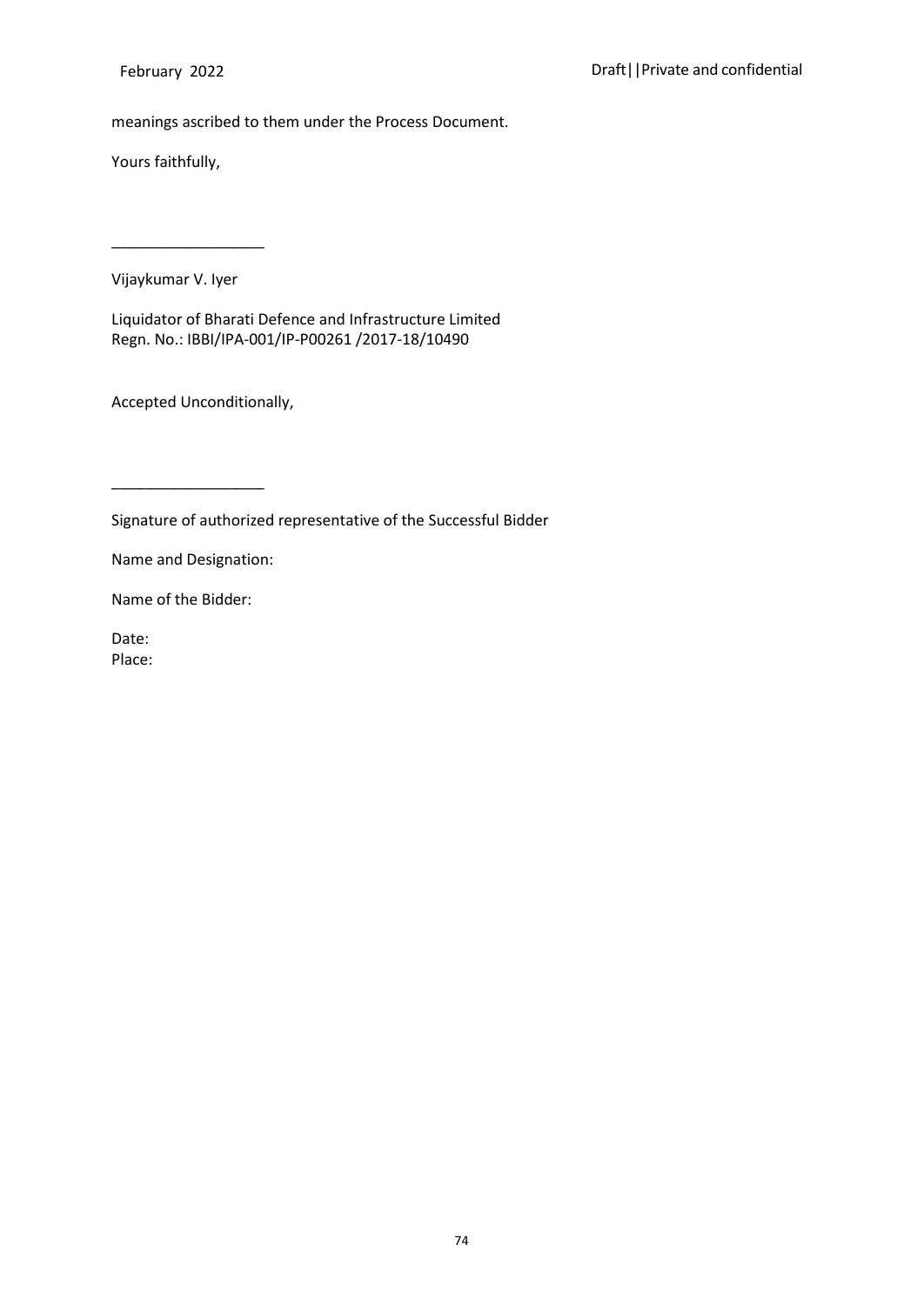meanings ascribed to them under the Process Document.

Yours faithfully,

__________________

Vijaykumar V. Iyer

Liquidator of Bharati Defence and Infrastructure Limited
Regn. No.: IBBI/IPA-001/IP-P00261 /2017-18/10490

Accepted Unconditionally,

__________________

Signature of authorized representative of the Successful Bidder

Name and Designation:

Name of the Bidder:

Date:
Place: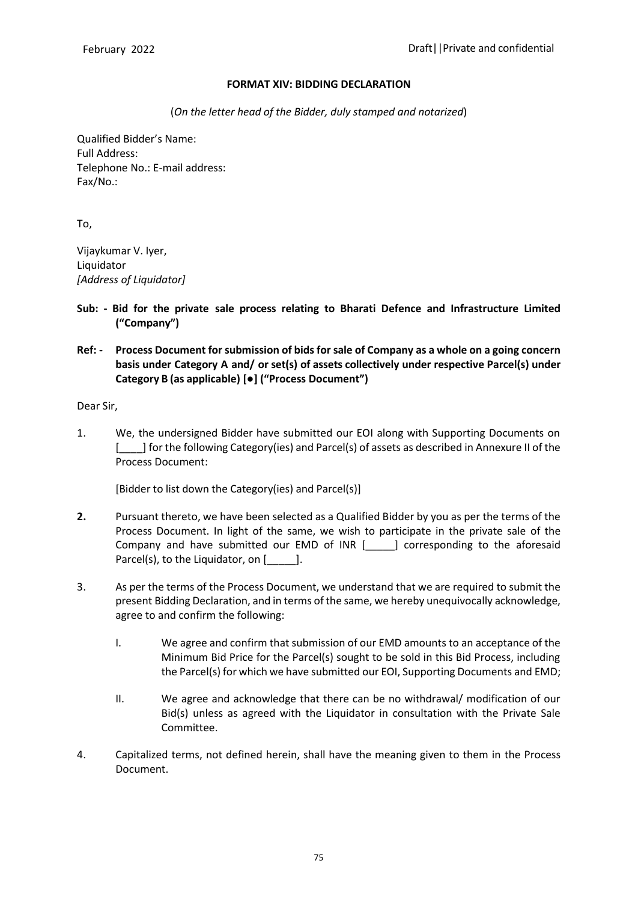**FORMAT XIV: BIDDING DECLARATION**

(*On the letter head of the Bidder, duly stamped and notarized*)

Qualified Bidder's Name:
Full Address:
Telephone No.: E-mail address:
Fax/No.:

To,

Vijaykumar V. Iyer,
Liquidator
*[Address of Liquidator]*

**Sub: - Bid for the private sale process relating to Bharati Defence and Infrastructure Limited ("Company")**

**Ref: - Process Document for submission of bids for sale of Company as a whole on a going concern basis under Category A and/ or set(s) of assets collectively under respective Parcel(s) under Category B (as applicable) [●] ("Process Document")**

Dear Sir,

1. We, the undersigned Bidder have submitted our EOI along with Supporting Documents on [____] for the following Category(ies) and Parcel(s) of assets as described in Annexure II of the Process Document:

   [Bidder to list down the Category(ies) and Parcel(s)]

2. Pursuant thereto, we have been selected as a Qualified Bidder by you as per the terms of the Process Document. In light of the same, we wish to participate in the private sale of the Company and have submitted our EMD of INR [_____] corresponding to the aforesaid Parcel(s), to the Liquidator, on [_____].

3. As per the terms of the Process Document, we understand that we are required to submit the present Bidding Declaration, and in terms of the same, we hereby unequivocally acknowledge, agree to and confirm the following:

   I. We agree and confirm that submission of our EMD amounts to an acceptance of the Minimum Bid Price for the Parcel(s) sought to be sold in this Bid Process, including the Parcel(s) for which we have submitted our EOI, Supporting Documents and EMD;

   II. We agree and acknowledge that there can be no withdrawal/ modification of our Bid(s) unless as agreed with the Liquidator in consultation with the Private Sale Committee.

4. Capitalized terms, not defined herein, shall have the meaning given to them in the Process Document.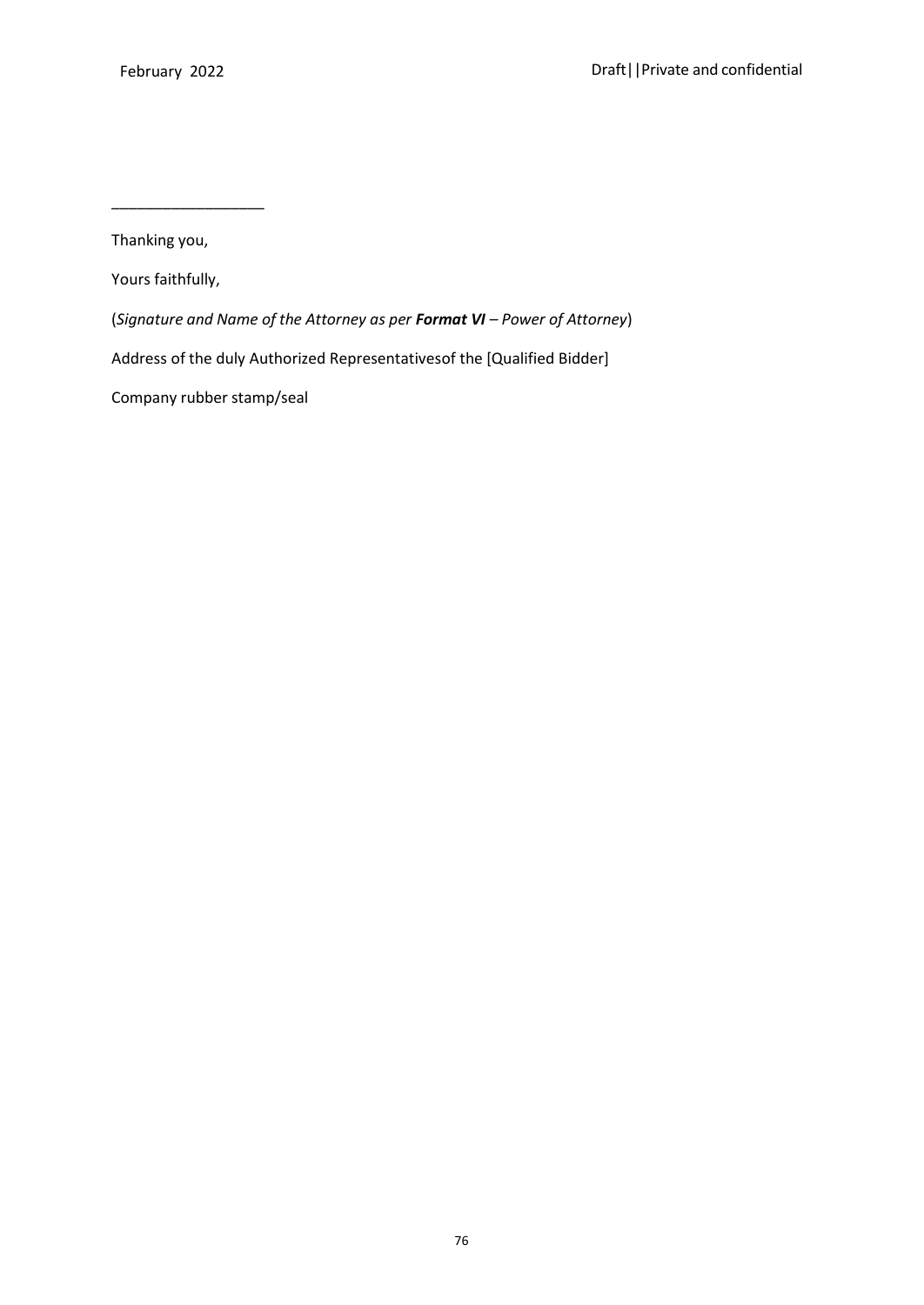\_\_\_\_\_\_\_\_\_\_\_\_\_\_\_\_\_\_\_\_

Thanking you,

Yours faithfully,

(*Signature and Name of the Attorney as per **Format VI** – Power of Attorney*)

Address of the duly Authorized Representativesof the [Qualified Bidder]

Company rubber stamp/seal